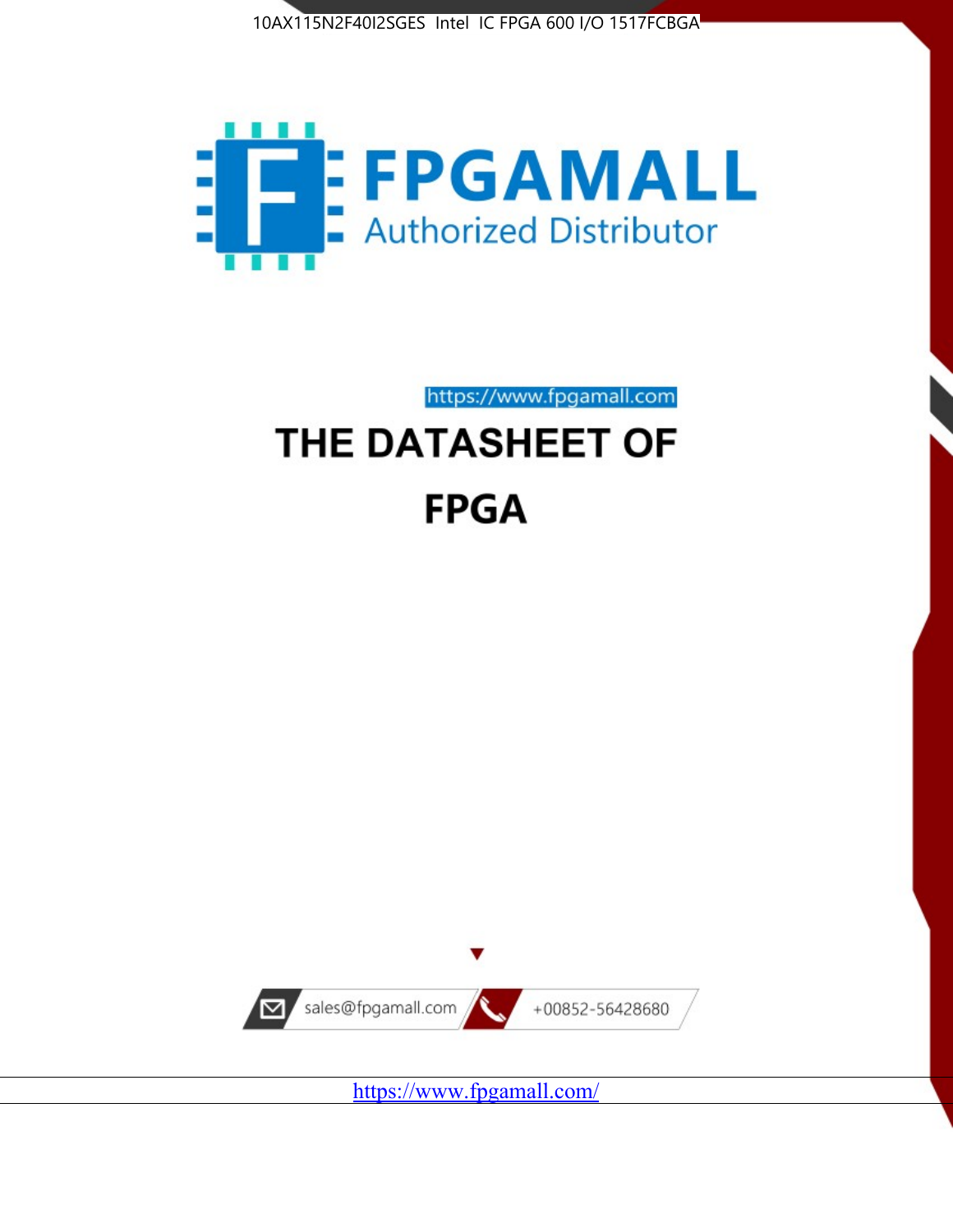10AX115N2F40I2SGES Intel IC FPGA 600 I/O 1517FCBGA

FPGAMALL

Authorized Distributor

https://www.fpgamall.com

# THE DATASHEET OF

# FPGA

sales@fpgamall.com

+00852-56428680

https://www.fpgamall.com/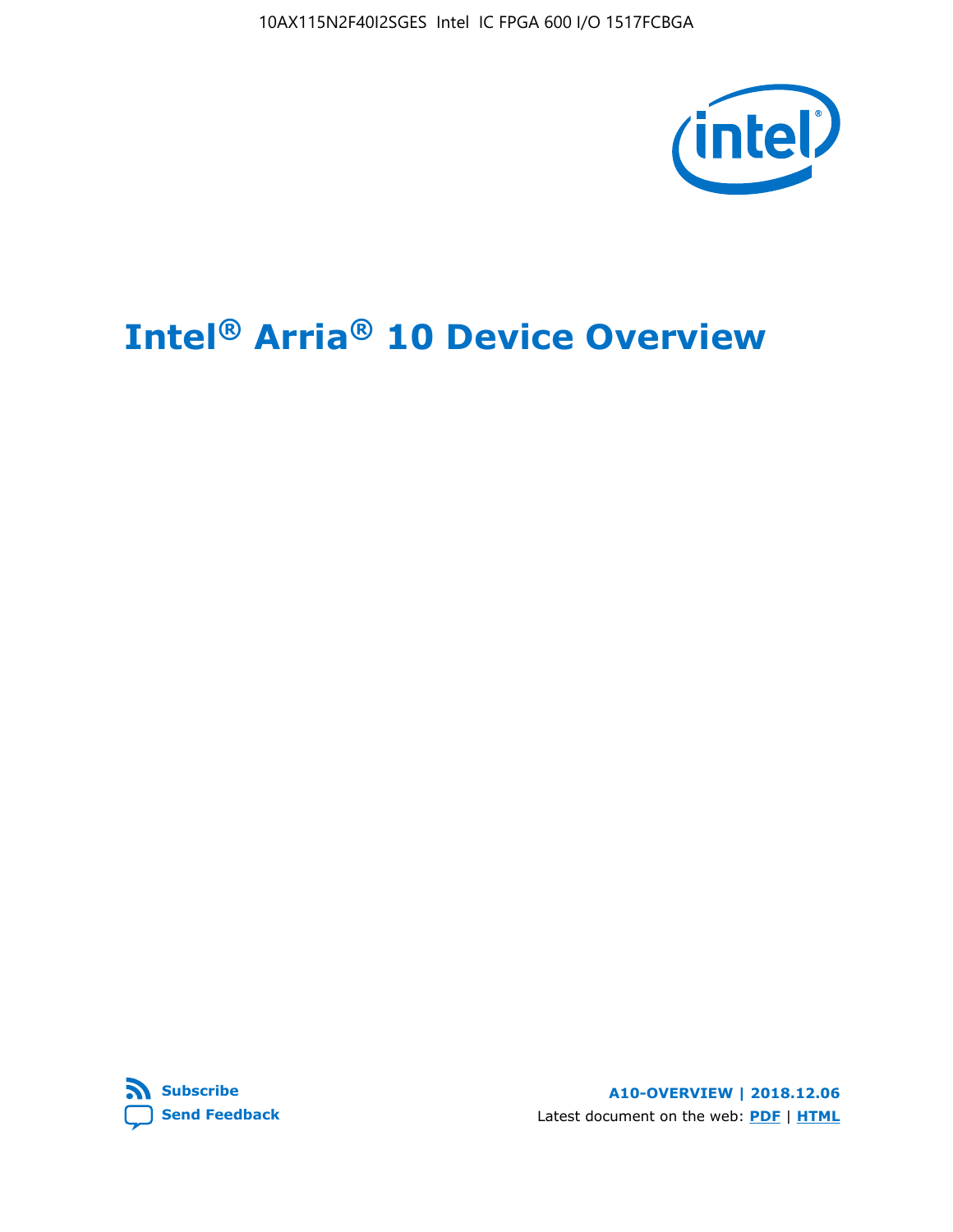# Intel® Arria® 10 Device Overview

**Subscribe**

**Send Feedback**

**A10-OVERVIEW | 2018.12.06**

Latest document on the web: **PDF** | **HTML**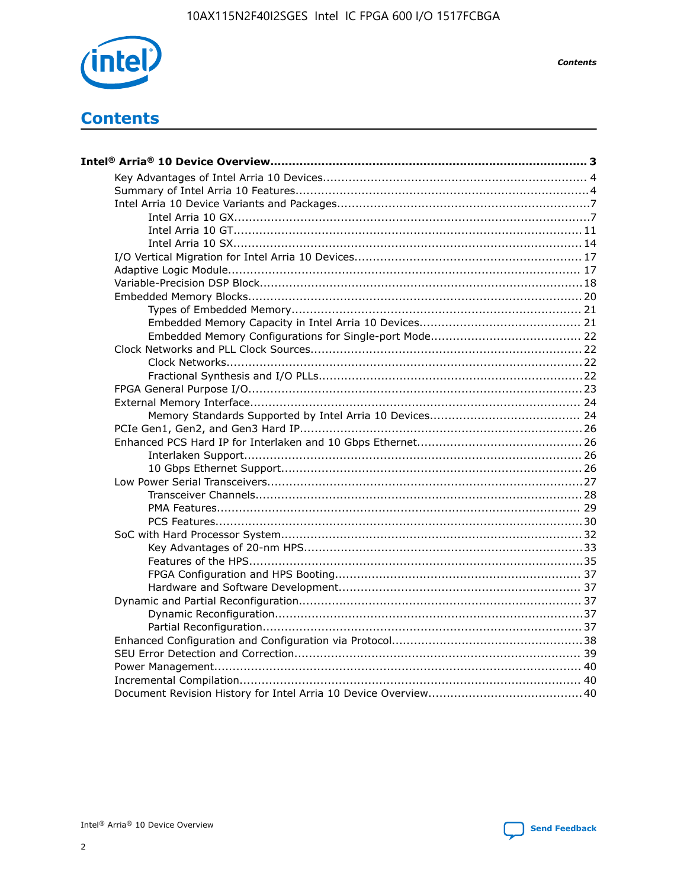# Contents

**Intel® Arria® 10 Device Overview....................................................................................... 3**

- Key Advantages of Intel Arria 10 Devices........................................................................ 4
- Summary of Intel Arria 10 Features................................................................................4
- Intel Arria 10 Device Variants and Packages....................................................................7
    - Intel Arria 10 GX.................................................................................................7
    - Intel Arria 10 GT............................................................................................... 11
    - Intel Arria 10 SX............................................................................................... 14
- I/O Vertical Migration for Intel Arria 10 Devices............................................................. 17
- Adaptive Logic Module................................................................................................ 17
- Variable-Precision DSP Block.......................................................................................18
- Embedded Memory Blocks........................................................................................... 20
    - Types of Embedded Memory............................................................................... 21
    - Embedded Memory Capacity in Intel Arria 10 Devices............................................ 21
    - Embedded Memory Configurations for Single-port Mode......................................... 22
- Clock Networks and PLL Clock Sources.........................................................................22
    - Clock Networks.................................................................................................22
    - Fractional Synthesis and I/O PLLs........................................................................22
- FPGA General Purpose I/O..........................................................................................23
- External Memory Interface.......................................................................................... 24
    - Memory Standards Supported by Intel Arria 10 Devices......................................... 24
- PCIe Gen1, Gen2, and Gen3 Hard IP.............................................................................26
- Enhanced PCS Hard IP for Interlaken and 10 Gbps Ethernet.............................................26
    - Interlaken Support............................................................................................ 26
    - 10 Gbps Ethernet Support.................................................................................. 26
- Low Power Serial Transceivers.....................................................................................27
    - Transceiver Channels.........................................................................................28
    - PMA Features................................................................................................... 29
    - PCS Features....................................................................................................30
- SoC with Hard Processor System.................................................................................. 32
    - Key Advantages of 20-nm HPS...........................................................................33
    - Features of the HPS..........................................................................................35
    - FPGA Configuration and HPS Booting................................................................... 37
    - Hardware and Software Development.................................................................. 37
- Dynamic and Partial Reconfiguration.............................................................................37
    - Dynamic Reconfiguration...................................................................................37
    - Partial Reconfiguration......................................................................................37
- Enhanced Configuration and Configuration via Protocol...................................................38
- SEU Error Detection and Correction.............................................................................. 39
- Power Management.................................................................................................... 40
- Incremental Compilation............................................................................................. 40
- Document Revision History for Intel Arria 10 Device Overview.......................................... 40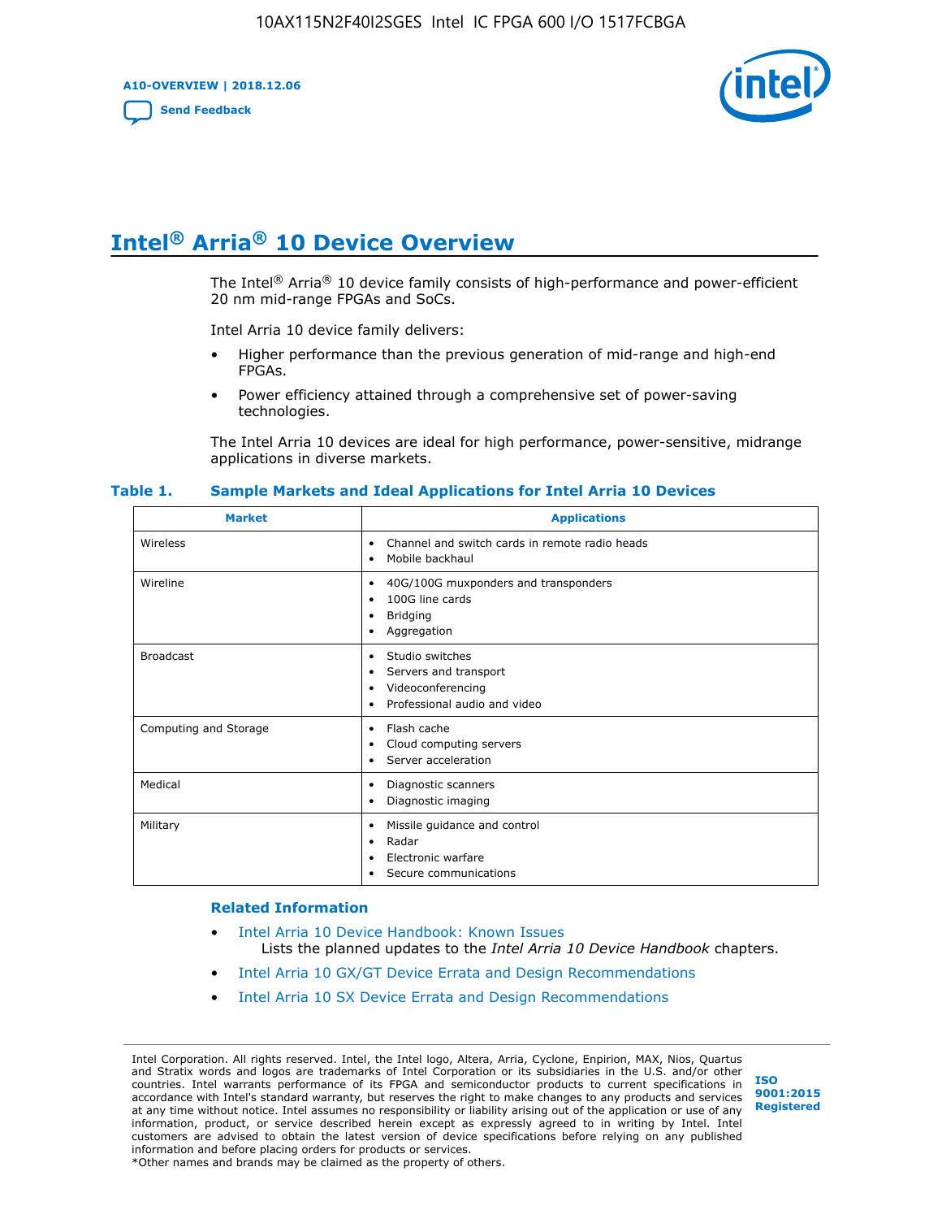# Intel® Arria® 10 Device Overview

The Intel® Arria® 10 device family consists of high-performance and power-efficient 20 nm mid-range FPGAs and SoCs.

Intel Arria 10 device family delivers:

- Higher performance than the previous generation of mid-range and high-end FPGAs.
- Power efficiency attained through a comprehensive set of power-saving technologies.

The Intel Arria 10 devices are ideal for high performance, power-sensitive, midrange applications in diverse markets.

**Table 1. Sample Markets and Ideal Applications for Intel Arria 10 Devices**

| Market | Applications |
|---|---|
| Wireless | • Channel and switch cards in remote radio heads<br>• Mobile backhaul |
| Wireline | • 40G/100G muxponders and transponders<br>• 100G line cards<br>• Bridging<br>• Aggregation |
| Broadcast | • Studio switches<br>• Servers and transport<br>• Videoconferencing<br>• Professional audio and video |
| Computing and Storage | • Flash cache<br>• Cloud computing servers<br>• Server acceleration |
| Medical | • Diagnostic scanners<br>• Diagnostic imaging |
| Military | • Missile guidance and control<br>• Radar<br>• Electronic warfare<br>• Secure communications |

### Related Information

- Intel Arria 10 Device Handbook: Known Issues
  Lists the planned updates to the *Intel Arria 10 Device Handbook* chapters.
- Intel Arria 10 GX/GT Device Errata and Design Recommendations
- Intel Arria 10 SX Device Errata and Design Recommendations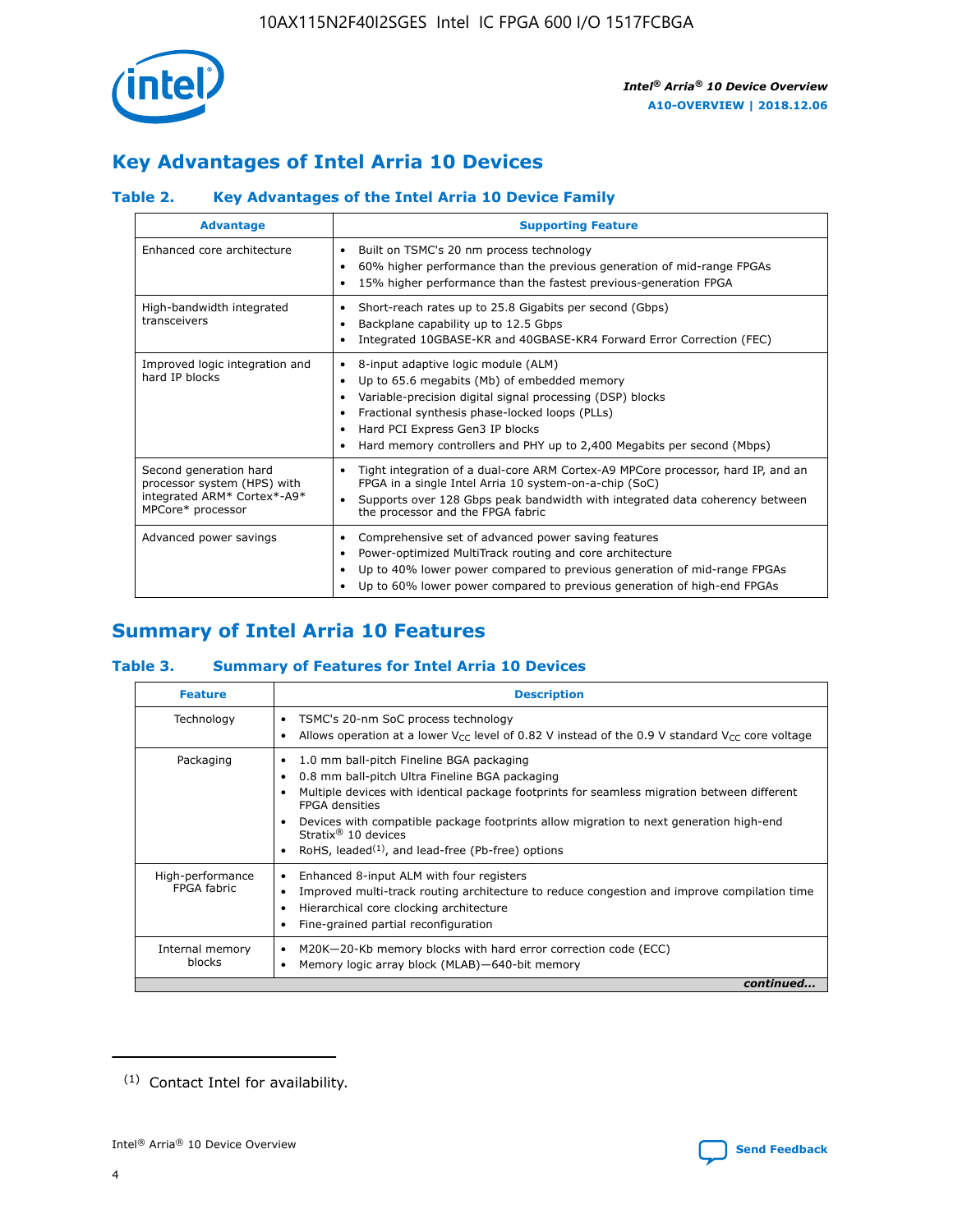## Key Advantages of Intel Arria 10 Devices

### Table 2. Key Advantages of the Intel Arria 10 Device Family

| Advantage | Supporting Feature |
| --- | --- |
| Enhanced core architecture | • Built on TSMC's 20 nm process technology<br>• 60% higher performance than the previous generation of mid-range FPGAs<br>• 15% higher performance than the fastest previous-generation FPGA |
| High-bandwidth integrated transceivers | • Short-reach rates up to 25.8 Gigabits per second (Gbps)<br>• Backplane capability up to 12.5 Gbps<br>• Integrated 10GBASE-KR and 40GBASE-KR4 Forward Error Correction (FEC) |
| Improved logic integration and hard IP blocks | • 8-input adaptive logic module (ALM)<br>• Up to 65.6 megabits (Mb) of embedded memory<br>• Variable-precision digital signal processing (DSP) blocks<br>• Fractional synthesis phase-locked loops (PLLs)<br>• Hard PCI Express Gen3 IP blocks<br>• Hard memory controllers and PHY up to 2,400 Megabits per second (Mbps) |
| Second generation hard processor system (HPS) with integrated ARM* Cortex*-A9* MPCore* processor | • Tight integration of a dual-core ARM Cortex-A9 MPCore processor, hard IP, and an FPGA in a single Intel Arria 10 system-on-a-chip (SoC)<br>• Supports over 128 Gbps peak bandwidth with integrated data coherency between the processor and the FPGA fabric |
| Advanced power savings | • Comprehensive set of advanced power saving features<br>• Power-optimized MultiTrack routing and core architecture<br>• Up to 40% lower power compared to previous generation of mid-range FPGAs<br>• Up to 60% lower power compared to previous generation of high-end FPGAs |

## Summary of Intel Arria 10 Features

### Table 3. Summary of Features for Intel Arria 10 Devices

| Feature | Description |
| --- | --- |
| Technology | • TSMC's 20-nm SoC process technology<br>• Allows operation at a lower $V_{CC}$ level of 0.82 V instead of the 0.9 V standard $V_{CC}$ core voltage |
| Packaging | • 1.0 mm ball-pitch Fineline BGA packaging<br>• 0.8 mm ball-pitch Ultra Fineline BGA packaging<br>• Multiple devices with identical package footprints for seamless migration between different FPGA densities<br>• Devices with compatible package footprints allow migration to next generation high-end Stratix® 10 devices<br>• RoHS, leaded[(1)], and lead-free (Pb-free) options |
| High-performance FPGA fabric | • Enhanced 8-input ALM with four registers<br>• Improved multi-track routing architecture to reduce congestion and improve compilation time<br>• Hierarchical core clocking architecture<br>• Fine-grained partial reconfiguration |
| Internal memory blocks | • M20K—20-Kb memory blocks with hard error correction code (ECC)<br>• Memory logic array block (MLAB)—640-bit memory |

*continued...*

(1) Contact Intel for availability.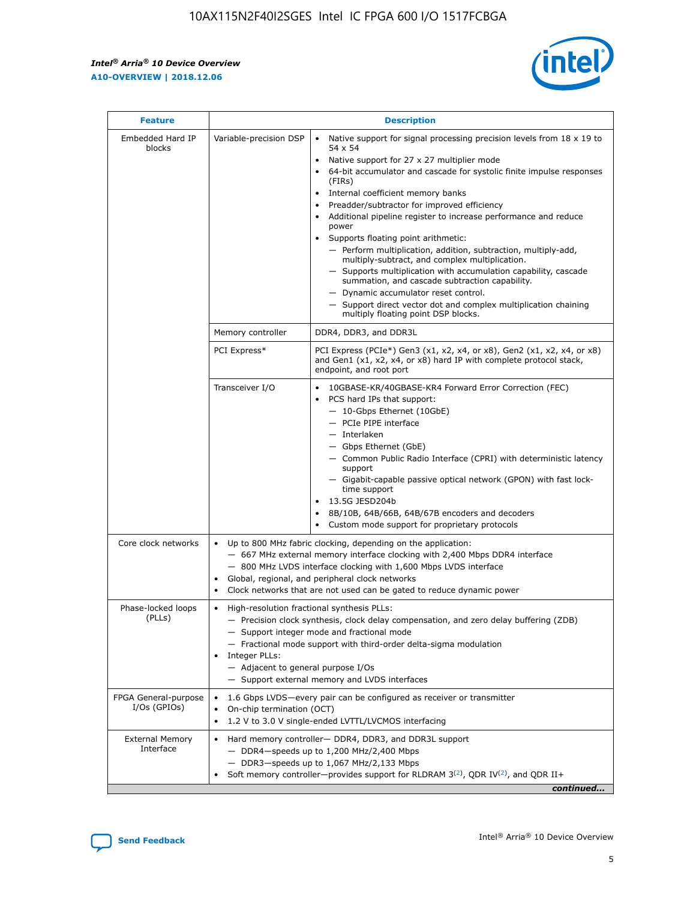| Feature | | Description |
|---|---|---|
| Embedded Hard IP blocks | Variable-precision DSP | • Native support for signal processing precision levels from 18 x 19 to 54 x 54<br>• Native support for 27 x 27 multiplier mode<br>• 64-bit accumulator and cascade for systolic finite impulse responses (FIRs)<br>• Internal coefficient memory banks<br>• Preadder/subtractor for improved efficiency<br>• Additional pipeline register to increase performance and reduce power<br>• Supports floating point arithmetic:<br>— Perform multiplication, addition, subtraction, multiply-add, multiply-subtract, and complex multiplication.<br>— Supports multiplication with accumulation capability, cascade summation, and cascade subtraction capability.<br>— Dynamic accumulator reset control.<br>— Support direct vector dot and complex multiplication chaining multiply floating point DSP blocks. |
| | Memory controller | DDR4, DDR3, and DDR3L |
| | PCI Express* | PCI Express (PCIe*) Gen3 (x1, x2, x4, or x8), Gen2 (x1, x2, x4, or x8) and Gen1 (x1, x2, x4, or x8) hard IP with complete protocol stack, endpoint, and root port |
| | Transceiver I/O | • 10GBASE-KR/40GBASE-KR4 Forward Error Correction (FEC)<br>• PCS hard IPs that support:<br>— 10-Gbps Ethernet (10GbE)<br>— PCIe PIPE interface<br>— Interlaken<br>— Gbps Ethernet (GbE)<br>— Common Public Radio Interface (CPRI) with deterministic latency support<br>— Gigabit-capable passive optical network (GPON) with fast lock-time support<br>• 13.5G JESD204b<br>• 8B/10B, 64B/66B, 64B/67B encoders and decoders<br>• Custom mode support for proprietary protocols |
| Core clock networks | | • Up to 800 MHz fabric clocking, depending on the application:<br>— 667 MHz external memory interface clocking with 2,400 Mbps DDR4 interface<br>— 800 MHz LVDS interface clocking with 1,600 Mbps LVDS interface<br>• Global, regional, and peripheral clock networks<br>• Clock networks that are not used can be gated to reduce dynamic power |
| Phase-locked loops (PLLs) | | • High-resolution fractional synthesis PLLs:<br>— Precision clock synthesis, clock delay compensation, and zero delay buffering (ZDB)<br>— Support integer mode and fractional mode<br>— Fractional mode support with third-order delta-sigma modulation<br>• Integer PLLs:<br>— Adjacent to general purpose I/Os<br>— Support external memory and LVDS interfaces |
| FPGA General-purpose I/Os (GPIOs) | | • 1.6 Gbps LVDS—every pair can be configured as receiver or transmitter<br>• On-chip termination (OCT)<br>• 1.2 V to 3.0 V single-ended LVTTL/LVCMOS interfacing |
| External Memory Interface | | • Hard memory controller— DDR4, DDR3, and DDR3L support<br>— DDR4—speeds up to 1,200 MHz/2,400 Mbps<br>— DDR3—speeds up to 1,067 MHz/2,133 Mbps<br>• Soft memory controller—provides support for RLDRAM 3[(2)], QDR IV[(2)], and QDR II+ |

*continued...*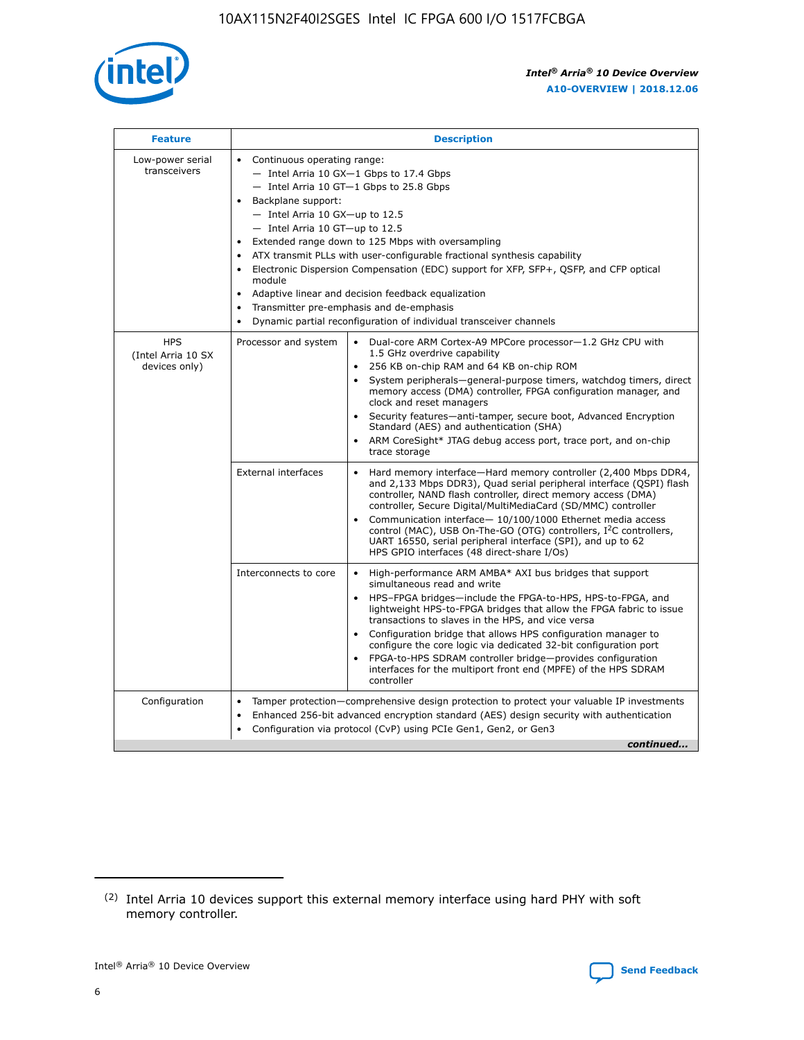| Feature | Description | |
|---|---|---|
| Low-power serial transceivers | • Continuous operating range:<br>— Intel Arria 10 GX—1 Gbps to 17.4 Gbps<br>— Intel Arria 10 GT—1 Gbps to 25.8 Gbps<br>• Backplane support:<br>— Intel Arria 10 GX—up to 12.5<br>— Intel Arria 10 GT—up to 12.5<br>• Extended range down to 125 Mbps with oversampling<br>• ATX transmit PLLs with user-configurable fractional synthesis capability<br>• Electronic Dispersion Compensation (EDC) support for XFP, SFP+, QSFP, and CFP optical module<br>• Adaptive linear and decision feedback equalization<br>• Transmitter pre-emphasis and de-emphasis<br>• Dynamic partial reconfiguration of individual transceiver channels | |
| HPS (Intel Arria 10 SX devices only) | Processor and system | • Dual-core ARM Cortex-A9 MPCore processor—1.2 GHz CPU with 1.5 GHz overdrive capability<br>• 256 KB on-chip RAM and 64 KB on-chip ROM<br>• System peripherals—general-purpose timers, watchdog timers, direct memory access (DMA) controller, FPGA configuration manager, and clock and reset managers<br>• Security features—anti-tamper, secure boot, Advanced Encryption Standard (AES) and authentication (SHA)<br>• ARM CoreSight* JTAG debug access port, trace port, and on-chip trace storage |
| | External interfaces | • Hard memory interface—Hard memory controller (2,400 Mbps DDR4, and 2,133 Mbps DDR3), Quad serial peripheral interface (QSPI) flash controller, NAND flash controller, direct memory access (DMA) controller, Secure Digital/MultiMediaCard (SD/MMC) controller<br>• Communication interface— 10/100/1000 Ethernet media access control (MAC), USB On-The-GO (OTG) controllers, $I^2C$ controllers, UART 16550, serial peripheral interface (SPI), and up to 62 HPS GPIO interfaces (48 direct-share I/Os) |
| | Interconnects to core | • High-performance ARM AMBA* AXI bus bridges that support simultaneous read and write<br>• HPS–FPGA bridges—include the FPGA-to-HPS, HPS-to-FPGA, and lightweight HPS-to-FPGA bridges that allow the FPGA fabric to issue transactions to slaves in the HPS, and vice versa<br>• Configuration bridge that allows HPS configuration manager to configure the core logic via dedicated 32-bit configuration port<br>• FPGA-to-HPS SDRAM controller bridge—provides configuration interfaces for the multiport front end (MPFE) of the HPS SDRAM controller |
| Configuration | • Tamper protection—comprehensive design protection to protect your valuable IP investments<br>• Enhanced 256-bit advanced encryption standard (AES) design security with authentication<br>• Configuration via protocol (CvP) using PCIe Gen1, Gen2, or Gen3 | |

*continued...*

(2) Intel Arria 10 devices support this external memory interface using hard PHY with soft memory controller.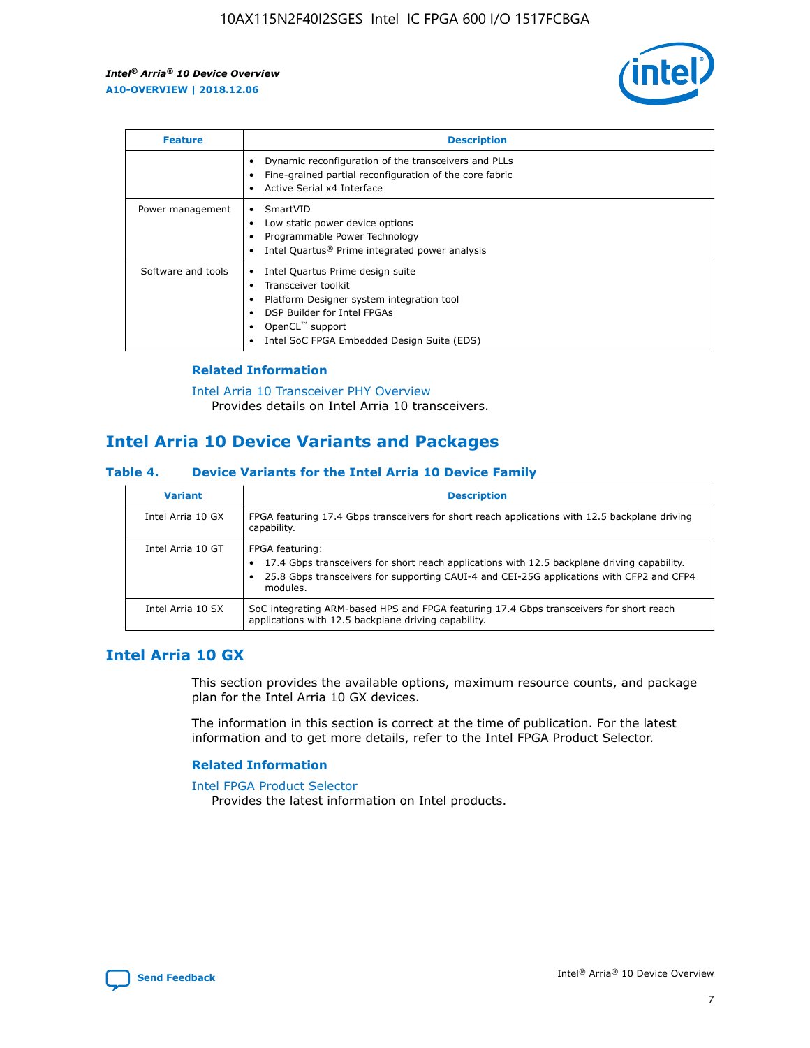| Feature | Description |
| --- | --- |
| | • Dynamic reconfiguration of the transceivers and PLLs<br>• Fine-grained partial reconfiguration of the core fabric<br>• Active Serial x4 Interface |
| Power management | • SmartVID<br>• Low static power device options<br>• Programmable Power Technology<br>• Intel Quartus® Prime integrated power analysis |
| Software and tools | • Intel Quartus Prime design suite<br>• Transceiver toolkit<br>• Platform Designer system integration tool<br>• DSP Builder for Intel FPGAs<br>• OpenCL™ support<br>• Intel SoC FPGA Embedded Design Suite (EDS) |

### Related Information

Intel Arria 10 Transceiver PHY Overview
Provides details on Intel Arria 10 transceivers.

## Intel Arria 10 Device Variants and Packages

**Table 4. Device Variants for the Intel Arria 10 Device Family**

| Variant | Description |
| --- | --- |
| Intel Arria 10 GX | FPGA featuring 17.4 Gbps transceivers for short reach applications with 12.5 backplane driving capability. |
| Intel Arria 10 GT | FPGA featuring:<br>• 17.4 Gbps transceivers for short reach applications with 12.5 backplane driving capability.<br>• 25.8 Gbps transceivers for supporting CAUI-4 and CEI-25G applications with CFP2 and CFP4 modules. |
| Intel Arria 10 SX | SoC integrating ARM-based HPS and FPGA featuring 17.4 Gbps transceivers for short reach applications with 12.5 backplane driving capability. |

## Intel Arria 10 GX

This section provides the available options, maximum resource counts, and package plan for the Intel Arria 10 GX devices.

The information in this section is correct at the time of publication. For the latest information and to get more details, refer to the Intel FPGA Product Selector.

### Related Information

Intel FPGA Product Selector
Provides the latest information on Intel products.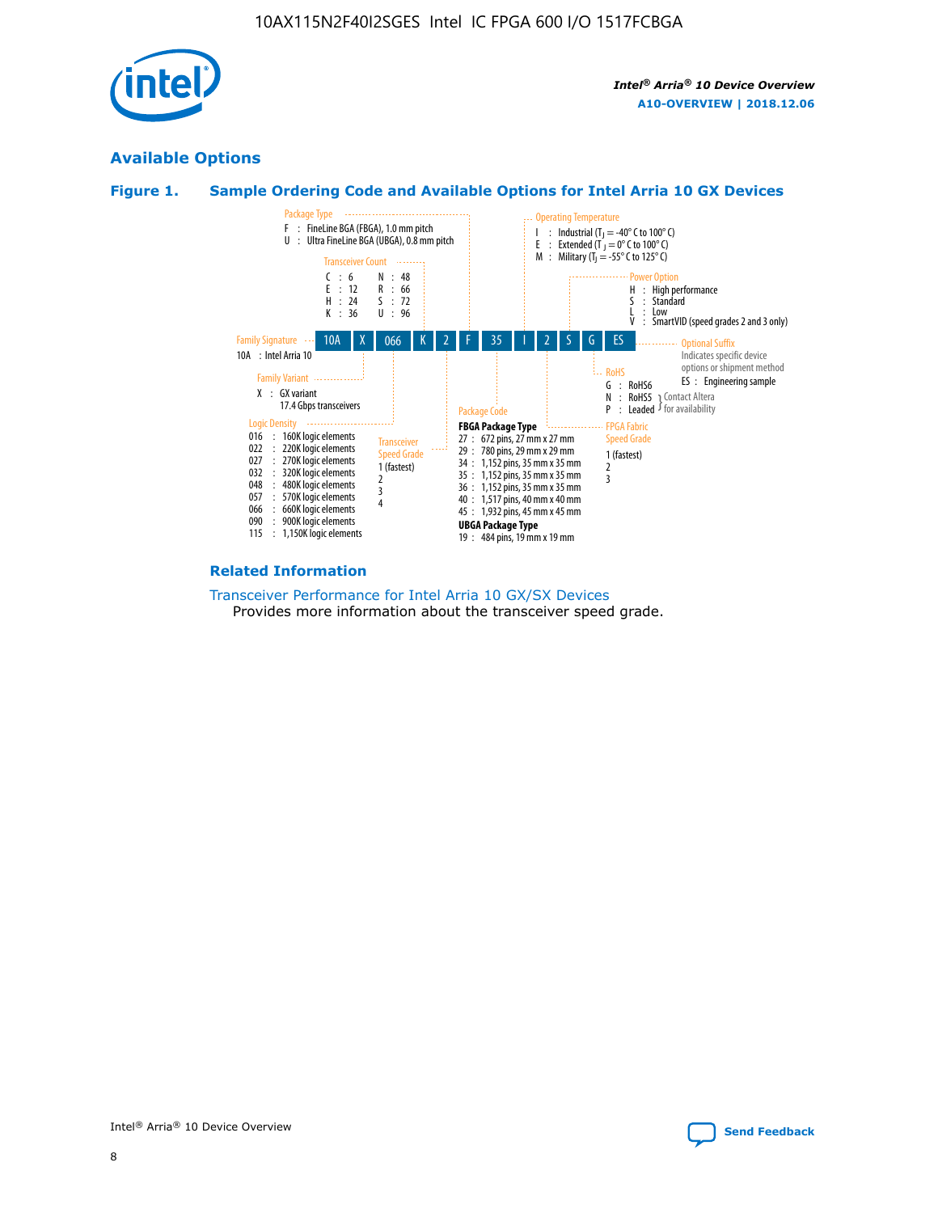## Available Options

### Figure 1. Sample Ordering Code and Available Options for Intel Arria 10 GX Devices

Sample ordering code: 10A X 066 K 2 F 35 I 2 S G ES

**Family Signature**
- 10A : Intel Arria 10

**Family Variant**
- X : GX variant 17.4 Gbps transceivers

**Logic Density**
- 016 : 160K logic elements
- 022 : 220K logic elements
- 027 : 270K logic elements
- 032 : 320K logic elements
- 048 : 480K logic elements
- 057 : 570K logic elements
- 066 : 660K logic elements
- 090 : 900K logic elements
- 115 : 1,150K logic elements

**Transceiver Count**
- C : 6
- E : 12
- H : 24
- K : 36
- N : 48
- R : 66
- S : 72
- U : 96

**Transceiver Speed Grade**
- 1 (fastest)
- 2
- 3
- 4

**Package Type**
- F : FineLine BGA (FBGA), 1.0 mm pitch
- U : Ultra FineLine BGA (UBGA), 0.8 mm pitch

**Package Code**

**FBGA Package Type**
- 27 : 672 pins, 27 mm x 27 mm
- 29 : 780 pins, 29 mm x 29 mm
- 34 : 1,152 pins, 35 mm x 35 mm
- 35 : 1,152 pins, 35 mm x 35 mm
- 36 : 1,152 pins, 35 mm x 35 mm
- 40 : 1,517 pins, 40 mm x 40 mm
- 45 : 1,932 pins, 45 mm x 45 mm

**UBGA Package Type**
- 19 : 484 pins, 19 mm x 19 mm

**Operating Temperature**
- I : Industrial ($T_J$ = -40° C to 100° C)
- E : Extended ($T_J$ = 0° C to 100° C)
- M : Military ($T_J$ = -55° C to 125° C)

**FPGA Fabric Speed Grade**
- 1 (fastest)
- 2
- 3

**Power Option**
- H : High performance
- S : Standard
- L : Low
- V : SmartVID (speed grades 2 and 3 only)

**RoHS**
- G : RoHS6
- N : RoHS5 (Contact Altera for availability)
- P : Leaded (Contact Altera for availability)

**Optional Suffix**

Indicates specific device options or shipment method
- ES : Engineering sample

### Related Information

Transceiver Performance for Intel Arria 10 GX/SX Devices

Provides more information about the transceiver speed grade.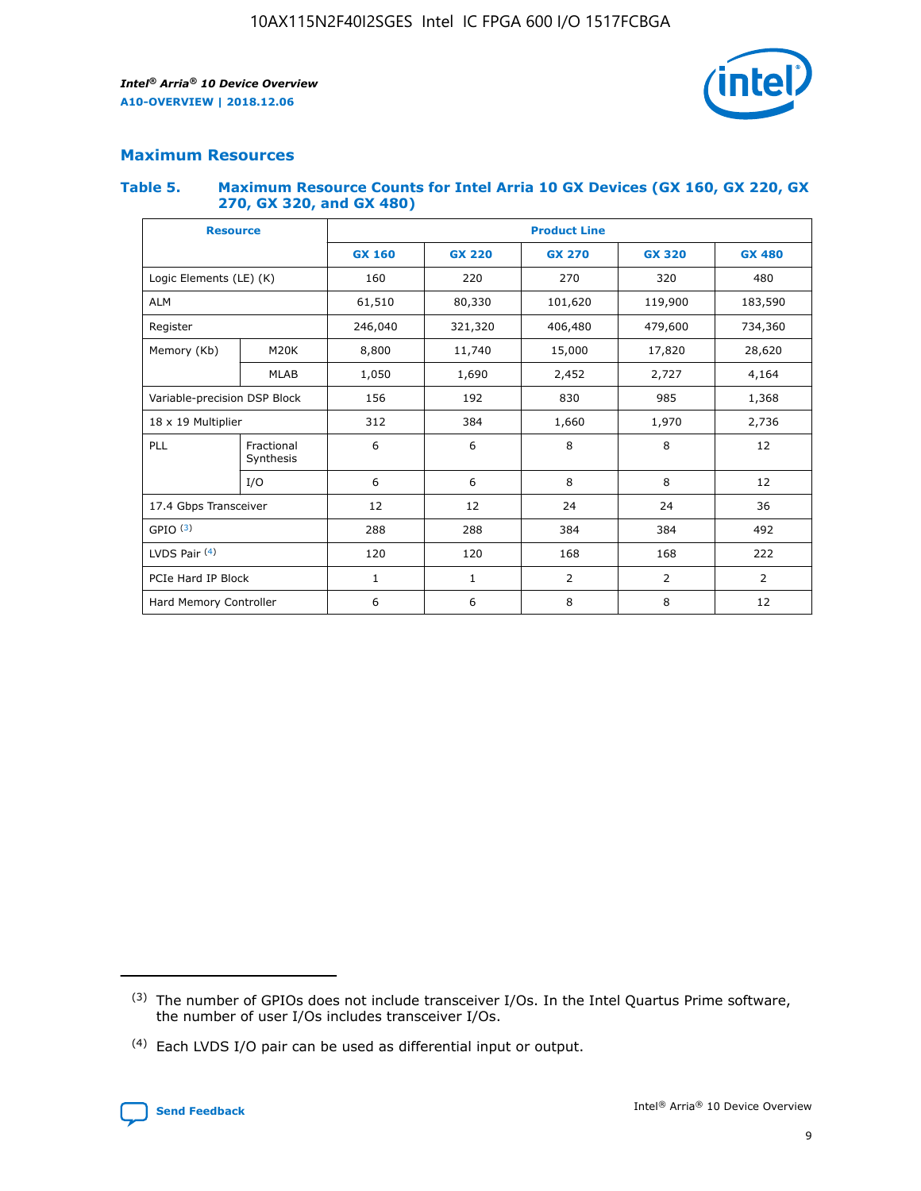## Maximum Resources

### Table 5. Maximum Resource Counts for Intel Arria 10 GX Devices (GX 160, GX 220, GX 270, GX 320, and GX 480)

| Resource | | Product Line | | | | |
|---|---|---|---|---|---|---|
| | | GX 160 | GX 220 | GX 270 | GX 320 | GX 480 |
| Logic Elements (LE) (K) | | 160 | 220 | 270 | 320 | 480 |
| ALM | | 61,510 | 80,330 | 101,620 | 119,900 | 183,590 |
| Register | | 246,040 | 321,320 | 406,480 | 479,600 | 734,360 |
| Memory (Kb) | M20K | 8,800 | 11,740 | 15,000 | 17,820 | 28,620 |
| | MLAB | 1,050 | 1,690 | 2,452 | 2,727 | 4,164 |
| Variable-precision DSP Block | | 156 | 192 | 830 | 985 | 1,368 |
| 18 x 19 Multiplier | | 312 | 384 | 1,660 | 1,970 | 2,736 |
| PLL | Fractional Synthesis | 6 | 6 | 8 | 8 | 12 |
| | I/O | 6 | 6 | 8 | 8 | 12 |
| 17.4 Gbps Transceiver | | 12 | 12 | 24 | 24 | 36 |
| GPIO [(3)] | | 288 | 288 | 384 | 384 | 492 |
| LVDS Pair [(4)] | | 120 | 120 | 168 | 168 | 222 |
| PCIe Hard IP Block | | 1 | 1 | 2 | 2 | 2 |
| Hard Memory Controller | | 6 | 6 | 8 | 8 | 12 |

(3) The number of GPIOs does not include transceiver I/Os. In the Intel Quartus Prime software, the number of user I/Os includes transceiver I/Os.

(4) Each LVDS I/O pair can be used as differential input or output.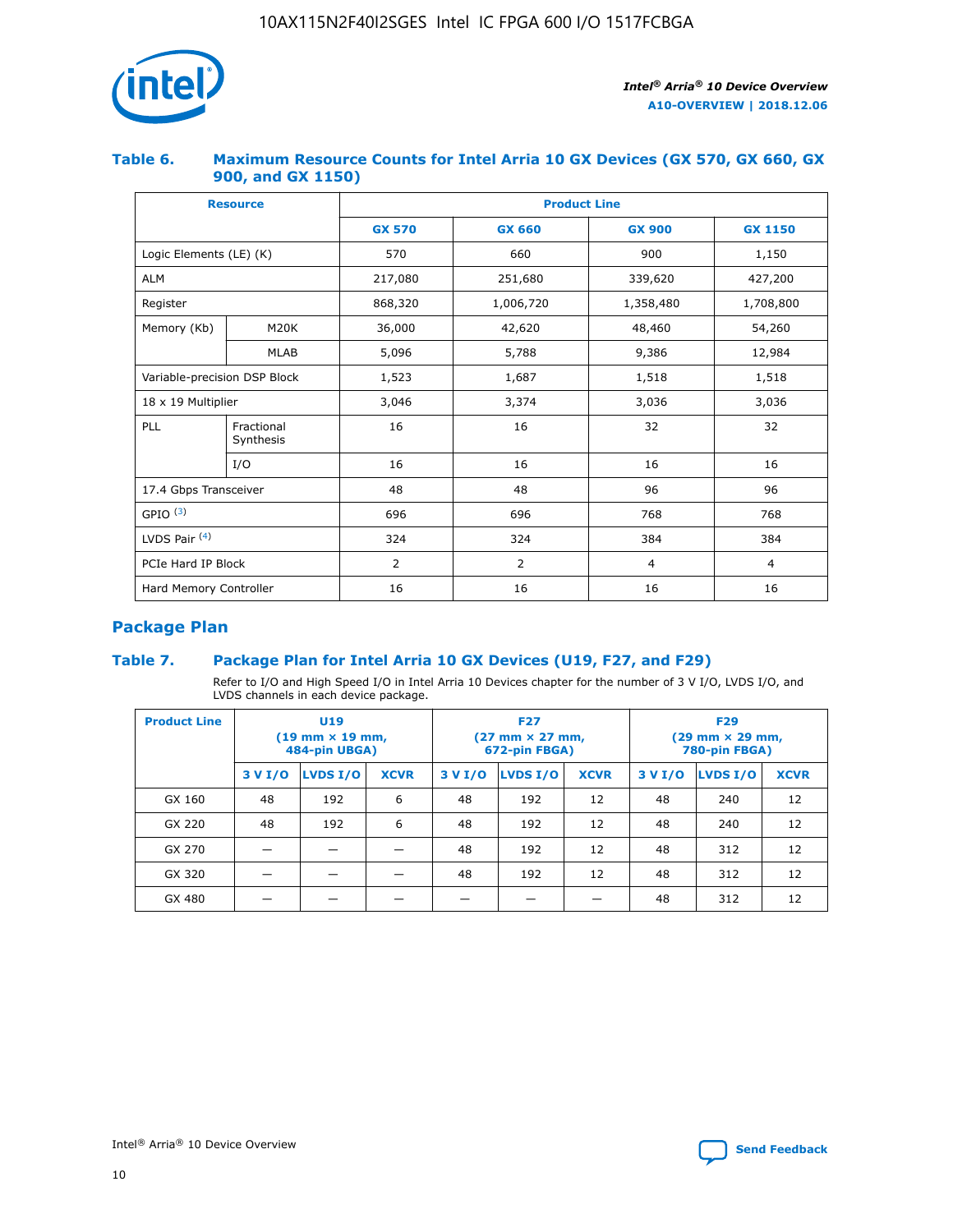### Table 6. Maximum Resource Counts for Intel Arria 10 GX Devices (GX 570, GX 660, GX 900, and GX 1150)

| Resource | | Product Line | | | |
|---|---|---|---|---|---|
| | | GX 570 | GX 660 | GX 900 | GX 1150 |
| Logic Elements (LE) (K) | | 570 | 660 | 900 | 1,150 |
| ALM | | 217,080 | 251,680 | 339,620 | 427,200 |
| Register | | 868,320 | 1,006,720 | 1,358,480 | 1,708,800 |
| Memory (Kb) | M20K | 36,000 | 42,620 | 48,460 | 54,260 |
| | MLAB | 5,096 | 5,788 | 9,386 | 12,984 |
| Variable-precision DSP Block | | 1,523 | 1,687 | 1,518 | 1,518 |
| 18 x 19 Multiplier | | 3,046 | 3,374 | 3,036 | 3,036 |
| PLL | Fractional Synthesis | 16 | 16 | 32 | 32 |
| | I/O | 16 | 16 | 16 | 16 |
| 17.4 Gbps Transceiver | | 48 | 48 | 96 | 96 |
| GPIO (3) | | 696 | 696 | 768 | 768 |
| LVDS Pair (4) | | 324 | 324 | 384 | 384 |
| PCIe Hard IP Block | | 2 | 2 | 4 | 4 |
| Hard Memory Controller | | 16 | 16 | 16 | 16 |

## Package Plan

### Table 7. Package Plan for Intel Arria 10 GX Devices (U19, F27, and F29)

Refer to I/O and High Speed I/O in Intel Arria 10 Devices chapter for the number of 3 V I/O, LVDS I/O, and LVDS channels in each device package.

| Product Line | U19 (19 mm × 19 mm, 484-pin UBGA) | | | F27 (27 mm × 27 mm, 672-pin FBGA) | | | F29 (29 mm × 29 mm, 780-pin FBGA) | | |
|---|---|---|---|---|---|---|---|---|---|
| | 3 V I/O | LVDS I/O | XCVR | 3 V I/O | LVDS I/O | XCVR | 3 V I/O | LVDS I/O | XCVR |
| GX 160 | 48 | 192 | 6 | 48 | 192 | 12 | 48 | 240 | 12 |
| GX 220 | 48 | 192 | 6 | 48 | 192 | 12 | 48 | 240 | 12 |
| GX 270 | — | — | — | 48 | 192 | 12 | 48 | 312 | 12 |
| GX 320 | — | — | — | 48 | 192 | 12 | 48 | 312 | 12 |
| GX 480 | — | — | — | — | — | — | 48 | 312 | 12 |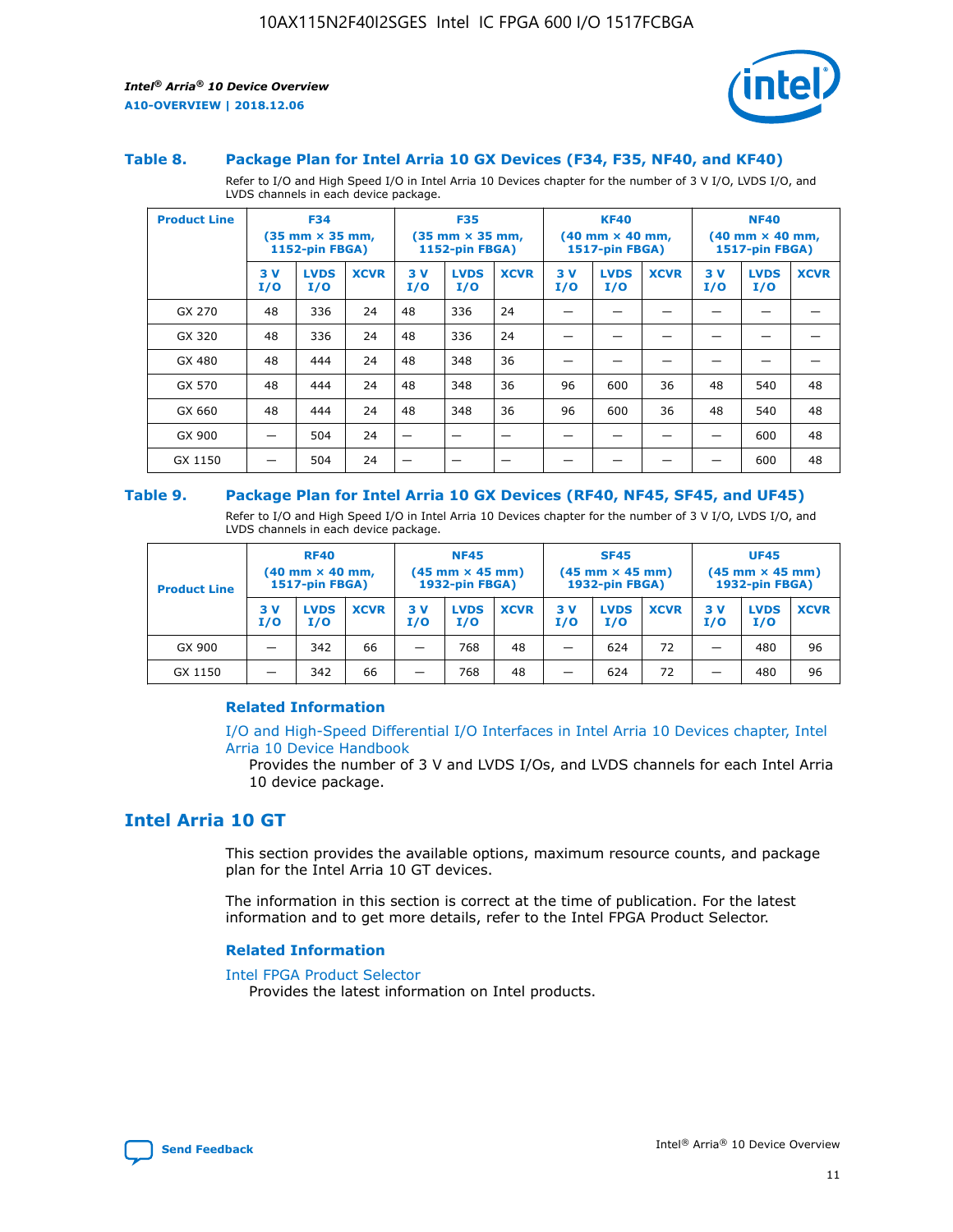### Table 8. Package Plan for Intel Arria 10 GX Devices (F34, F35, NF40, and KF40)

Refer to I/O and High Speed I/O in Intel Arria 10 Devices chapter for the number of 3 V I/O, LVDS I/O, and LVDS channels in each device package.

| Product Line | F34 (35 mm × 35 mm, 1152-pin FBGA) | | | F35 (35 mm × 35 mm, 1152-pin FBGA) | | | KF40 (40 mm × 40 mm, 1517-pin FBGA) | | | NF40 (40 mm × 40 mm, 1517-pin FBGA) | | |
|---|---|---|---|---|---|---|---|---|---|---|---|---|
| | 3 V I/O | LVDS I/O | XCVR | 3 V I/O | LVDS I/O | XCVR | 3 V I/O | LVDS I/O | XCVR | 3 V I/O | LVDS I/O | XCVR |
| GX 270 | 48 | 336 | 24 | 48 | 336 | 24 | — | — | — | — | — | — |
| GX 320 | 48 | 336 | 24 | 48 | 336 | 24 | — | — | — | — | — | — |
| GX 480 | 48 | 444 | 24 | 48 | 348 | 36 | — | — | — | — | — | — |
| GX 570 | 48 | 444 | 24 | 48 | 348 | 36 | 96 | 600 | 36 | 48 | 540 | 48 |
| GX 660 | 48 | 444 | 24 | 48 | 348 | 36 | 96 | 600 | 36 | 48 | 540 | 48 |
| GX 900 | — | 504 | 24 | — | — | — | — | — | — | — | 600 | 48 |
| GX 1150 | — | 504 | 24 | — | — | — | — | — | — | — | 600 | 48 |

### Table 9. Package Plan for Intel Arria 10 GX Devices (RF40, NF45, SF45, and UF45)

Refer to I/O and High Speed I/O in Intel Arria 10 Devices chapter for the number of 3 V I/O, LVDS I/O, and LVDS channels in each device package.

| Product Line | RF40 (40 mm × 40 mm, 1517-pin FBGA) | | | NF45 (45 mm × 45 mm) 1932-pin FBGA) | | | SF45 (45 mm × 45 mm) 1932-pin FBGA) | | | UF45 (45 mm × 45 mm) 1932-pin FBGA) | | |
|---|---|---|---|---|---|---|---|---|---|---|---|---|
| | 3 V I/O | LVDS I/O | XCVR | 3 V I/O | LVDS I/O | XCVR | 3 V I/O | LVDS I/O | XCVR | 3 V I/O | LVDS I/O | XCVR |
| GX 900 | — | 342 | 66 | — | 768 | 48 | — | 624 | 72 | — | 480 | 96 |
| GX 1150 | — | 342 | 66 | — | 768 | 48 | — | 624 | 72 | — | 480 | 96 |

#### Related Information

I/O and High-Speed Differential I/O Interfaces in Intel Arria 10 Devices chapter, Intel Arria 10 Device Handbook
Provides the number of 3 V and LVDS I/Os, and LVDS channels for each Intel Arria 10 device package.

## Intel Arria 10 GT

This section provides the available options, maximum resource counts, and package plan for the Intel Arria 10 GT devices.

The information in this section is correct at the time of publication. For the latest information and to get more details, refer to the Intel FPGA Product Selector.

#### Related Information

Intel FPGA Product Selector
Provides the latest information on Intel products.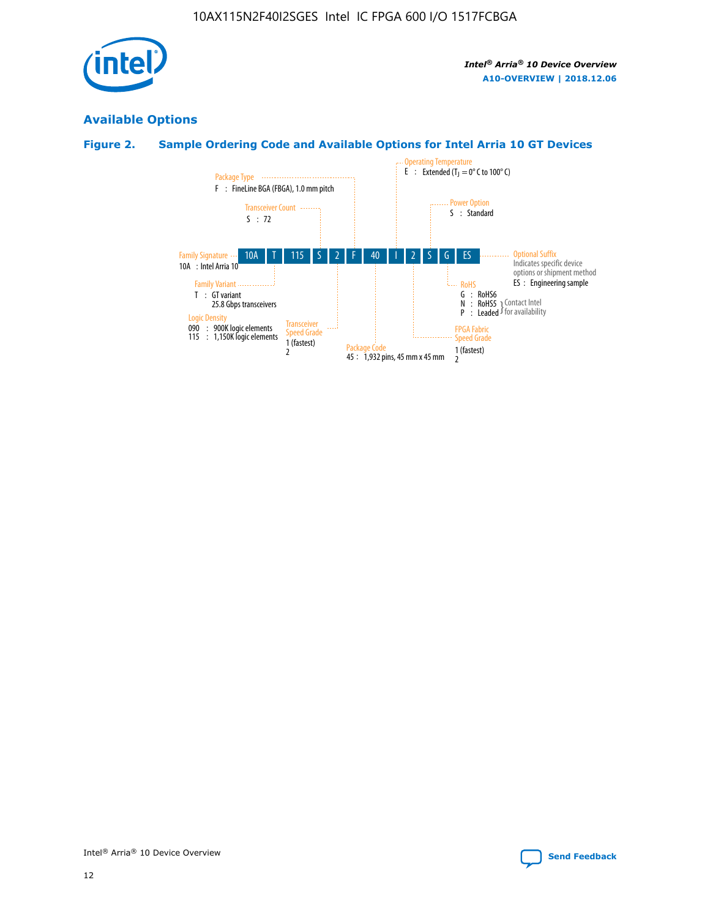## Available Options

### Figure 2. Sample Ordering Code and Available Options for Intel Arria 10 GT Devices

| 10A | T | 115 | S | 2 | F | 40 | I | 2 | S | G | ES |
|---|---|---|---|---|---|---|---|---|---|---|---|

**Family Signature**
10A : Intel Arria 10

**Family Variant**
T : GT variant
25.8 Gbps transceivers

**Logic Density**
090 : 900K logic elements
115 : 1,150K logic elements

**Transceiver Count**
S : 72

**Transceiver Speed Grade**
1 (fastest)
2

**Package Type**
F : FineLine BGA (FBGA), 1.0 mm pitch

**Package Code**
45 : 1,932 pins, 45 mm x 45 mm

**Operating Temperature**
E : Extended ($T_J$ = 0° C to 100° C)

**FPGA Fabric Speed Grade**
1 (fastest)
2

**Power Option**
S : Standard

**RoHS**
G : RoHS6
N : RoHS5 } Contact Intel for availability
P : Leaded } Contact Intel for availability

**Optional Suffix**
Indicates specific device options or shipment method
ES : Engineering sample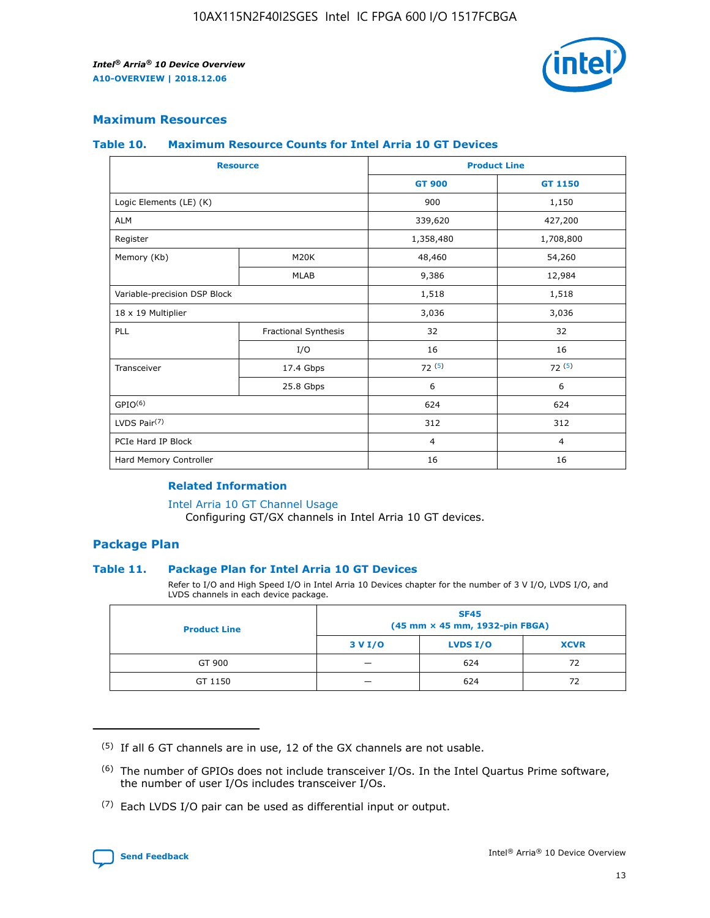## Maximum Resources

### Table 10. Maximum Resource Counts for Intel Arria 10 GT Devices

| Resource | | Product Line | |
|---|---|---|---|
| | | GT 900 | GT 1150 |
| Logic Elements (LE) (K) | | 900 | 1,150 |
| ALM | | 339,620 | 427,200 |
| Register | | 1,358,480 | 1,708,800 |
| Memory (Kb) | M20K | 48,460 | 54,260 |
| | MLAB | 9,386 | 12,984 |
| Variable-precision DSP Block | | 1,518 | 1,518 |
| 18 x 19 Multiplier | | 3,036 | 3,036 |
| PLL | Fractional Synthesis | 32 | 32 |
| | I/O | 16 | 16 |
| Transceiver | 17.4 Gbps | 72 (5) | 72 (5) |
| | 25.8 Gbps | 6 | 6 |
| GPIO(6) | | 624 | 624 |
| LVDS Pair(7) | | 312 | 312 |
| PCIe Hard IP Block | | 4 | 4 |
| Hard Memory Controller | | 16 | 16 |

#### Related Information

Intel Arria 10 GT Channel Usage

Configuring GT/GX channels in Intel Arria 10 GT devices.

## Package Plan

### Table 11. Package Plan for Intel Arria 10 GT Devices

Refer to I/O and High Speed I/O in Intel Arria 10 Devices chapter for the number of 3 V I/O, LVDS I/O, and LVDS channels in each device package.

| Product Line | SF45 (45 mm × 45 mm, 1932-pin FBGA) | | |
|---|---|---|---|
| | 3 V I/O | LVDS I/O | XCVR |
| GT 900 | — | 624 | 72 |
| GT 1150 | — | 624 | 72 |

(5) If all 6 GT channels are in use, 12 of the GX channels are not usable.

(6) The number of GPIOs does not include transceiver I/Os. In the Intel Quartus Prime software, the number of user I/Os includes transceiver I/Os.

(7) Each LVDS I/O pair can be used as differential input or output.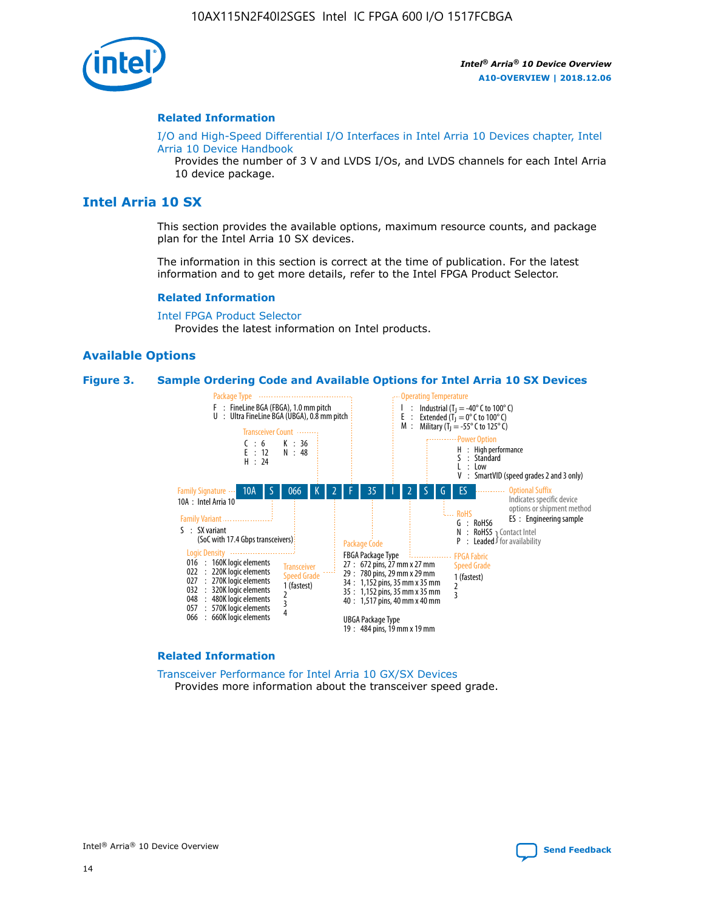## Related Information

I/O and High-Speed Differential I/O Interfaces in Intel Arria 10 Devices chapter, Intel Arria 10 Device Handbook

Provides the number of 3 V and LVDS I/Os, and LVDS channels for each Intel Arria 10 device package.

# Intel Arria 10 SX

This section provides the available options, maximum resource counts, and package plan for the Intel Arria 10 SX devices.

The information in this section is correct at the time of publication. For the latest information and to get more details, refer to the Intel FPGA Product Selector.

## Related Information

Intel FPGA Product Selector

Provides the latest information on Intel products.

## Available Options

**Figure 3. Sample Ordering Code and Available Options for Intel Arria 10 SX Devices**

Sample ordering code: 10A S 066 K 2 F 35 I 2 S G ES

- **Family Signature**
  - 10A : Intel Arria 10
- **Family Variant**
  - S : SX variant (SoC with 17.4 Gbps transceivers)
- **Logic Density**
  - 016 : 160K logic elements
  - 022 : 220K logic elements
  - 027 : 270K logic elements
  - 032 : 320K logic elements
  - 048 : 480K logic elements
  - 057 : 570K logic elements
  - 066 : 660K logic elements
- **Transceiver Count**
  - C : 6
  - E : 12
  - H : 24
  - K : 36
  - N : 48
- **Transceiver Speed Grade**
  - 1 (fastest)
  - 2
  - 3
  - 4
- **Package Type**
  - F : FineLine BGA (FBGA), 1.0 mm pitch
  - U : Ultra FineLine BGA (UBGA), 0.8 mm pitch
- **Package Code**
  - FBGA Package Type
    - 27 : 672 pins, 27 mm x 27 mm
    - 29 : 780 pins, 29 mm x 29 mm
    - 34 : 1,152 pins, 35 mm x 35 mm
    - 35 : 1,152 pins, 35 mm x 35 mm
    - 40 : 1,517 pins, 40 mm x 40 mm
  - UBGA Package Type
    - 19 : 484 pins, 19 mm x 19 mm
- **Operating Temperature**
  - I : Industrial ($T_J$ = -40° C to 100° C)
  - E : Extended ($T_J$ = 0° C to 100° C)
  - M : Military ($T_J$ = -55° C to 125° C)
- **FPGA Fabric Speed Grade**
  - 1 (fastest)
  - 2
  - 3
- **Power Option**
  - H : High performance
  - S : Standard
  - L : Low
  - V : SmartVID (speed grades 2 and 3 only)
- **RoHS**
  - G : RoHS6
  - N : RoHS5 (Contact Intel for availability)
  - P : Leaded (Contact Intel for availability)
- **Optional Suffix**
  - Indicates specific device options or shipment method
  - ES : Engineering sample

## Related Information

Transceiver Performance for Intel Arria 10 GX/SX Devices

Provides more information about the transceiver speed grade.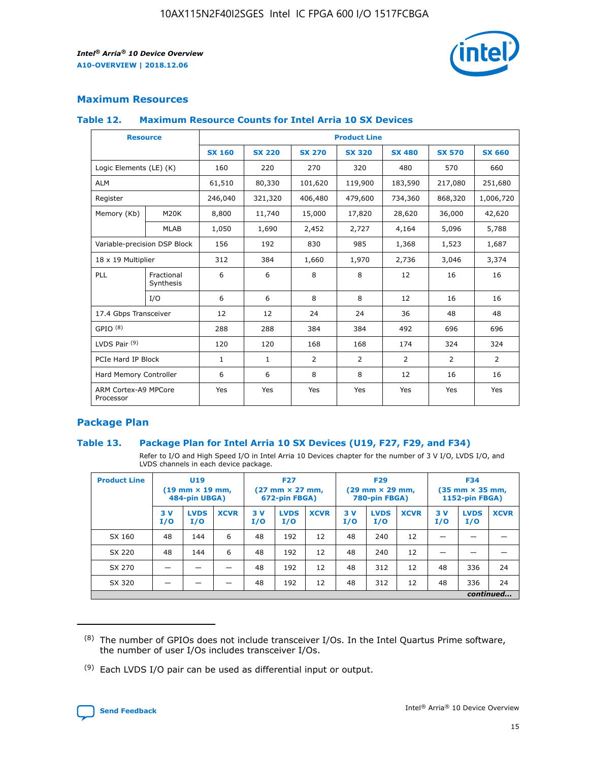## Maximum Resources

### Table 12. Maximum Resource Counts for Intel Arria 10 SX Devices

| Resource | | Product Line | | | | | | |
|---|---|---|---|---|---|---|---|---|
| | | SX 160 | SX 220 | SX 270 | SX 320 | SX 480 | SX 570 | SX 660 |
| Logic Elements (LE) (K) | | 160 | 220 | 270 | 320 | 480 | 570 | 660 |
| ALM | | 61,510 | 80,330 | 101,620 | 119,900 | 183,590 | 217,080 | 251,680 |
| Register | | 246,040 | 321,320 | 406,480 | 479,600 | 734,360 | 868,320 | 1,006,720 |
| Memory (Kb) | M20K | 8,800 | 11,740 | 15,000 | 17,820 | 28,620 | 36,000 | 42,620 |
| | MLAB | 1,050 | 1,690 | 2,452 | 2,727 | 4,164 | 5,096 | 5,788 |
| Variable-precision DSP Block | | 156 | 192 | 830 | 985 | 1,368 | 1,523 | 1,687 |
| 18 x 19 Multiplier | | 312 | 384 | 1,660 | 1,970 | 2,736 | 3,046 | 3,374 |
| PLL | Fractional Synthesis | 6 | 6 | 8 | 8 | 12 | 16 | 16 |
| | I/O | 6 | 6 | 8 | 8 | 12 | 16 | 16 |
| 17.4 Gbps Transceiver | | 12 | 12 | 24 | 24 | 36 | 48 | 48 |
| GPIO [8] | | 288 | 288 | 384 | 384 | 492 | 696 | 696 |
| LVDS Pair [9] | | 120 | 120 | 168 | 168 | 174 | 324 | 324 |
| PCIe Hard IP Block | | 1 | 1 | 2 | 2 | 2 | 2 | 2 |
| Hard Memory Controller | | 6 | 6 | 8 | 8 | 12 | 16 | 16 |
| ARM Cortex-A9 MPCore Processor | | Yes | Yes | Yes | Yes | Yes | Yes | Yes |

## Package Plan

### Table 13. Package Plan for Intel Arria 10 SX Devices (U19, F27, F29, and F34)

Refer to I/O and High Speed I/O in Intel Arria 10 Devices chapter for the number of 3 V I/O, LVDS I/O, and LVDS channels in each device package.

| Product Line | U19 (19 mm × 19 mm, 484-pin UBGA) | | | F27 (27 mm × 27 mm, 672-pin FBGA) | | | F29 (29 mm × 29 mm, 780-pin FBGA) | | | F34 (35 mm × 35 mm, 1152-pin FBGA) | | |
|---|---|---|---|---|---|---|---|---|---|---|---|---|
| | 3 V I/O | LVDS I/O | XCVR | 3 V I/O | LVDS I/O | XCVR | 3 V I/O | LVDS I/O | XCVR | 3 V I/O | LVDS I/O | XCVR |
| SX 160 | 48 | 144 | 6 | 48 | 192 | 12 | 48 | 240 | 12 | — | — | — |
| SX 220 | 48 | 144 | 6 | 48 | 192 | 12 | 48 | 240 | 12 | — | — | — |
| SX 270 | — | — | — | 48 | 192 | 12 | 48 | 312 | 12 | 48 | 336 | 24 |
| SX 320 | — | — | — | 48 | 192 | 12 | 48 | 312 | 12 | 48 | 336 | 24 |

*continued...*

(8) The number of GPIOs does not include transceiver I/Os. In the Intel Quartus Prime software, the number of user I/Os includes transceiver I/Os.

(9) Each LVDS I/O pair can be used as differential input or output.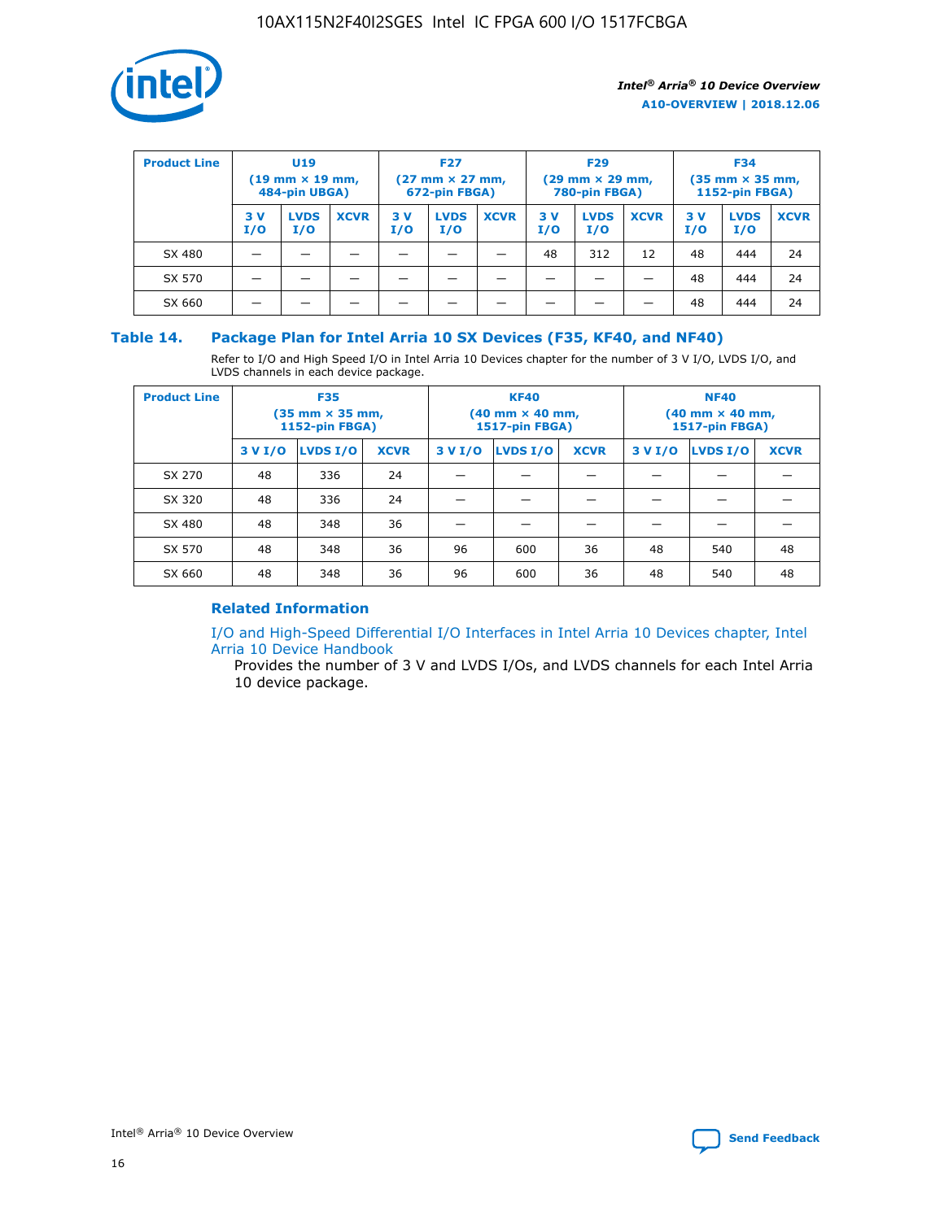| Product Line | U19 (19 mm × 19 mm, 484-pin UBGA) | | | F27 (27 mm × 27 mm, 672-pin FBGA) | | | F29 (29 mm × 29 mm, 780-pin FBGA) | | | F34 (35 mm × 35 mm, 1152-pin FBGA) | | |
|---|---|---|---|---|---|---|---|---|---|---|---|---|
| | 3 V I/O | LVDS I/O | XCVR | 3 V I/O | LVDS I/O | XCVR | 3 V I/O | LVDS I/O | XCVR | 3 V I/O | LVDS I/O | XCVR |
| SX 480 | — | — | — | — | — | — | 48 | 312 | 12 | 48 | 444 | 24 |
| SX 570 | — | — | — | — | — | — | — | — | — | 48 | 444 | 24 |
| SX 660 | — | — | — | — | — | — | — | — | — | 48 | 444 | 24 |

## Table 14. Package Plan for Intel Arria 10 SX Devices (F35, KF40, and NF40)

Refer to I/O and High Speed I/O in Intel Arria 10 Devices chapter for the number of 3 V I/O, LVDS I/O, and LVDS channels in each device package.

| Product Line | F35 (35 mm × 35 mm, 1152-pin FBGA) | | | KF40 (40 mm × 40 mm, 1517-pin FBGA) | | | NF40 (40 mm × 40 mm, 1517-pin FBGA) | | |
|---|---|---|---|---|---|---|---|---|---|
| | 3 V I/O | LVDS I/O | XCVR | 3 V I/O | LVDS I/O | XCVR | 3 V I/O | LVDS I/O | XCVR |
| SX 270 | 48 | 336 | 24 | — | — | — | — | — | — |
| SX 320 | 48 | 336 | 24 | — | — | — | — | — | — |
| SX 480 | 48 | 348 | 36 | — | — | — | — | — | — |
| SX 570 | 48 | 348 | 36 | 96 | 600 | 36 | 48 | 540 | 48 |
| SX 660 | 48 | 348 | 36 | 96 | 600 | 36 | 48 | 540 | 48 |

### Related Information

I/O and High-Speed Differential I/O Interfaces in Intel Arria 10 Devices chapter, Intel Arria 10 Device Handbook

Provides the number of 3 V and LVDS I/Os, and LVDS channels for each Intel Arria 10 device package.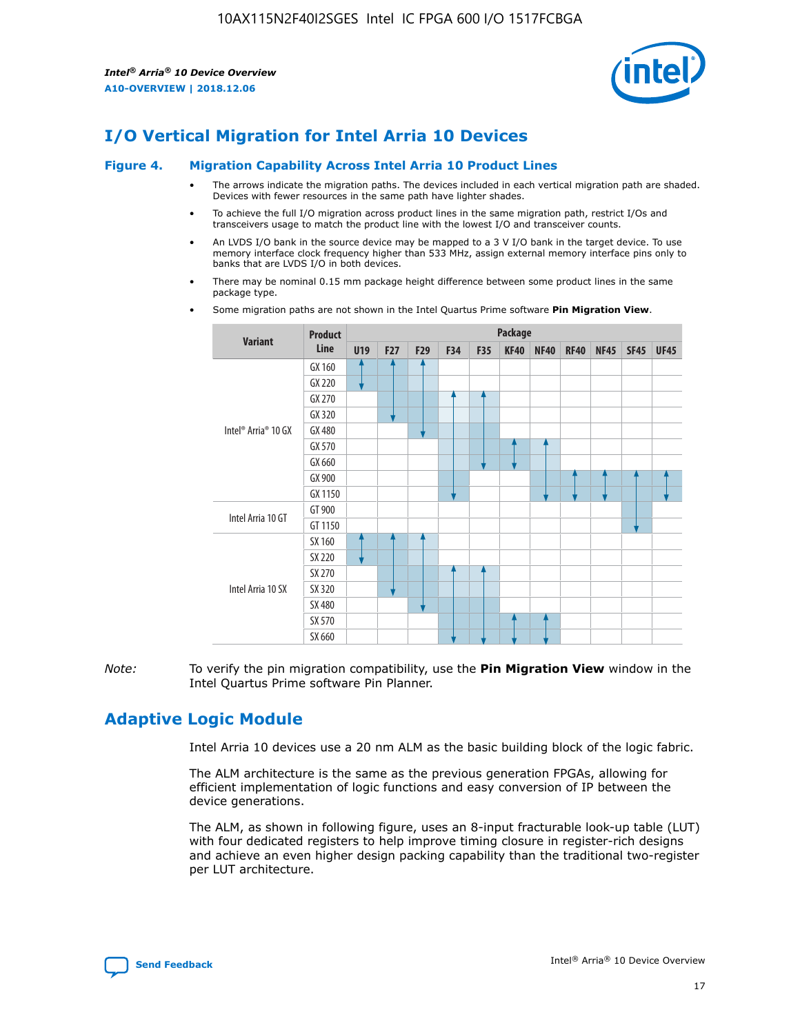# I/O Vertical Migration for Intel Arria 10 Devices

**Figure 4. Migration Capability Across Intel Arria 10 Product Lines**

- The arrows indicate the migration paths. The devices included in each vertical migration path are shaded. Devices with fewer resources in the same path have lighter shades.
- To achieve the full I/O migration across product lines in the same migration path, restrict I/Os and transceivers usage to match the product line with the lowest I/O and transceiver counts.
- An LVDS I/O bank in the source device may be mapped to a 3 V I/O bank in the target device. To use memory interface clock frequency higher than 533 MHz, assign external memory interface pins only to banks that are LVDS I/O in both devices.
- There may be nominal 0.15 mm package height difference between some product lines in the same package type.
- Some migration paths are not shown in the Intel Quartus Prime software **Pin Migration View**.

| Variant | Product Line | U19 | F27 | F29 | F34 | F35 | KF40 | NF40 | RF40 | NF45 | SF45 | UF45 |
|---|---|---|---|---|---|---|---|---|---|---|---|---|
| Intel® Arria® 10 GX | GX 160 | | | | | | | | | | | |
| | GX 220 | | | | | | | | | | | |
| | GX 270 | | | | | | | | | | | |
| | GX 320 | | | | | | | | | | | |
| | GX 480 | | | | | | | | | | | |
| | GX 570 | | | | | | | | | | | |
| | GX 660 | | | | | | | | | | | |
| | GX 900 | | | | | | | | | | | |
| | GX 1150 | | | | | | | | | | | |
| Intel Arria 10 GT | GT 900 | | | | | | | | | | | |
| | GT 1150 | | | | | | | | | | | |
| Intel Arria 10 SX | SX 160 | | | | | | | | | | | |
| | SX 220 | | | | | | | | | | | |
| | SX 270 | | | | | | | | | | | |
| | SX 320 | | | | | | | | | | | |
| | SX 480 | | | | | | | | | | | |
| | SX 570 | | | | | | | | | | | |
| | SX 660 | | | | | | | | | | | |

*Note:* To verify the pin migration compatibility, use the **Pin Migration View** window in the Intel Quartus Prime software Pin Planner.

# Adaptive Logic Module

Intel Arria 10 devices use a 20 nm ALM as the basic building block of the logic fabric.

The ALM architecture is the same as the previous generation FPGAs, allowing for efficient implementation of logic functions and easy conversion of IP between the device generations.

The ALM, as shown in following figure, uses an 8-input fracturable look-up table (LUT) with four dedicated registers to help improve timing closure in register-rich designs and achieve an even higher design packing capability than the traditional two-register per LUT architecture.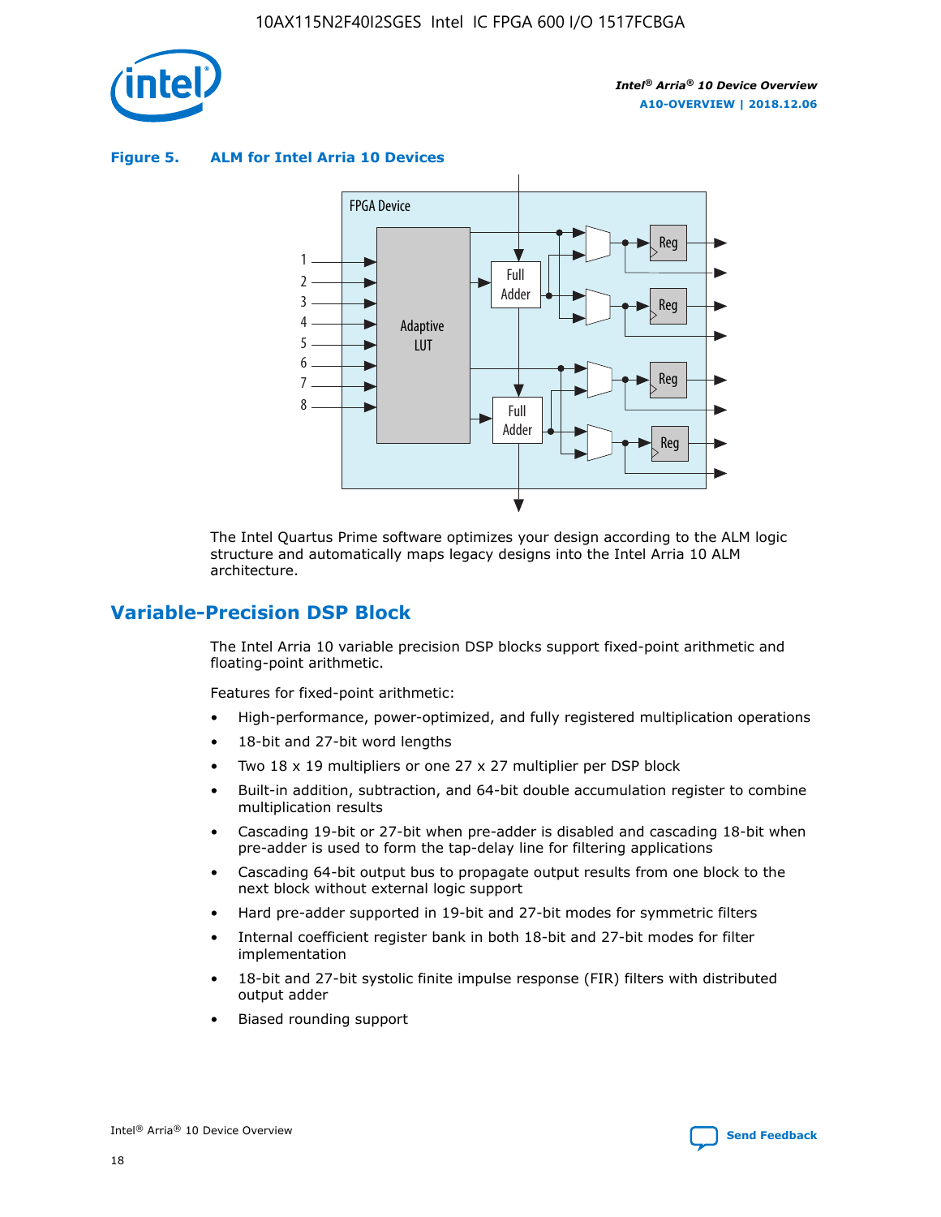**Figure 5. ALM for Intel Arria 10 Devices**

The Intel Quartus Prime software optimizes your design according to the ALM logic structure and automatically maps legacy designs into the Intel Arria 10 ALM architecture.

## Variable-Precision DSP Block

The Intel Arria 10 variable precision DSP blocks support fixed-point arithmetic and floating-point arithmetic.

Features for fixed-point arithmetic:

- High-performance, power-optimized, and fully registered multiplication operations
- 18-bit and 27-bit word lengths
- Two 18 x 19 multipliers or one 27 x 27 multiplier per DSP block
- Built-in addition, subtraction, and 64-bit double accumulation register to combine multiplication results
- Cascading 19-bit or 27-bit when pre-adder is disabled and cascading 18-bit when pre-adder is used to form the tap-delay line for filtering applications
- Cascading 64-bit output bus to propagate output results from one block to the next block without external logic support
- Hard pre-adder supported in 19-bit and 27-bit modes for symmetric filters
- Internal coefficient register bank in both 18-bit and 27-bit modes for filter implementation
- 18-bit and 27-bit systolic finite impulse response (FIR) filters with distributed output adder
- Biased rounding support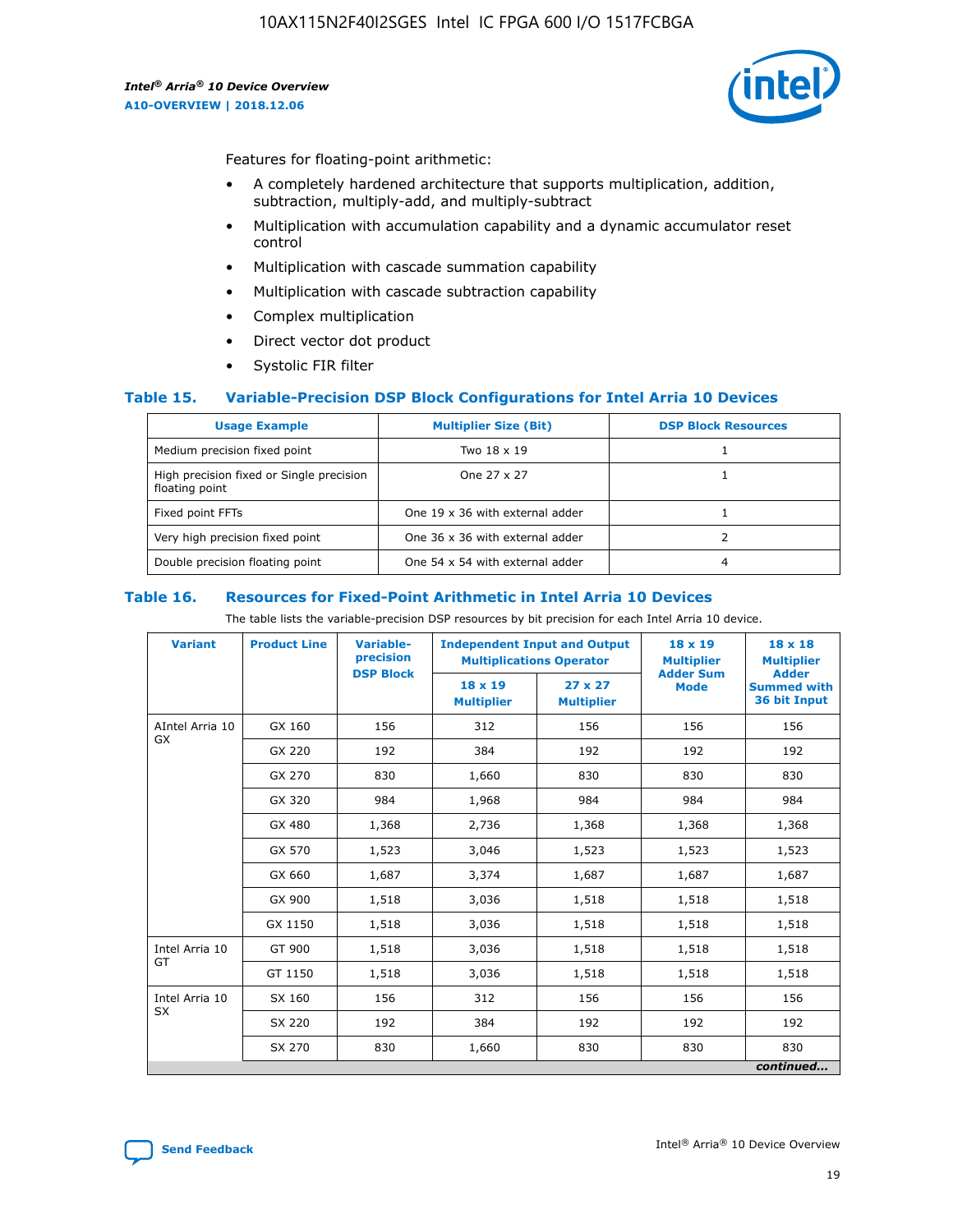Features for floating-point arithmetic:

- A completely hardened architecture that supports multiplication, addition, subtraction, multiply-add, and multiply-subtract
- Multiplication with accumulation capability and a dynamic accumulator reset control
- Multiplication with cascade summation capability
- Multiplication with cascade subtraction capability
- Complex multiplication
- Direct vector dot product
- Systolic FIR filter

### Table 15. Variable-Precision DSP Block Configurations for Intel Arria 10 Devices

| Usage Example | Multiplier Size (Bit) | DSP Block Resources |
|---|---|---|
| Medium precision fixed point | Two 18 x 19 | 1 |
| High precision fixed or Single precision floating point | One 27 x 27 | 1 |
| Fixed point FFTs | One 19 x 36 with external adder | 1 |
| Very high precision fixed point | One 36 x 36 with external adder | 2 |
| Double precision floating point | One 54 x 54 with external adder | 4 |

### Table 16. Resources for Fixed-Point Arithmetic in Intel Arria 10 Devices

The table lists the variable-precision DSP resources by bit precision for each Intel Arria 10 device.

| Variant | Product Line | Variable-precision DSP Block | Independent Input and Output Multiplications Operator | | 18 x 19 Multiplier Adder Sum Mode | 18 x 18 Multiplier Adder Summed with 36 bit Input |
|---|---|---|---|---|---|---|
| | | | 18 x 19 Multiplier | 27 x 27 Multiplier | | |
| AIntel Arria 10 GX | GX 160 | 156 | 312 | 156 | 156 | 156 |
| | GX 220 | 192 | 384 | 192 | 192 | 192 |
| | GX 270 | 830 | 1,660 | 830 | 830 | 830 |
| | GX 320 | 984 | 1,968 | 984 | 984 | 984 |
| | GX 480 | 1,368 | 2,736 | 1,368 | 1,368 | 1,368 |
| | GX 570 | 1,523 | 3,046 | 1,523 | 1,523 | 1,523 |
| | GX 660 | 1,687 | 3,374 | 1,687 | 1,687 | 1,687 |
| | GX 900 | 1,518 | 3,036 | 1,518 | 1,518 | 1,518 |
| | GX 1150 | 1,518 | 3,036 | 1,518 | 1,518 | 1,518 |
| Intel Arria 10 GT | GT 900 | 1,518 | 3,036 | 1,518 | 1,518 | 1,518 |
| | GT 1150 | 1,518 | 3,036 | 1,518 | 1,518 | 1,518 |
| Intel Arria 10 SX | SX 160 | 156 | 312 | 156 | 156 | 156 |
| | SX 220 | 192 | 384 | 192 | 192 | 192 |
| | SX 270 | 830 | 1,660 | 830 | 830 | 830 |

*continued...*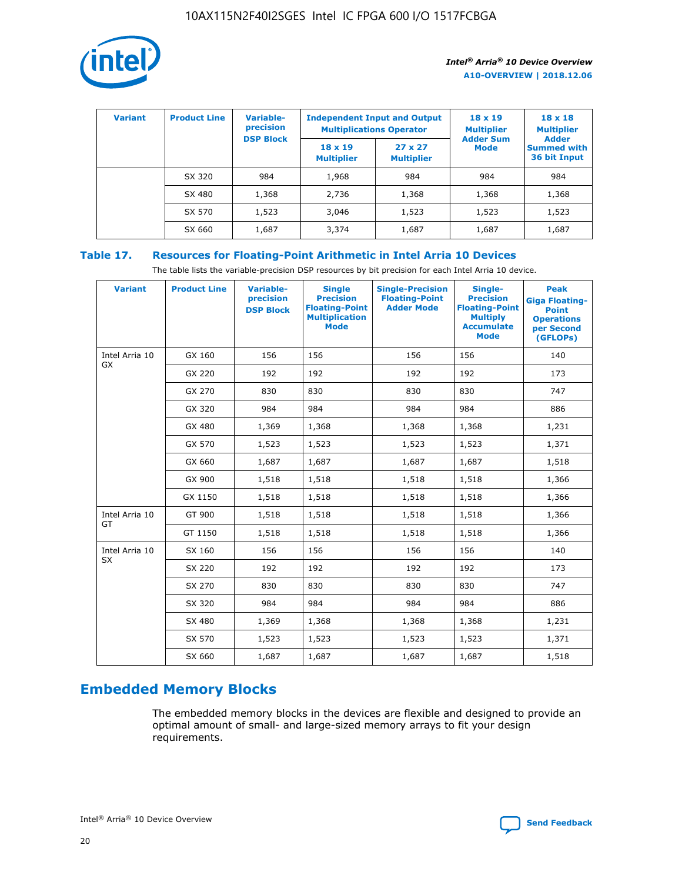| Variant | Product Line | Variable-precision DSP Block | Independent Input and Output Multiplications Operator | | 18 x 19 Multiplier Adder Sum Mode | 18 x 18 Multiplier Adder Summed with 36 bit Input |
|---|---|---|---|---|---|---|
| | | | 18 x 19 Multiplier | 27 x 27 Multiplier | | |
| | SX 320 | 984 | 1,968 | 984 | 984 | 984 |
| | SX 480 | 1,368 | 2,736 | 1,368 | 1,368 | 1,368 |
| | SX 570 | 1,523 | 3,046 | 1,523 | 1,523 | 1,523 |
| | SX 660 | 1,687 | 3,374 | 1,687 | 1,687 | 1,687 |

**Table 17. Resources for Floating-Point Arithmetic in Intel Arria 10 Devices**

The table lists the variable-precision DSP resources by bit precision for each Intel Arria 10 device.

| Variant | Product Line | Variable-precision DSP Block | Single Precision Floating-Point Multiplication Mode | Single-Precision Floating-Point Adder Mode | Single-Precision Floating-Point Multiply Accumulate Mode | Peak Giga Floating-Point Operations per Second (GFLOPs) |
|---|---|---|---|---|---|---|
| Intel Arria 10 GX | GX 160 | 156 | 156 | 156 | 156 | 140 |
| | GX 220 | 192 | 192 | 192 | 192 | 173 |
| | GX 270 | 830 | 830 | 830 | 830 | 747 |
| | GX 320 | 984 | 984 | 984 | 984 | 886 |
| | GX 480 | 1,369 | 1,368 | 1,368 | 1,368 | 1,231 |
| | GX 570 | 1,523 | 1,523 | 1,523 | 1,523 | 1,371 |
| | GX 660 | 1,687 | 1,687 | 1,687 | 1,687 | 1,518 |
| | GX 900 | 1,518 | 1,518 | 1,518 | 1,518 | 1,366 |
| | GX 1150 | 1,518 | 1,518 | 1,518 | 1,518 | 1,366 |
| Intel Arria 10 GT | GT 900 | 1,518 | 1,518 | 1,518 | 1,518 | 1,366 |
| | GT 1150 | 1,518 | 1,518 | 1,518 | 1,518 | 1,366 |
| Intel Arria 10 SX | SX 160 | 156 | 156 | 156 | 156 | 140 |
| | SX 220 | 192 | 192 | 192 | 192 | 173 |
| | SX 270 | 830 | 830 | 830 | 830 | 747 |
| | SX 320 | 984 | 984 | 984 | 984 | 886 |
| | SX 480 | 1,369 | 1,368 | 1,368 | 1,368 | 1,231 |
| | SX 570 | 1,523 | 1,523 | 1,523 | 1,523 | 1,371 |
| | SX 660 | 1,687 | 1,687 | 1,687 | 1,687 | 1,518 |

## Embedded Memory Blocks

The embedded memory blocks in the devices are flexible and designed to provide an optimal amount of small- and large-sized memory arrays to fit your design requirements.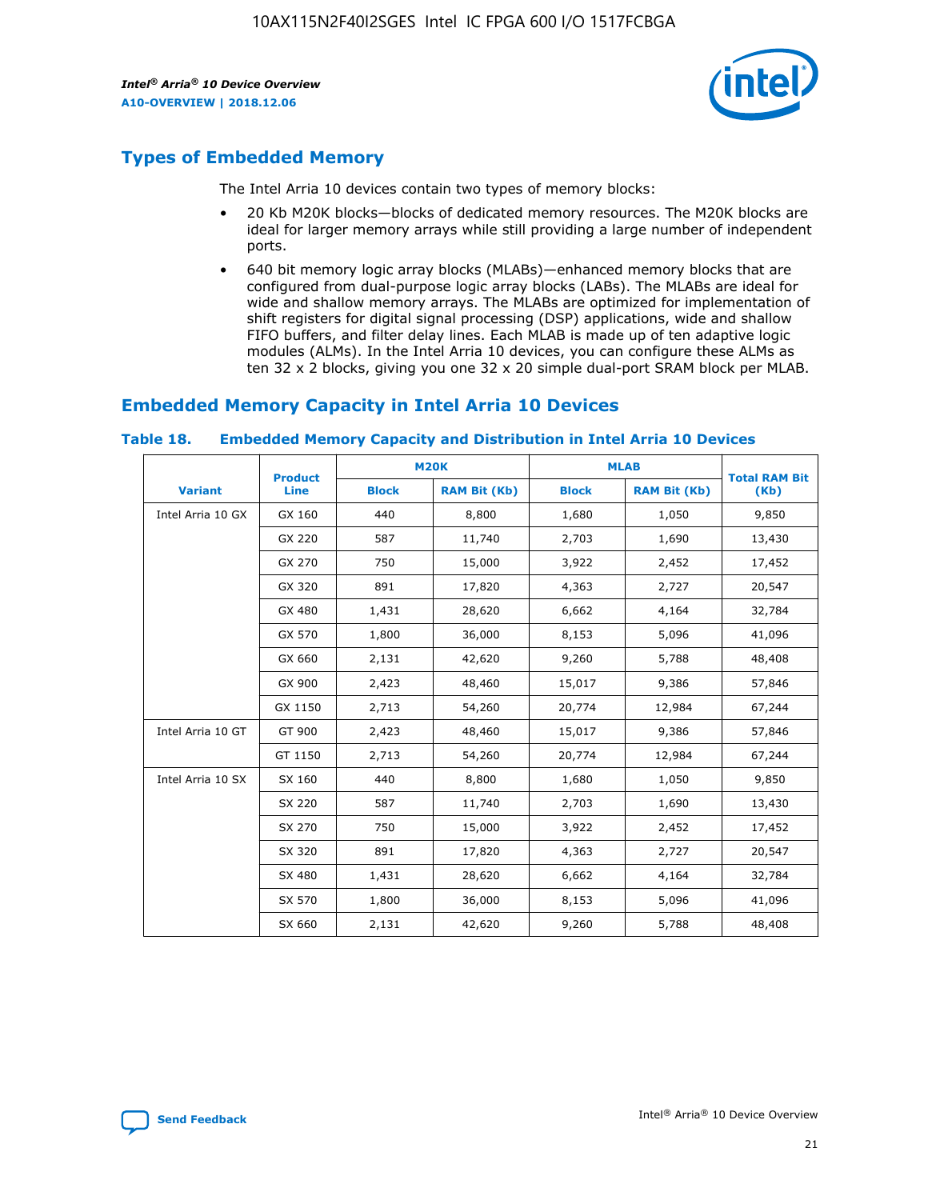## Types of Embedded Memory

The Intel Arria 10 devices contain two types of memory blocks:

- 20 Kb M20K blocks—blocks of dedicated memory resources. The M20K blocks are ideal for larger memory arrays while still providing a large number of independent ports.
- 640 bit memory logic array blocks (MLABs)—enhanced memory blocks that are configured from dual-purpose logic array blocks (LABs). The MLABs are ideal for wide and shallow memory arrays. The MLABs are optimized for implementation of shift registers for digital signal processing (DSP) applications, wide and shallow FIFO buffers, and filter delay lines. Each MLAB is made up of ten adaptive logic modules (ALMs). In the Intel Arria 10 devices, you can configure these ALMs as ten 32 x 2 blocks, giving you one 32 x 20 simple dual-port SRAM block per MLAB.

## Embedded Memory Capacity in Intel Arria 10 Devices

### Table 18. Embedded Memory Capacity and Distribution in Intel Arria 10 Devices

| Variant | Product Line | M20K | | MLAB | | Total RAM Bit (Kb) |
|---|---|---|---|---|---|---|
| | | Block | RAM Bit (Kb) | Block | RAM Bit (Kb) | |
| Intel Arria 10 GX | GX 160 | 440 | 8,800 | 1,680 | 1,050 | 9,850 |
| | GX 220 | 587 | 11,740 | 2,703 | 1,690 | 13,430 |
| | GX 270 | 750 | 15,000 | 3,922 | 2,452 | 17,452 |
| | GX 320 | 891 | 17,820 | 4,363 | 2,727 | 20,547 |
| | GX 480 | 1,431 | 28,620 | 6,662 | 4,164 | 32,784 |
| | GX 570 | 1,800 | 36,000 | 8,153 | 5,096 | 41,096 |
| | GX 660 | 2,131 | 42,620 | 9,260 | 5,788 | 48,408 |
| | GX 900 | 2,423 | 48,460 | 15,017 | 9,386 | 57,846 |
| | GX 1150 | 2,713 | 54,260 | 20,774 | 12,984 | 67,244 |
| Intel Arria 10 GT | GT 900 | 2,423 | 48,460 | 15,017 | 9,386 | 57,846 |
| | GT 1150 | 2,713 | 54,260 | 20,774 | 12,984 | 67,244 |
| Intel Arria 10 SX | SX 160 | 440 | 8,800 | 1,680 | 1,050 | 9,850 |
| | SX 220 | 587 | 11,740 | 2,703 | 1,690 | 13,430 |
| | SX 270 | 750 | 15,000 | 3,922 | 2,452 | 17,452 |
| | SX 320 | 891 | 17,820 | 4,363 | 2,727 | 20,547 |
| | SX 480 | 1,431 | 28,620 | 6,662 | 4,164 | 32,784 |
| | SX 570 | 1,800 | 36,000 | 8,153 | 5,096 | 41,096 |
| | SX 660 | 2,131 | 42,620 | 9,260 | 5,788 | 48,408 |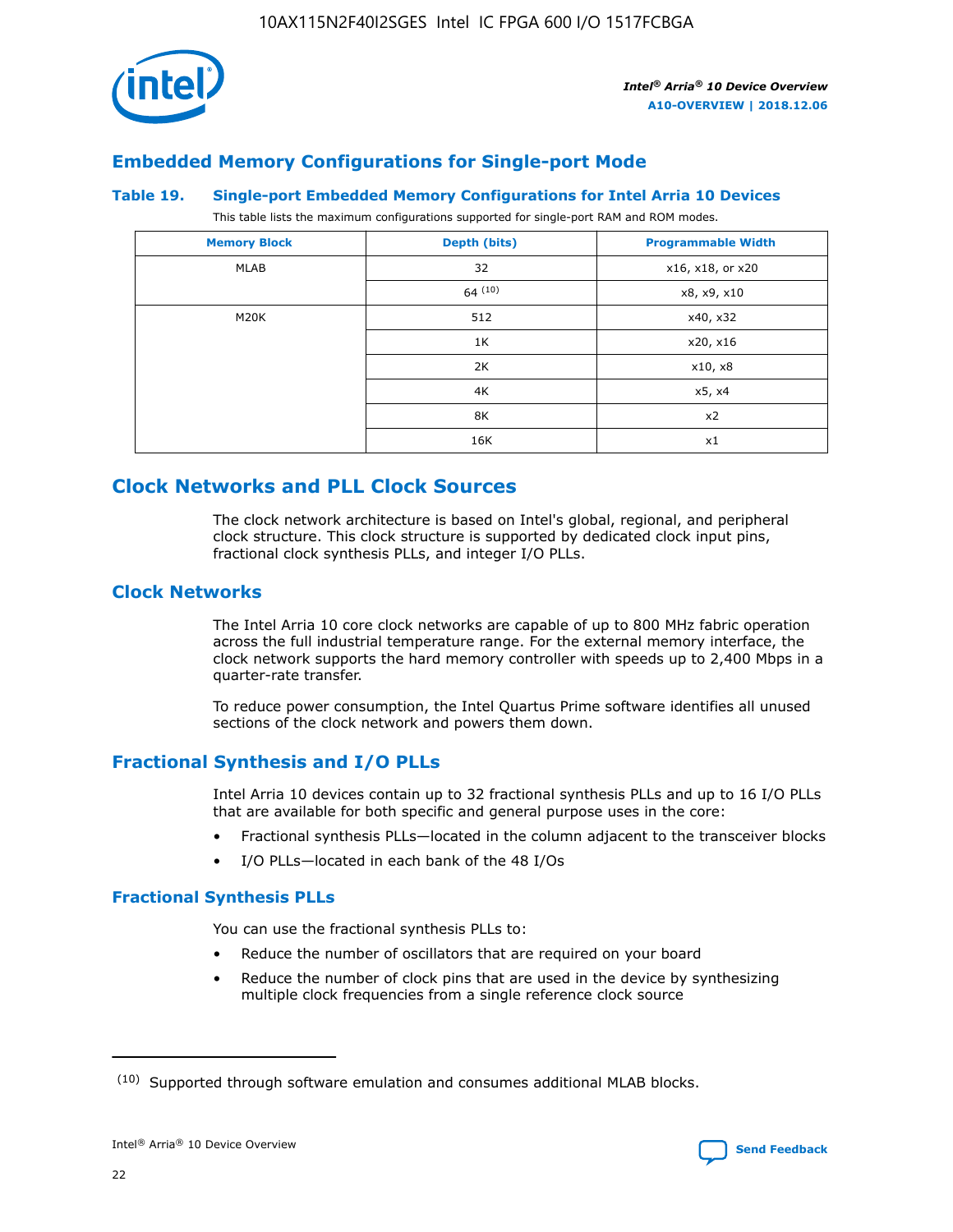## Embedded Memory Configurations for Single-port Mode

**Table 19. Single-port Embedded Memory Configurations for Intel Arria 10 Devices**

This table lists the maximum configurations supported for single-port RAM and ROM modes.

| Memory Block | Depth (bits) | Programmable Width |
|---|---|---|
| MLAB | 32 | x16, x18, or x20 |
| | 64 [(10)] | x8, x9, x10 |
| M20K | 512 | x40, x32 |
| | 1K | x20, x16 |
| | 2K | x10, x8 |
| | 4K | x5, x4 |
| | 8K | x2 |
| | 16K | x1 |

# Clock Networks and PLL Clock Sources

The clock network architecture is based on Intel's global, regional, and peripheral clock structure. This clock structure is supported by dedicated clock input pins, fractional clock synthesis PLLs, and integer I/O PLLs.

## Clock Networks

The Intel Arria 10 core clock networks are capable of up to 800 MHz fabric operation across the full industrial temperature range. For the external memory interface, the clock network supports the hard memory controller with speeds up to 2,400 Mbps in a quarter-rate transfer.

To reduce power consumption, the Intel Quartus Prime software identifies all unused sections of the clock network and powers them down.

## Fractional Synthesis and I/O PLLs

Intel Arria 10 devices contain up to 32 fractional synthesis PLLs and up to 16 I/O PLLs that are available for both specific and general purpose uses in the core:

- Fractional synthesis PLLs—located in the column adjacent to the transceiver blocks
- I/O PLLs—located in each bank of the 48 I/Os

### Fractional Synthesis PLLs

You can use the fractional synthesis PLLs to:

- Reduce the number of oscillators that are required on your board
- Reduce the number of clock pins that are used in the device by synthesizing multiple clock frequencies from a single reference clock source

(10) Supported through software emulation and consumes additional MLAB blocks.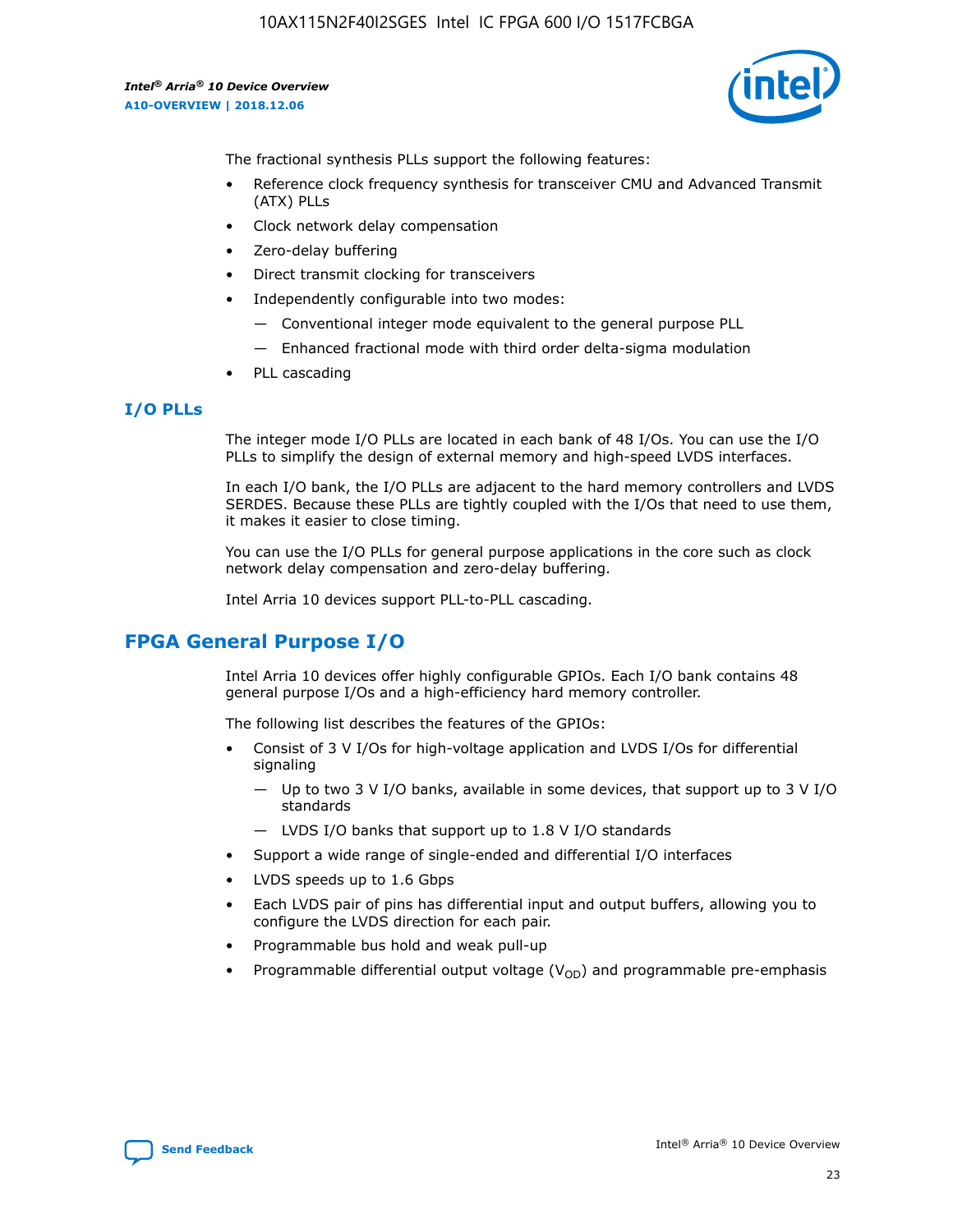The fractional synthesis PLLs support the following features:

- Reference clock frequency synthesis for transceiver CMU and Advanced Transmit (ATX) PLLs
- Clock network delay compensation
- Zero-delay buffering
- Direct transmit clocking for transceivers
- Independently configurable into two modes:
  - — Conventional integer mode equivalent to the general purpose PLL
  - — Enhanced fractional mode with third order delta-sigma modulation
- PLL cascading

### I/O PLLs

The integer mode I/O PLLs are located in each bank of 48 I/Os. You can use the I/O PLLs to simplify the design of external memory and high-speed LVDS interfaces.

In each I/O bank, the I/O PLLs are adjacent to the hard memory controllers and LVDS SERDES. Because these PLLs are tightly coupled with the I/Os that need to use them, it makes it easier to close timing.

You can use the I/O PLLs for general purpose applications in the core such as clock network delay compensation and zero-delay buffering.

Intel Arria 10 devices support PLL-to-PLL cascading.

## FPGA General Purpose I/O

Intel Arria 10 devices offer highly configurable GPIOs. Each I/O bank contains 48 general purpose I/Os and a high-efficiency hard memory controller.

The following list describes the features of the GPIOs:

- Consist of 3 V I/Os for high-voltage application and LVDS I/Os for differential signaling
  - — Up to two 3 V I/O banks, available in some devices, that support up to 3 V I/O standards
  - — LVDS I/O banks that support up to 1.8 V I/O standards
- Support a wide range of single-ended and differential I/O interfaces
- LVDS speeds up to 1.6 Gbps
- Each LVDS pair of pins has differential input and output buffers, allowing you to configure the LVDS direction for each pair.
- Programmable bus hold and weak pull-up
- Programmable differential output voltage ($V_{OD}$) and programmable pre-emphasis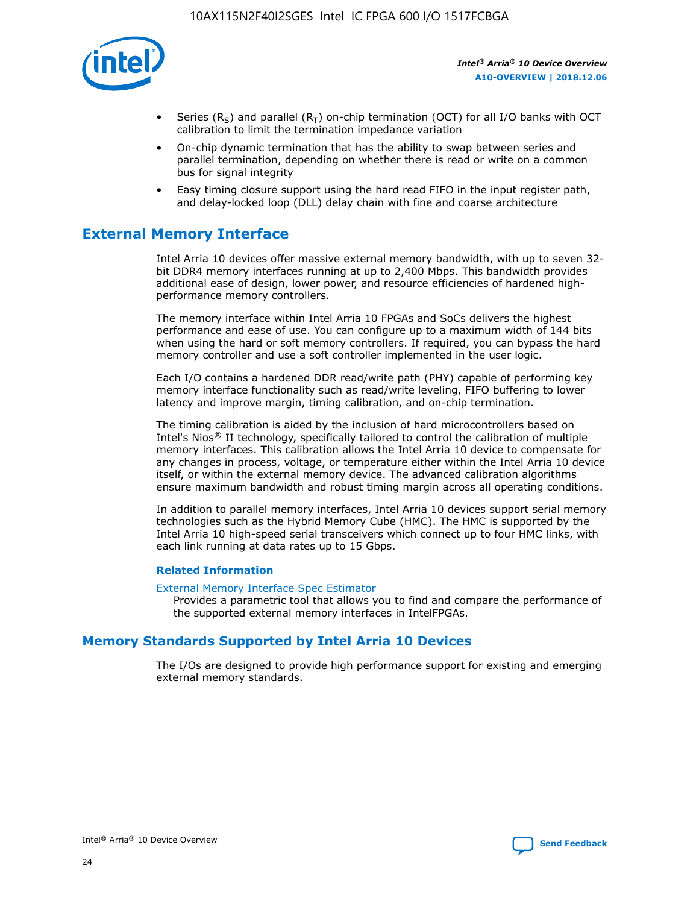- Series ($R_S$) and parallel ($R_T$) on-chip termination (OCT) for all I/O banks with OCT calibration to limit the termination impedance variation
- On-chip dynamic termination that has the ability to swap between series and parallel termination, depending on whether there is read or write on a common bus for signal integrity
- Easy timing closure support using the hard read FIFO in the input register path, and delay-locked loop (DLL) delay chain with fine and coarse architecture

## External Memory Interface

Intel Arria 10 devices offer massive external memory bandwidth, with up to seven 32-bit DDR4 memory interfaces running at up to 2,400 Mbps. This bandwidth provides additional ease of design, lower power, and resource efficiencies of hardened high-performance memory controllers.

The memory interface within Intel Arria 10 FPGAs and SoCs delivers the highest performance and ease of use. You can configure up to a maximum width of 144 bits when using the hard or soft memory controllers. If required, you can bypass the hard memory controller and use a soft controller implemented in the user logic.

Each I/O contains a hardened DDR read/write path (PHY) capable of performing key memory interface functionality such as read/write leveling, FIFO buffering to lower latency and improve margin, timing calibration, and on-chip termination.

The timing calibration is aided by the inclusion of hard microcontrollers based on Intel's Nios® II technology, specifically tailored to control the calibration of multiple memory interfaces. This calibration allows the Intel Arria 10 device to compensate for any changes in process, voltage, or temperature either within the Intel Arria 10 device itself, or within the external memory device. The advanced calibration algorithms ensure maximum bandwidth and robust timing margin across all operating conditions.

In addition to parallel memory interfaces, Intel Arria 10 devices support serial memory technologies such as the Hybrid Memory Cube (HMC). The HMC is supported by the Intel Arria 10 high-speed serial transceivers which connect up to four HMC links, with each link running at data rates up to 15 Gbps.

### Related Information

External Memory Interface Spec Estimator
Provides a parametric tool that allows you to find and compare the performance of the supported external memory interfaces in IntelFPGAs.

## Memory Standards Supported by Intel Arria 10 Devices

The I/Os are designed to provide high performance support for existing and emerging external memory standards.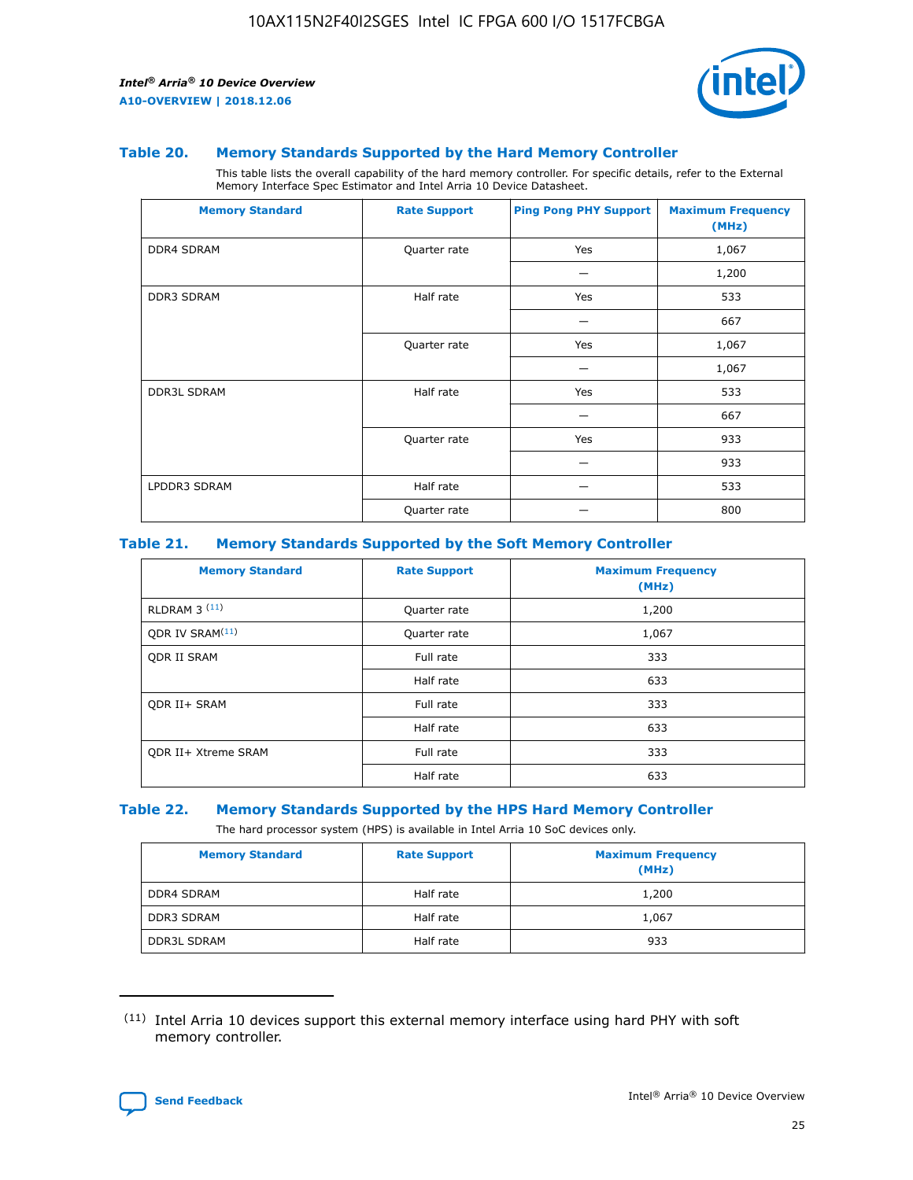### Table 20. Memory Standards Supported by the Hard Memory Controller

This table lists the overall capability of the hard memory controller. For specific details, refer to the External Memory Interface Spec Estimator and Intel Arria 10 Device Datasheet.

| Memory Standard | Rate Support | Ping Pong PHY Support | Maximum Frequency (MHz) |
|---|---|---|---|
| DDR4 SDRAM | Quarter rate | Yes | 1,067 |
| | | — | 1,200 |
| DDR3 SDRAM | Half rate | Yes | 533 |
| | | — | 667 |
| | Quarter rate | Yes | 1,067 |
| | | — | 1,067 |
| DDR3L SDRAM | Half rate | Yes | 533 |
| | | — | 667 |
| | Quarter rate | Yes | 933 |
| | | — | 933 |
| LPDDR3 SDRAM | Half rate | — | 533 |
| | Quarter rate | — | 800 |

### Table 21. Memory Standards Supported by the Soft Memory Controller

| Memory Standard | Rate Support | Maximum Frequency (MHz) |
|---|---|---|
| RLDRAM 3 [(11)] | Quarter rate | 1,200 |
| QDR IV SRAM[(11)] | Quarter rate | 1,067 |
| QDR II SRAM | Full rate | 333 |
| | Half rate | 633 |
| QDR II+ SRAM | Full rate | 333 |
| | Half rate | 633 |
| QDR II+ Xtreme SRAM | Full rate | 333 |
| | Half rate | 633 |

### Table 22. Memory Standards Supported by the HPS Hard Memory Controller

The hard processor system (HPS) is available in Intel Arria 10 SoC devices only.

| Memory Standard | Rate Support | Maximum Frequency (MHz) |
|---|---|---|
| DDR4 SDRAM | Half rate | 1,200 |
| DDR3 SDRAM | Half rate | 1,067 |
| DDR3L SDRAM | Half rate | 933 |

(11) Intel Arria 10 devices support this external memory interface using hard PHY with soft memory controller.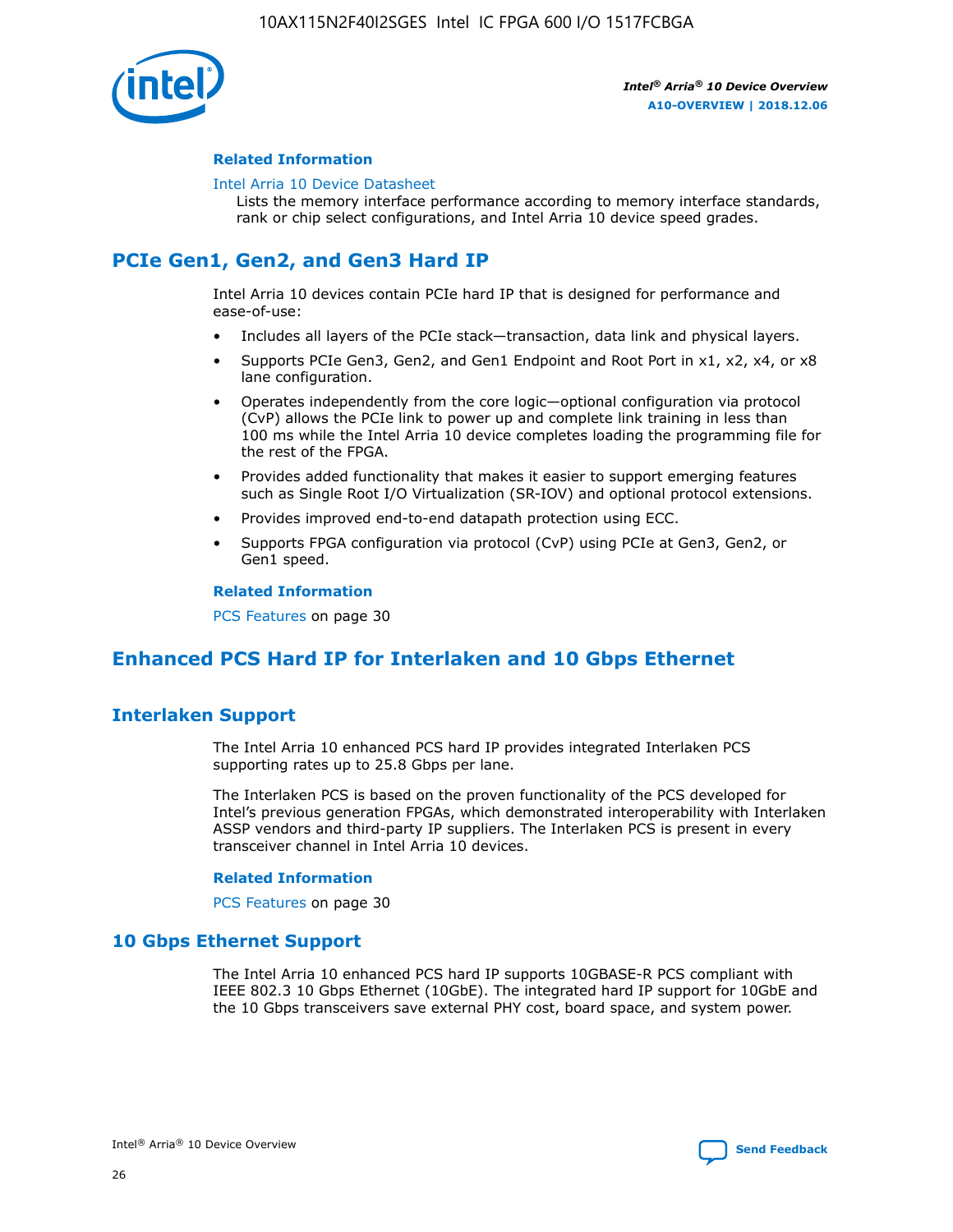#### Related Information

Intel Arria 10 Device Datasheet
Lists the memory interface performance according to memory interface standards, rank or chip select configurations, and Intel Arria 10 device speed grades.

## PCIe Gen1, Gen2, and Gen3 Hard IP

Intel Arria 10 devices contain PCIe hard IP that is designed for performance and ease-of-use:

- Includes all layers of the PCIe stack—transaction, data link and physical layers.
- Supports PCIe Gen3, Gen2, and Gen1 Endpoint and Root Port in x1, x2, x4, or x8 lane configuration.
- Operates independently from the core logic—optional configuration via protocol (CvP) allows the PCIe link to power up and complete link training in less than 100 ms while the Intel Arria 10 device completes loading the programming file for the rest of the FPGA.
- Provides added functionality that makes it easier to support emerging features such as Single Root I/O Virtualization (SR-IOV) and optional protocol extensions.
- Provides improved end-to-end datapath protection using ECC.
- Supports FPGA configuration via protocol (CvP) using PCIe at Gen3, Gen2, or Gen1 speed.

#### Related Information

PCS Features on page 30

## Enhanced PCS Hard IP for Interlaken and 10 Gbps Ethernet

### Interlaken Support

The Intel Arria 10 enhanced PCS hard IP provides integrated Interlaken PCS supporting rates up to 25.8 Gbps per lane.

The Interlaken PCS is based on the proven functionality of the PCS developed for Intel's previous generation FPGAs, which demonstrated interoperability with Interlaken ASSP vendors and third-party IP suppliers. The Interlaken PCS is present in every transceiver channel in Intel Arria 10 devices.

#### Related Information

PCS Features on page 30

### 10 Gbps Ethernet Support

The Intel Arria 10 enhanced PCS hard IP supports 10GBASE-R PCS compliant with IEEE 802.3 10 Gbps Ethernet (10GbE). The integrated hard IP support for 10GbE and the 10 Gbps transceivers save external PHY cost, board space, and system power.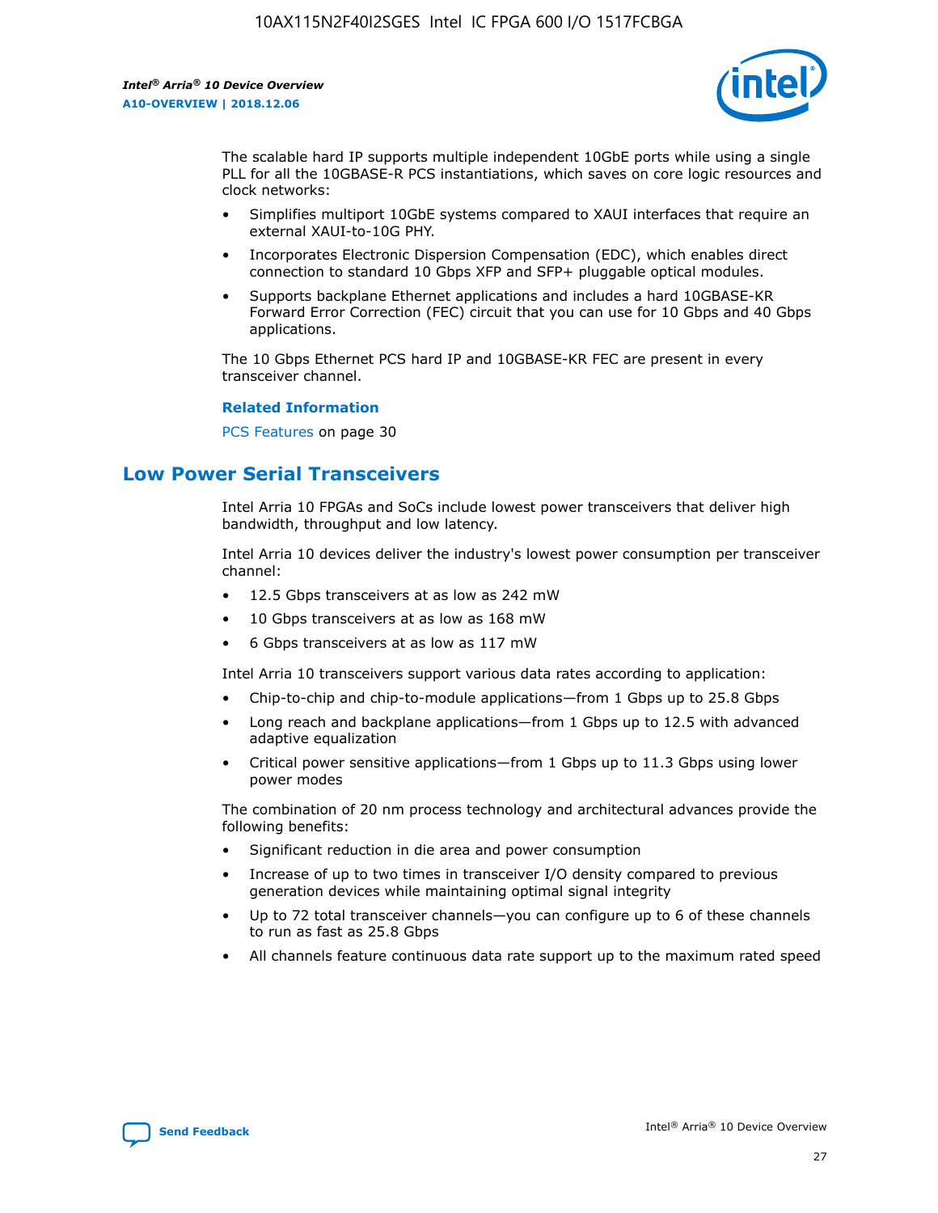The scalable hard IP supports multiple independent 10GbE ports while using a single PLL for all the 10GBASE-R PCS instantiations, which saves on core logic resources and clock networks:

- Simplifies multiport 10GbE systems compared to XAUI interfaces that require an external XAUI-to-10G PHY.
- Incorporates Electronic Dispersion Compensation (EDC), which enables direct connection to standard 10 Gbps XFP and SFP+ pluggable optical modules.
- Supports backplane Ethernet applications and includes a hard 10GBASE-KR Forward Error Correction (FEC) circuit that you can use for 10 Gbps and 40 Gbps applications.

The 10 Gbps Ethernet PCS hard IP and 10GBASE-KR FEC are present in every transceiver channel.

**Related Information**

PCS Features on page 30

## Low Power Serial Transceivers

Intel Arria 10 FPGAs and SoCs include lowest power transceivers that deliver high bandwidth, throughput and low latency.

Intel Arria 10 devices deliver the industry's lowest power consumption per transceiver channel:

- 12.5 Gbps transceivers at as low as 242 mW
- 10 Gbps transceivers at as low as 168 mW
- 6 Gbps transceivers at as low as 117 mW

Intel Arria 10 transceivers support various data rates according to application:

- Chip-to-chip and chip-to-module applications—from 1 Gbps up to 25.8 Gbps
- Long reach and backplane applications—from 1 Gbps up to 12.5 with advanced adaptive equalization
- Critical power sensitive applications—from 1 Gbps up to 11.3 Gbps using lower power modes

The combination of 20 nm process technology and architectural advances provide the following benefits:

- Significant reduction in die area and power consumption
- Increase of up to two times in transceiver I/O density compared to previous generation devices while maintaining optimal signal integrity
- Up to 72 total transceiver channels—you can configure up to 6 of these channels to run as fast as 25.8 Gbps
- All channels feature continuous data rate support up to the maximum rated speed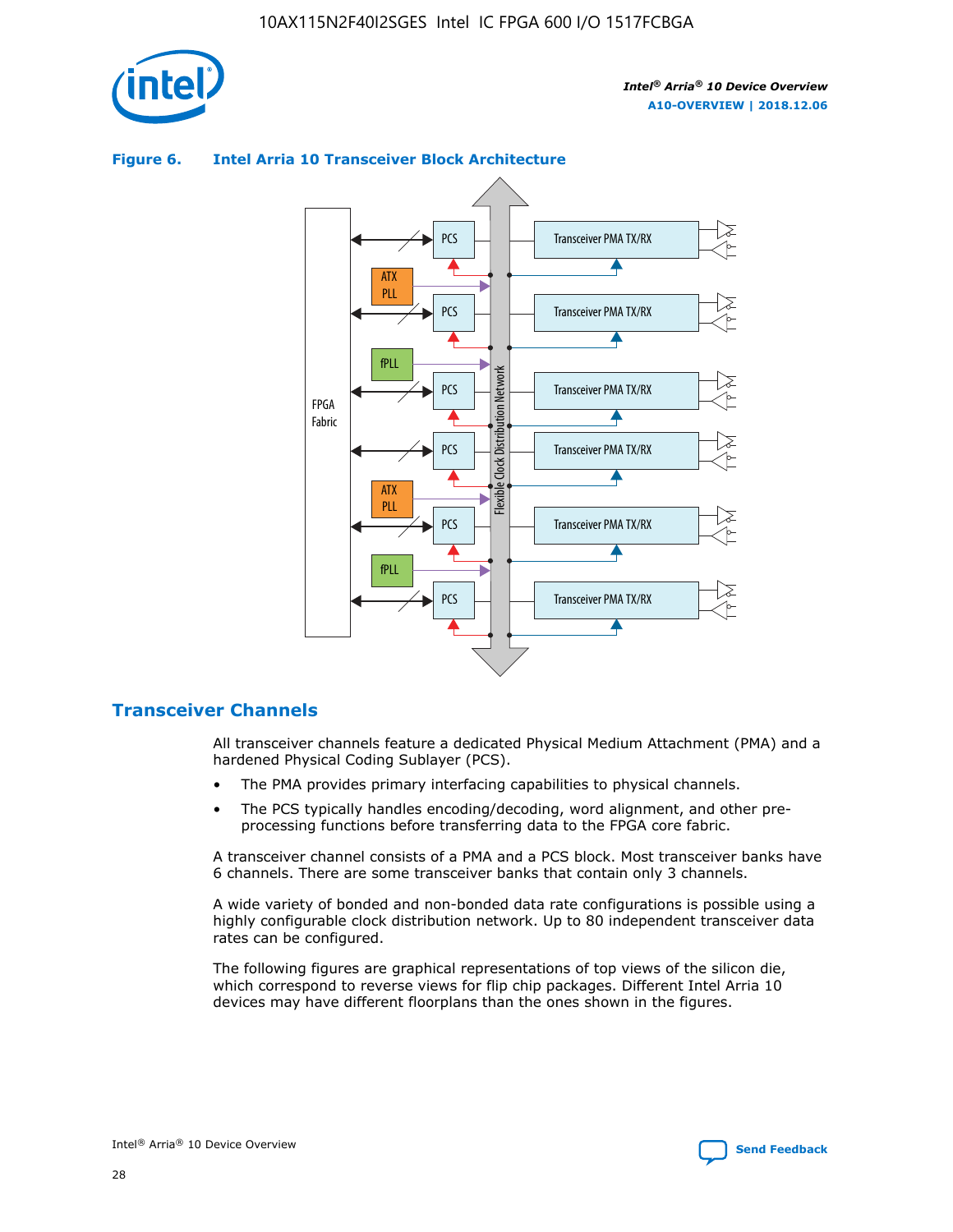**Figure 6. Intel Arria 10 Transceiver Block Architecture**

## Transceiver Channels

All transceiver channels feature a dedicated Physical Medium Attachment (PMA) and a hardened Physical Coding Sublayer (PCS).

- The PMA provides primary interfacing capabilities to physical channels.
- The PCS typically handles encoding/decoding, word alignment, and other pre-processing functions before transferring data to the FPGA core fabric.

A transceiver channel consists of a PMA and a PCS block. Most transceiver banks have 6 channels. There are some transceiver banks that contain only 3 channels.

A wide variety of bonded and non-bonded data rate configurations is possible using a highly configurable clock distribution network. Up to 80 independent transceiver data rates can be configured.

The following figures are graphical representations of top views of the silicon die, which correspond to reverse views for flip chip packages. Different Intel Arria 10 devices may have different floorplans than the ones shown in the figures.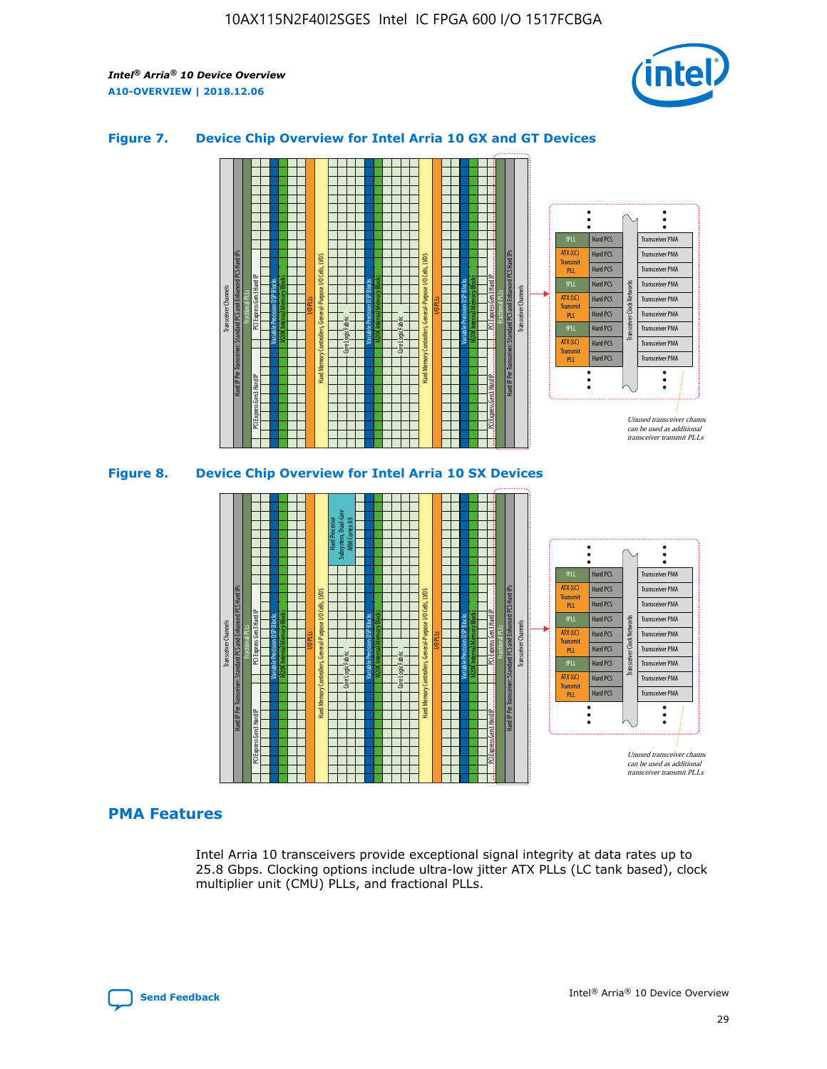### Figure 7. Device Chip Overview for Intel Arria 10 GX and GT Devices

### Figure 8. Device Chip Overview for Intel Arria 10 SX Devices

## PMA Features

Intel Arria 10 transceivers provide exceptional signal integrity at data rates up to 25.8 Gbps. Clocking options include ultra-low jitter ATX PLLs (LC tank based), clock multiplier unit (CMU) PLLs, and fractional PLLs.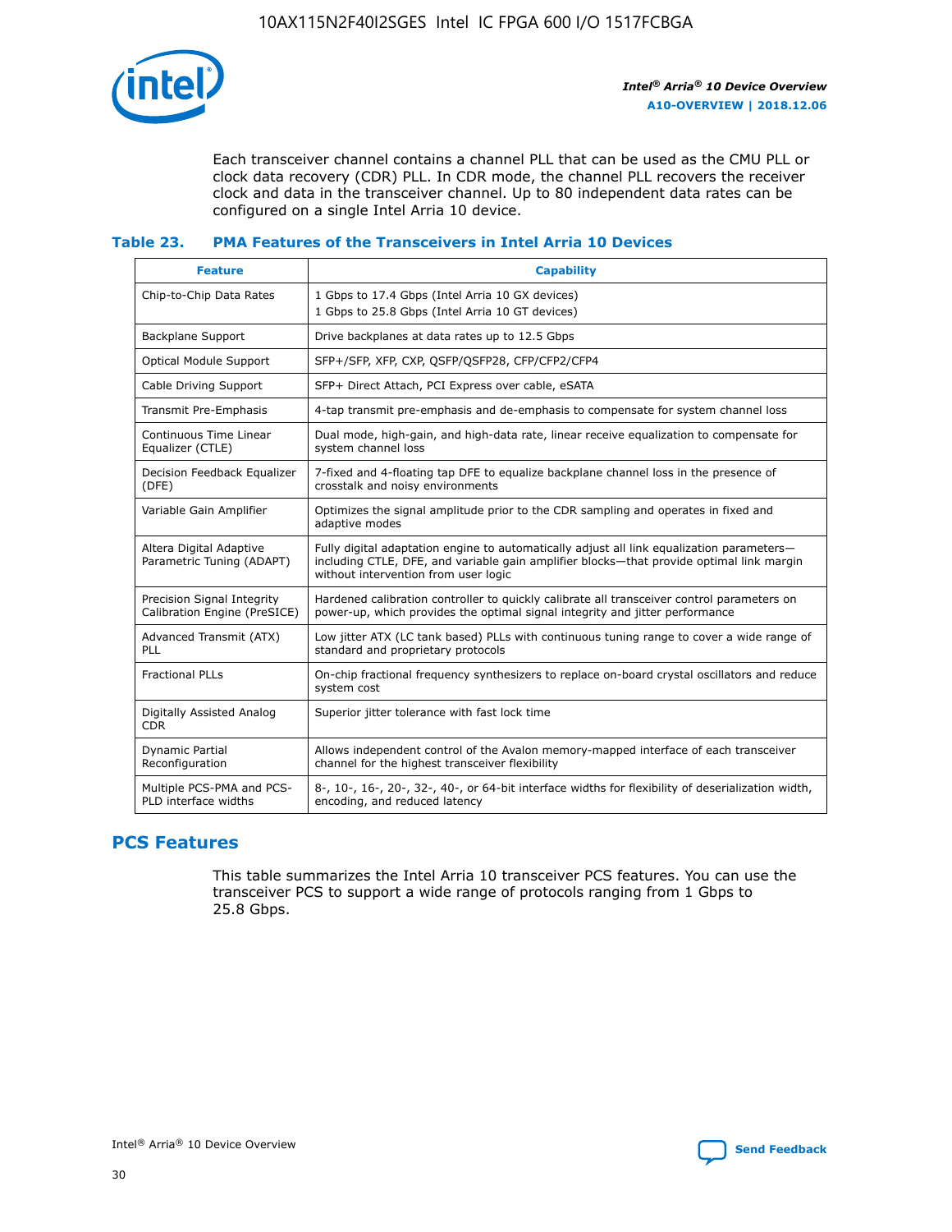Each transceiver channel contains a channel PLL that can be used as the CMU PLL or clock data recovery (CDR) PLL. In CDR mode, the channel PLL recovers the receiver clock and data in the transceiver channel. Up to 80 independent data rates can be configured on a single Intel Arria 10 device.

### Table 23. PMA Features of the Transceivers in Intel Arria 10 Devices

| Feature | Capability |
| --- | --- |
| Chip-to-Chip Data Rates | 1 Gbps to 17.4 Gbps (Intel Arria 10 GX devices)<br>1 Gbps to 25.8 Gbps (Intel Arria 10 GT devices) |
| Backplane Support | Drive backplanes at data rates up to 12.5 Gbps |
| Optical Module Support | SFP+/SFP, XFP, CXP, QSFP/QSFP28, CFP/CFP2/CFP4 |
| Cable Driving Support | SFP+ Direct Attach, PCI Express over cable, eSATA |
| Transmit Pre-Emphasis | 4-tap transmit pre-emphasis and de-emphasis to compensate for system channel loss |
| Continuous Time Linear Equalizer (CTLE) | Dual mode, high-gain, and high-data rate, linear receive equalization to compensate for system channel loss |
| Decision Feedback Equalizer (DFE) | 7-fixed and 4-floating tap DFE to equalize backplane channel loss in the presence of crosstalk and noisy environments |
| Variable Gain Amplifier | Optimizes the signal amplitude prior to the CDR sampling and operates in fixed and adaptive modes |
| Altera Digital Adaptive Parametric Tuning (ADAPT) | Fully digital adaptation engine to automatically adjust all link equalization parameters—including CTLE, DFE, and variable gain amplifier blocks—that provide optimal link margin without intervention from user logic |
| Precision Signal Integrity Calibration Engine (PreSICE) | Hardened calibration controller to quickly calibrate all transceiver control parameters on power-up, which provides the optimal signal integrity and jitter performance |
| Advanced Transmit (ATX) PLL | Low jitter ATX (LC tank based) PLLs with continuous tuning range to cover a wide range of standard and proprietary protocols |
| Fractional PLLs | On-chip fractional frequency synthesizers to replace on-board crystal oscillators and reduce system cost |
| Digitally Assisted Analog CDR | Superior jitter tolerance with fast lock time |
| Dynamic Partial Reconfiguration | Allows independent control of the Avalon memory-mapped interface of each transceiver channel for the highest transceiver flexibility |
| Multiple PCS-PMA and PCS-PLD interface widths | 8-, 10-, 16-, 20-, 32-, 40-, or 64-bit interface widths for flexibility of deserialization width, encoding, and reduced latency |

## PCS Features

This table summarizes the Intel Arria 10 transceiver PCS features. You can use the transceiver PCS to support a wide range of protocols ranging from 1 Gbps to 25.8 Gbps.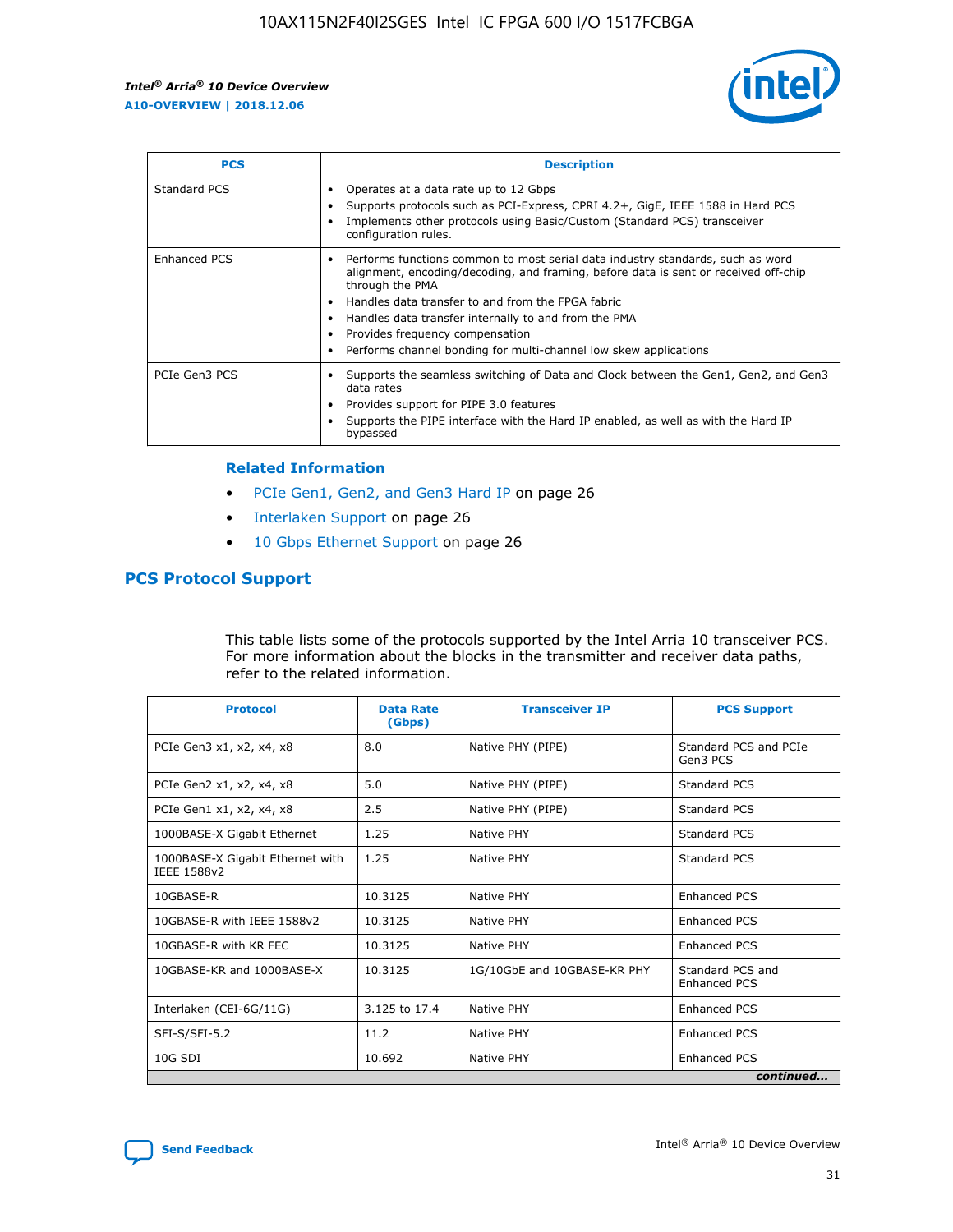| PCS | Description |
| --- | --- |
| Standard PCS | • Operates at a data rate up to 12 Gbps<br>• Supports protocols such as PCI-Express, CPRI 4.2+, GigE, IEEE 1588 in Hard PCS<br>• Implements other protocols using Basic/Custom (Standard PCS) transceiver configuration rules. |
| Enhanced PCS | • Performs functions common to most serial data industry standards, such as word alignment, encoding/decoding, and framing, before data is sent or received off-chip through the PMA<br>• Handles data transfer to and from the FPGA fabric<br>• Handles data transfer internally to and from the PMA<br>• Provides frequency compensation<br>• Performs channel bonding for multi-channel low skew applications |
| PCIe Gen3 PCS | • Supports the seamless switching of Data and Clock between the Gen1, Gen2, and Gen3 data rates<br>• Provides support for PIPE 3.0 features<br>• Supports the PIPE interface with the Hard IP enabled, as well as with the Hard IP bypassed |

**Related Information**

- PCIe Gen1, Gen2, and Gen3 Hard IP on page 26
- Interlaken Support on page 26
- 10 Gbps Ethernet Support on page 26

## PCS Protocol Support

This table lists some of the protocols supported by the Intel Arria 10 transceiver PCS. For more information about the blocks in the transmitter and receiver data paths, refer to the related information.

| Protocol | Data Rate (Gbps) | Transceiver IP | PCS Support |
| --- | --- | --- | --- |
| PCIe Gen3 x1, x2, x4, x8 | 8.0 | Native PHY (PIPE) | Standard PCS and PCIe Gen3 PCS |
| PCIe Gen2 x1, x2, x4, x8 | 5.0 | Native PHY (PIPE) | Standard PCS |
| PCIe Gen1 x1, x2, x4, x8 | 2.5 | Native PHY (PIPE) | Standard PCS |
| 1000BASE-X Gigabit Ethernet | 1.25 | Native PHY | Standard PCS |
| 1000BASE-X Gigabit Ethernet with IEEE 1588v2 | 1.25 | Native PHY | Standard PCS |
| 10GBASE-R | 10.3125 | Native PHY | Enhanced PCS |
| 10GBASE-R with IEEE 1588v2 | 10.3125 | Native PHY | Enhanced PCS |
| 10GBASE-R with KR FEC | 10.3125 | Native PHY | Enhanced PCS |
| 10GBASE-KR and 1000BASE-X | 10.3125 | 1G/10GbE and 10GBASE-KR PHY | Standard PCS and Enhanced PCS |
| Interlaken (CEI-6G/11G) | 3.125 to 17.4 | Native PHY | Enhanced PCS |
| SFI-S/SFI-5.2 | 11.2 | Native PHY | Enhanced PCS |
| 10G SDI | 10.692 | Native PHY | Enhanced PCS |

*continued...*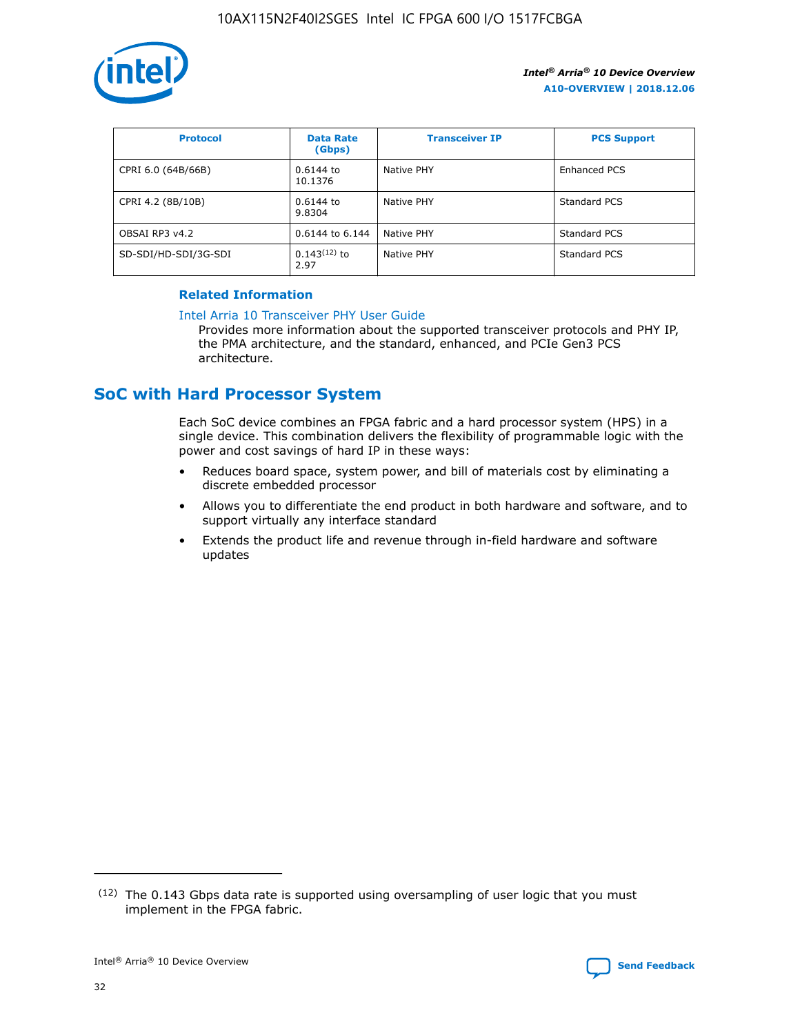| Protocol | Data Rate (Gbps) | Transceiver IP | PCS Support |
|---|---|---|---|
| CPRI 6.0 (64B/66B) | 0.6144 to 10.1376 | Native PHY | Enhanced PCS |
| CPRI 4.2 (8B/10B) | 0.6144 to 9.8304 | Native PHY | Standard PCS |
| OBSAI RP3 v4.2 | 0.6144 to 6.144 | Native PHY | Standard PCS |
| SD-SDI/HD-SDI/3G-SDI | 0.143(12) to 2.97 | Native PHY | Standard PCS |

**Related Information**

Intel Arria 10 Transceiver PHY User Guide

Provides more information about the supported transceiver protocols and PHY IP, the PMA architecture, and the standard, enhanced, and PCIe Gen3 PCS architecture.

## SoC with Hard Processor System

Each SoC device combines an FPGA fabric and a hard processor system (HPS) in a single device. This combination delivers the flexibility of programmable logic with the power and cost savings of hard IP in these ways:

- Reduces board space, system power, and bill of materials cost by eliminating a discrete embedded processor
- Allows you to differentiate the end product in both hardware and software, and to support virtually any interface standard
- Extends the product life and revenue through in-field hardware and software updates

(12) The 0.143 Gbps data rate is supported using oversampling of user logic that you must implement in the FPGA fabric.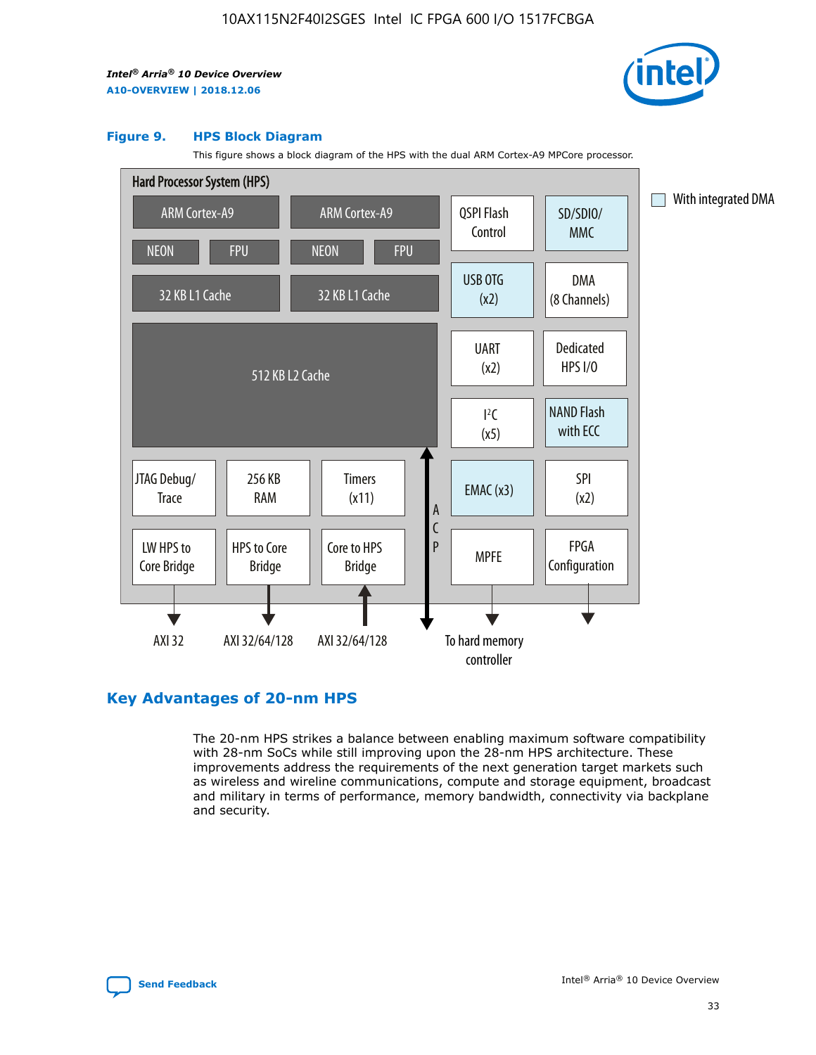Figure 9. HPS Block Diagram

This figure shows a block diagram of the HPS with the dual ARM Cortex-A9 MPCore processor.

Hard Processor System (HPS)

ARM Cortex-A9 | ARM Cortex-A9 | QSPI Flash Control | SD/SDIO/MMC

NEON | FPU | NEON | FPU

32 KB L1 Cache | 32 KB L1 Cache | USB OTG (x2) | DMA (8 Channels)

512 KB L2 Cache | UART (x2) | Dedicated HPS I/O | I²C (x5) | NAND Flash with ECC

JTAG Debug/Trace | 256 KB RAM | Timers (x11) | ACP | EMAC (x3) | SPI (x2)

LW HPS to Core Bridge | HPS to Core Bridge | Core to HPS Bridge | MPFE | FPGA Configuration

AXI 32 | AXI 32/64/128 | AXI 32/64/128 | To hard memory controller

With integrated DMA

## Key Advantages of 20-nm HPS

The 20-nm HPS strikes a balance between enabling maximum software compatibility with 28-nm SoCs while still improving upon the 28-nm HPS architecture. These improvements address the requirements of the next generation target markets such as wireless and wireline communications, compute and storage equipment, broadcast and military in terms of performance, memory bandwidth, connectivity via backplane and security.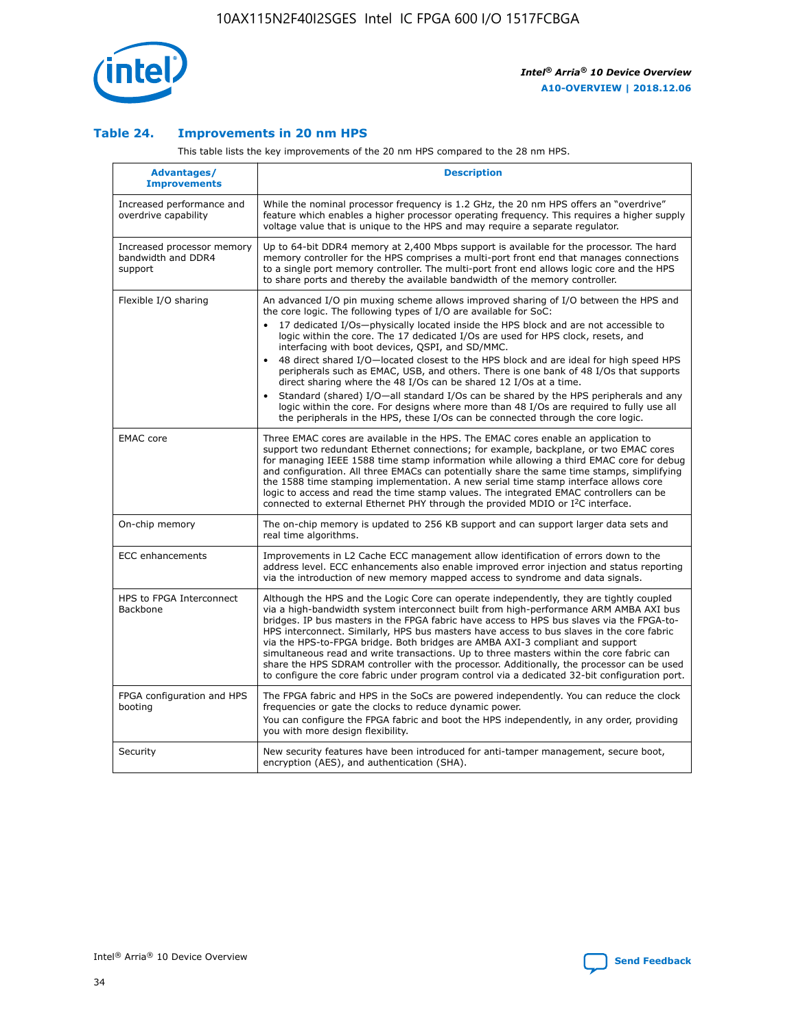### Table 24. Improvements in 20 nm HPS

This table lists the key improvements of the 20 nm HPS compared to the 28 nm HPS.

| Advantages/ Improvements | Description |
|---|---|
| Increased performance and overdrive capability | While the nominal processor frequency is 1.2 GHz, the 20 nm HPS offers an "overdrive" feature which enables a higher processor operating frequency. This requires a higher supply voltage value that is unique to the HPS and may require a separate regulator. |
| Increased processor memory bandwidth and DDR4 support | Up to 64-bit DDR4 memory at 2,400 Mbps support is available for the processor. The hard memory controller for the HPS comprises a multi-port front end that manages connections to a single port memory controller. The multi-port front end allows logic core and the HPS to share ports and thereby the available bandwidth of the memory controller. |
| Flexible I/O sharing | An advanced I/O pin muxing scheme allows improved sharing of I/O between the HPS and the core logic. The following types of I/O are available for SoC:<br>• 17 dedicated I/Os—physically located inside the HPS block and are not accessible to logic within the core. The 17 dedicated I/Os are used for HPS clock, resets, and interfacing with boot devices, QSPI, and SD/MMC.<br>• 48 direct shared I/O—located closest to the HPS block and are ideal for high speed HPS peripherals such as EMAC, USB, and others. There is one bank of 48 I/Os that supports direct sharing where the 48 I/Os can be shared 12 I/Os at a time.<br>• Standard (shared) I/O—all standard I/Os can be shared by the HPS peripherals and any logic within the core. For designs where more than 48 I/Os are required to fully use all the peripherals in the HPS, these I/Os can be connected through the core logic. |
| EMAC core | Three EMAC cores are available in the HPS. The EMAC cores enable an application to support two redundant Ethernet connections; for example, backplane, or two EMAC cores for managing IEEE 1588 time stamp information while allowing a third EMAC core for debug and configuration. All three EMACs can potentially share the same time stamps, simplifying the 1588 time stamping implementation. A new serial time stamp interface allows core logic to access and read the time stamp values. The integrated EMAC controllers can be connected to external Ethernet PHY through the provided MDIO or I$^2$C interface. |
| On-chip memory | The on-chip memory is updated to 256 KB support and can support larger data sets and real time algorithms. |
| ECC enhancements | Improvements in L2 Cache ECC management allow identification of errors down to the address level. ECC enhancements also enable improved error injection and status reporting via the introduction of new memory mapped access to syndrome and data signals. |
| HPS to FPGA Interconnect Backbone | Although the HPS and the Logic Core can operate independently, they are tightly coupled via a high-bandwidth system interconnect built from high-performance ARM AMBA AXI bus bridges. IP bus masters in the FPGA fabric have access to HPS bus slaves via the FPGA-to-HPS interconnect. Similarly, HPS bus masters have access to bus slaves in the core fabric via the HPS-to-FPGA bridge. Both bridges are AMBA AXI-3 compliant and support simultaneous read and write transactions. Up to three masters within the core fabric can share the HPS SDRAM controller with the processor. Additionally, the processor can be used to configure the core fabric under program control via a dedicated 32-bit configuration port. |
| FPGA configuration and HPS booting | The FPGA fabric and HPS in the SoCs are powered independently. You can reduce the clock frequencies or gate the clocks to reduce dynamic power.<br>You can configure the FPGA fabric and boot the HPS independently, in any order, providing you with more design flexibility. |
| Security | New security features have been introduced for anti-tamper management, secure boot, encryption (AES), and authentication (SHA). |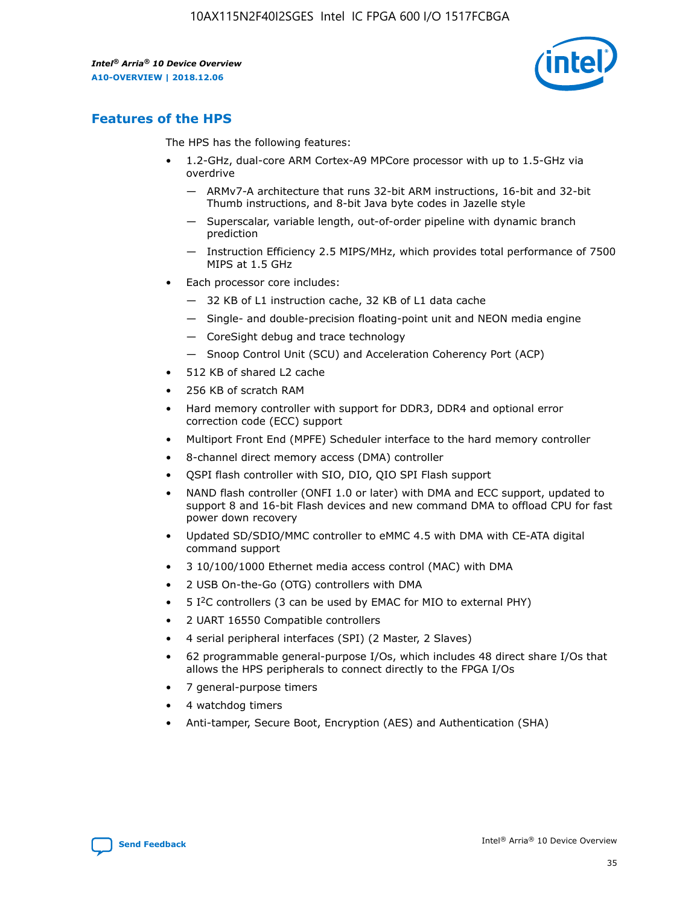## Features of the HPS

The HPS has the following features:

- 1.2-GHz, dual-core ARM Cortex-A9 MPCore processor with up to 1.5-GHz via overdrive
  - — ARMv7-A architecture that runs 32-bit ARM instructions, 16-bit and 32-bit Thumb instructions, and 8-bit Java byte codes in Jazelle style
  - — Superscalar, variable length, out-of-order pipeline with dynamic branch prediction
  - — Instruction Efficiency 2.5 MIPS/MHz, which provides total performance of 7500 MIPS at 1.5 GHz
- Each processor core includes:
  - — 32 KB of L1 instruction cache, 32 KB of L1 data cache
  - — Single- and double-precision floating-point unit and NEON media engine
  - — CoreSight debug and trace technology
  - — Snoop Control Unit (SCU) and Acceleration Coherency Port (ACP)
- 512 KB of shared L2 cache
- 256 KB of scratch RAM
- Hard memory controller with support for DDR3, DDR4 and optional error correction code (ECC) support
- Multiport Front End (MPFE) Scheduler interface to the hard memory controller
- 8-channel direct memory access (DMA) controller
- QSPI flash controller with SIO, DIO, QIO SPI Flash support
- NAND flash controller (ONFI 1.0 or later) with DMA and ECC support, updated to support 8 and 16-bit Flash devices and new command DMA to offload CPU for fast power down recovery
- Updated SD/SDIO/MMC controller to eMMC 4.5 with DMA with CE-ATA digital command support
- 3 10/100/1000 Ethernet media access control (MAC) with DMA
- 2 USB On-the-Go (OTG) controllers with DMA
- 5 I²C controllers (3 can be used by EMAC for MIO to external PHY)
- 2 UART 16550 Compatible controllers
- 4 serial peripheral interfaces (SPI) (2 Master, 2 Slaves)
- 62 programmable general-purpose I/Os, which includes 48 direct share I/Os that allows the HPS peripherals to connect directly to the FPGA I/Os
- 7 general-purpose timers
- 4 watchdog timers
- Anti-tamper, Secure Boot, Encryption (AES) and Authentication (SHA)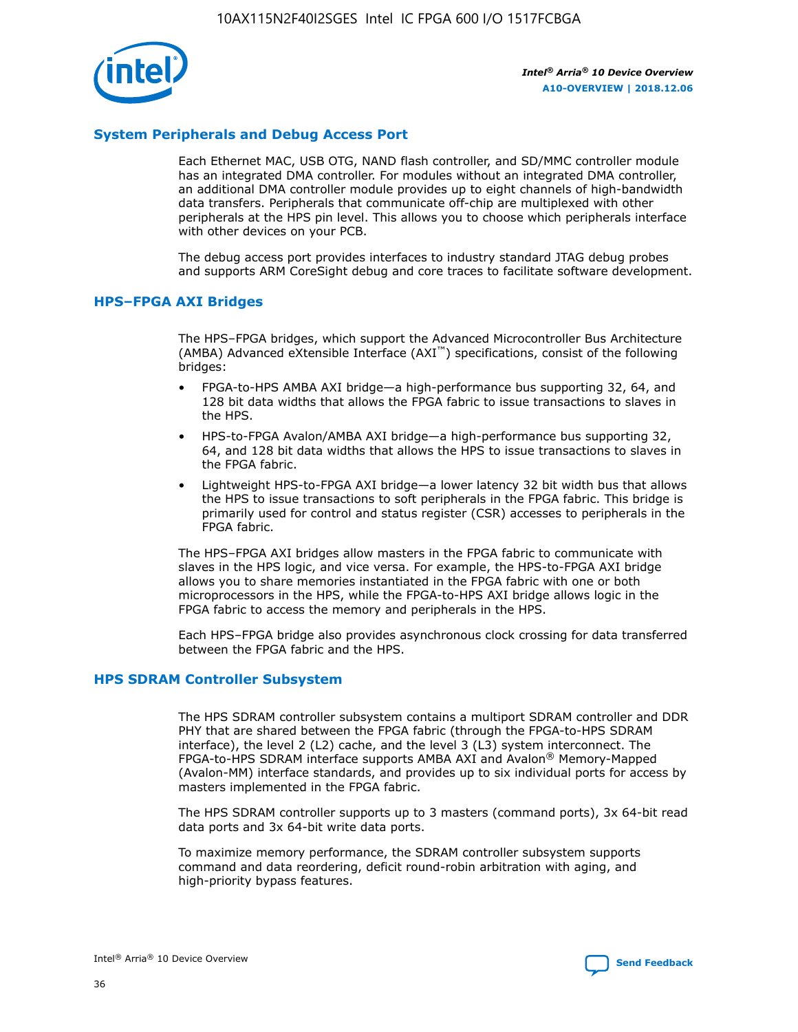## System Peripherals and Debug Access Port

Each Ethernet MAC, USB OTG, NAND flash controller, and SD/MMC controller module has an integrated DMA controller. For modules without an integrated DMA controller, an additional DMA controller module provides up to eight channels of high-bandwidth data transfers. Peripherals that communicate off-chip are multiplexed with other peripherals at the HPS pin level. This allows you to choose which peripherals interface with other devices on your PCB.

The debug access port provides interfaces to industry standard JTAG debug probes and supports ARM CoreSight debug and core traces to facilitate software development.

## HPS–FPGA AXI Bridges

The HPS–FPGA bridges, which support the Advanced Microcontroller Bus Architecture (AMBA) Advanced eXtensible Interface (AXI™) specifications, consist of the following bridges:

- FPGA-to-HPS AMBA AXI bridge—a high-performance bus supporting 32, 64, and 128 bit data widths that allows the FPGA fabric to issue transactions to slaves in the HPS.
- HPS-to-FPGA Avalon/AMBA AXI bridge—a high-performance bus supporting 32, 64, and 128 bit data widths that allows the HPS to issue transactions to slaves in the FPGA fabric.
- Lightweight HPS-to-FPGA AXI bridge—a lower latency 32 bit width bus that allows the HPS to issue transactions to soft peripherals in the FPGA fabric. This bridge is primarily used for control and status register (CSR) accesses to peripherals in the FPGA fabric.

The HPS–FPGA AXI bridges allow masters in the FPGA fabric to communicate with slaves in the HPS logic, and vice versa. For example, the HPS-to-FPGA AXI bridge allows you to share memories instantiated in the FPGA fabric with one or both microprocessors in the HPS, while the FPGA-to-HPS AXI bridge allows logic in the FPGA fabric to access the memory and peripherals in the HPS.

Each HPS–FPGA bridge also provides asynchronous clock crossing for data transferred between the FPGA fabric and the HPS.

## HPS SDRAM Controller Subsystem

The HPS SDRAM controller subsystem contains a multiport SDRAM controller and DDR PHY that are shared between the FPGA fabric (through the FPGA-to-HPS SDRAM interface), the level 2 (L2) cache, and the level 3 (L3) system interconnect. The FPGA-to-HPS SDRAM interface supports AMBA AXI and Avalon® Memory-Mapped (Avalon-MM) interface standards, and provides up to six individual ports for access by masters implemented in the FPGA fabric.

The HPS SDRAM controller supports up to 3 masters (command ports), 3x 64-bit read data ports and 3x 64-bit write data ports.

To maximize memory performance, the SDRAM controller subsystem supports command and data reordering, deficit round-robin arbitration with aging, and high-priority bypass features.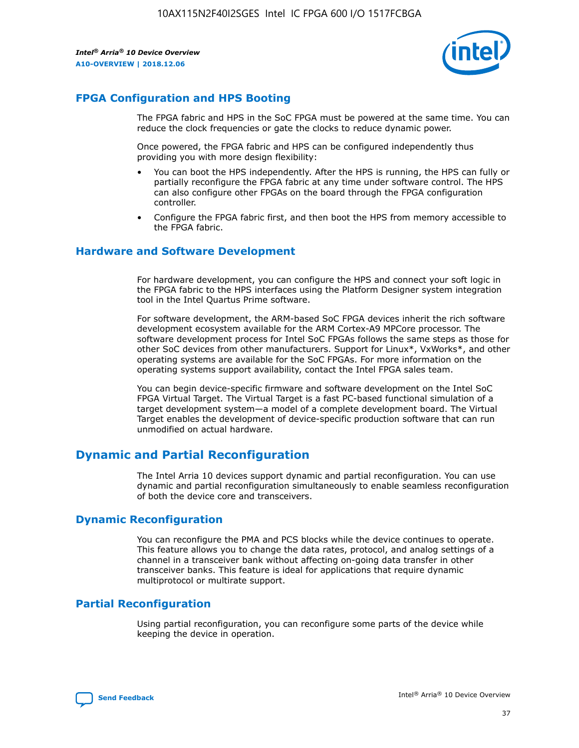## FPGA Configuration and HPS Booting

The FPGA fabric and HPS in the SoC FPGA must be powered at the same time. You can reduce the clock frequencies or gate the clocks to reduce dynamic power.

Once powered, the FPGA fabric and HPS can be configured independently thus providing you with more design flexibility:

- You can boot the HPS independently. After the HPS is running, the HPS can fully or partially reconfigure the FPGA fabric at any time under software control. The HPS can also configure other FPGAs on the board through the FPGA configuration controller.
- Configure the FPGA fabric first, and then boot the HPS from memory accessible to the FPGA fabric.

## Hardware and Software Development

For hardware development, you can configure the HPS and connect your soft logic in the FPGA fabric to the HPS interfaces using the Platform Designer system integration tool in the Intel Quartus Prime software.

For software development, the ARM-based SoC FPGA devices inherit the rich software development ecosystem available for the ARM Cortex-A9 MPCore processor. The software development process for Intel SoC FPGAs follows the same steps as those for other SoC devices from other manufacturers. Support for Linux*, VxWorks*, and other operating systems are available for the SoC FPGAs. For more information on the operating systems support availability, contact the Intel FPGA sales team.

You can begin device-specific firmware and software development on the Intel SoC FPGA Virtual Target. The Virtual Target is a fast PC-based functional simulation of a target development system—a model of a complete development board. The Virtual Target enables the development of device-specific production software that can run unmodified on actual hardware.

# Dynamic and Partial Reconfiguration

The Intel Arria 10 devices support dynamic and partial reconfiguration. You can use dynamic and partial reconfiguration simultaneously to enable seamless reconfiguration of both the device core and transceivers.

## Dynamic Reconfiguration

You can reconfigure the PMA and PCS blocks while the device continues to operate. This feature allows you to change the data rates, protocol, and analog settings of a channel in a transceiver bank without affecting on-going data transfer in other transceiver banks. This feature is ideal for applications that require dynamic multiprotocol or multirate support.

## Partial Reconfiguration

Using partial reconfiguration, you can reconfigure some parts of the device while keeping the device in operation.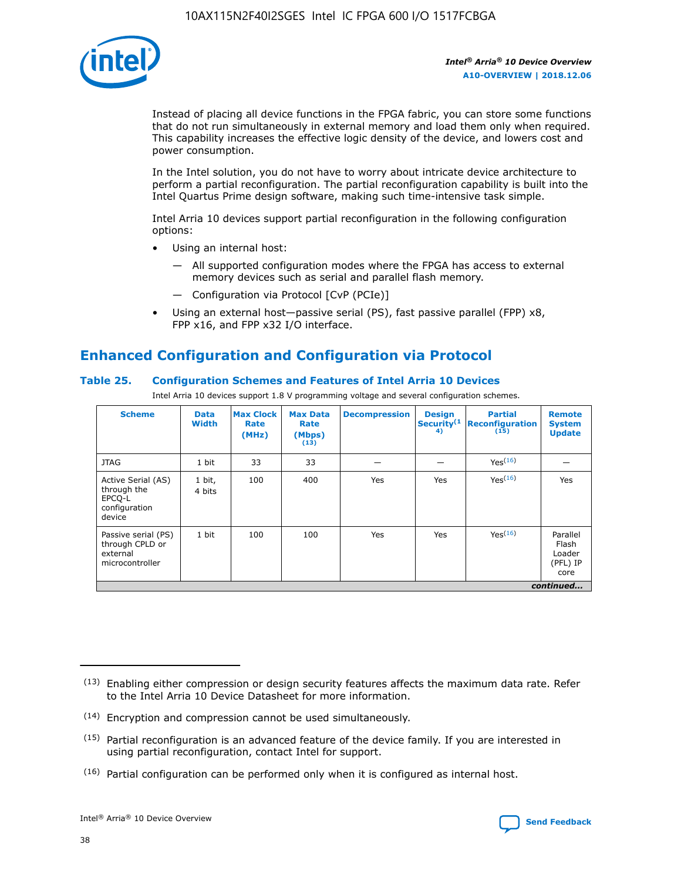Instead of placing all device functions in the FPGA fabric, you can store some functions that do not run simultaneously in external memory and load them only when required. This capability increases the effective logic density of the device, and lowers cost and power consumption.

In the Intel solution, you do not have to worry about intricate device architecture to perform a partial reconfiguration. The partial reconfiguration capability is built into the Intel Quartus Prime design software, making such time-intensive task simple.

Intel Arria 10 devices support partial reconfiguration in the following configuration options:

- Using an internal host:
  - All supported configuration modes where the FPGA has access to external memory devices such as serial and parallel flash memory.
  - Configuration via Protocol [CvP (PCIe)]
- Using an external host—passive serial (PS), fast passive parallel (FPP) x8, FPP x16, and FPP x32 I/O interface.

## Enhanced Configuration and Configuration via Protocol

### Table 25. Configuration Schemes and Features of Intel Arria 10 Devices

Intel Arria 10 devices support 1.8 V programming voltage and several configuration schemes.

| Scheme | Data Width | Max Clock Rate (MHz) | Max Data Rate (Mbps) (13) | Decompression | Design Security (14) | Partial Reconfiguration (15) | Remote System Update |
|---|---|---|---|---|---|---|---|
| JTAG | 1 bit | 33 | 33 | — | — | Yes (16) | — |
| Active Serial (AS) through the EPCQ-L configuration device | 1 bit, 4 bits | 100 | 400 | Yes | Yes | Yes (16) | Yes |
| Passive serial (PS) through CPLD or external microcontroller | 1 bit | 100 | 100 | Yes | Yes | Yes (16) | Parallel Flash Loader (PFL) IP core |

*continued...*

(13) Enabling either compression or design security features affects the maximum data rate. Refer to the Intel Arria 10 Device Datasheet for more information.

(14) Encryption and compression cannot be used simultaneously.

(15) Partial reconfiguration is an advanced feature of the device family. If you are interested in using partial reconfiguration, contact Intel for support.

(16) Partial configuration can be performed only when it is configured as internal host.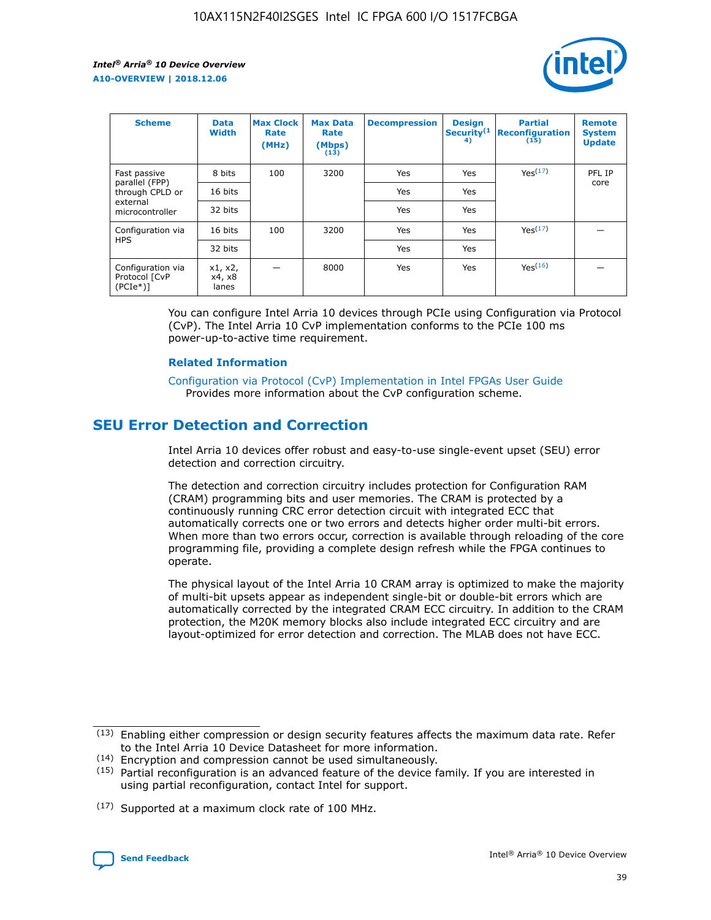| Scheme | Data Width | Max Clock Rate (MHz) | Max Data Rate (Mbps) (13) | Decompression | Design Security(14) | Partial Reconfiguration (15) | Remote System Update |
|---|---|---|---|---|---|---|---|
| Fast passive parallel (FPP) through CPLD or external microcontroller | 8 bits | 100 | 3200 | Yes | Yes | Yes(17) | PFL IP core |
| | 16 bits | | | Yes | Yes | | |
| | 32 bits | | | Yes | Yes | | |
| Configuration via HPS | 16 bits | 100 | 3200 | Yes | Yes | Yes(17) | — |
| | 32 bits | | | Yes | Yes | | |
| Configuration via Protocol [CvP (PCIe*)] | x1, x2, x4, x8 lanes | — | 8000 | Yes | Yes | Yes(16) | — |

You can configure Intel Arria 10 devices through PCIe using Configuration via Protocol (CvP). The Intel Arria 10 CvP implementation conforms to the PCIe 100 ms power-up-to-active time requirement.

### Related Information

Configuration via Protocol (CvP) Implementation in Intel FPGAs User Guide
Provides more information about the CvP configuration scheme.

## SEU Error Detection and Correction

Intel Arria 10 devices offer robust and easy-to-use single-event upset (SEU) error detection and correction circuitry.

The detection and correction circuitry includes protection for Configuration RAM (CRAM) programming bits and user memories. The CRAM is protected by a continuously running CRC error detection circuit with integrated ECC that automatically corrects one or two errors and detects higher order multi-bit errors. When more than two errors occur, correction is available through reloading of the core programming file, providing a complete design refresh while the FPGA continues to operate.

The physical layout of the Intel Arria 10 CRAM array is optimized to make the majority of multi-bit upsets appear as independent single-bit or double-bit errors which are automatically corrected by the integrated CRAM ECC circuitry. In addition to the CRAM protection, the M20K memory blocks also include integrated ECC circuitry and are layout-optimized for error detection and correction. The MLAB does not have ECC.

(13) Enabling either compression or design security features affects the maximum data rate. Refer to the Intel Arria 10 Device Datasheet for more information.

(14) Encryption and compression cannot be used simultaneously.

(15) Partial reconfiguration is an advanced feature of the device family. If you are interested in using partial reconfiguration, contact Intel for support.

(17) Supported at a maximum clock rate of 100 MHz.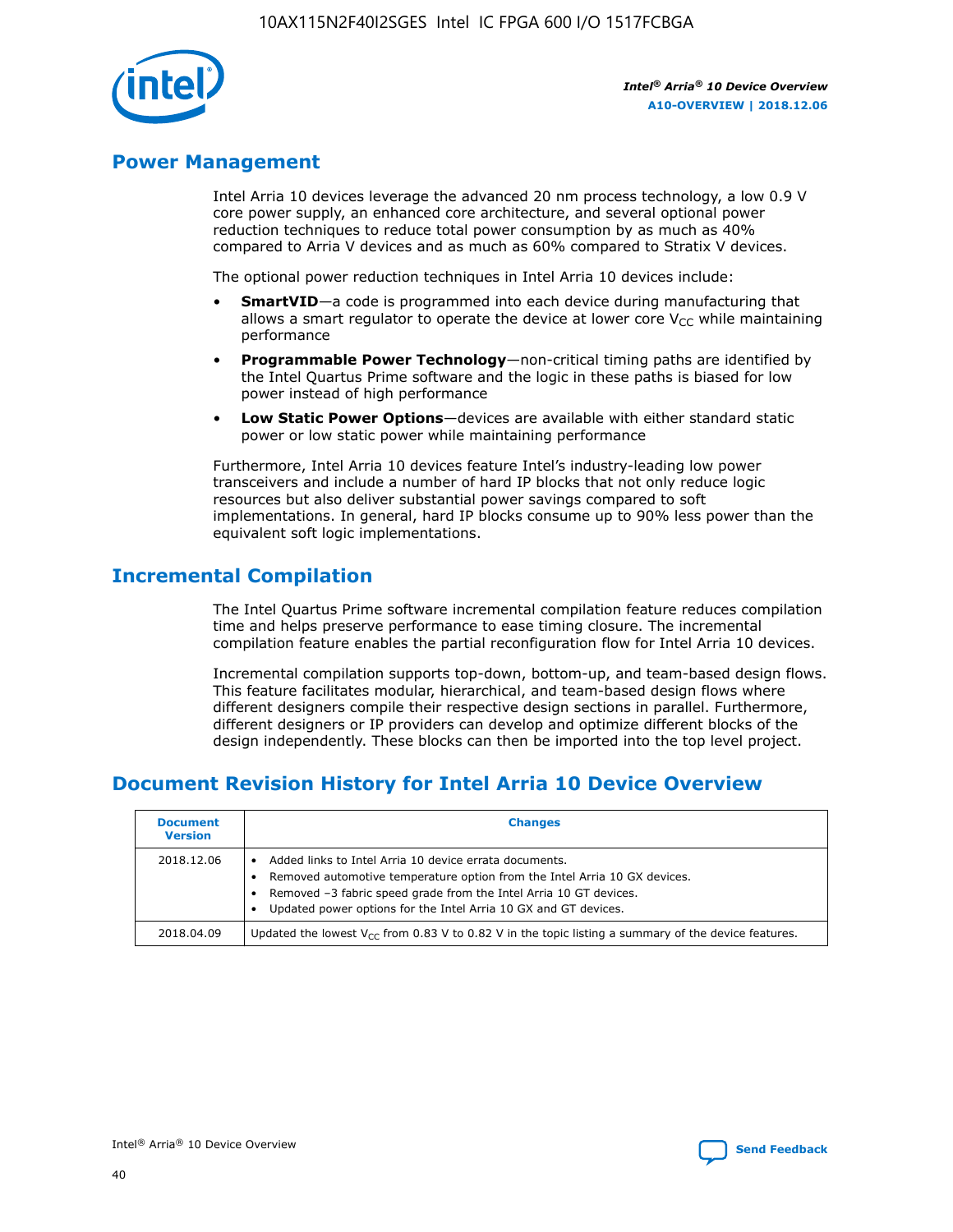## Power Management

Intel Arria 10 devices leverage the advanced 20 nm process technology, a low 0.9 V core power supply, an enhanced core architecture, and several optional power reduction techniques to reduce total power consumption by as much as 40% compared to Arria V devices and as much as 60% compared to Stratix V devices.

The optional power reduction techniques in Intel Arria 10 devices include:

- **SmartVID**—a code is programmed into each device during manufacturing that allows a smart regulator to operate the device at lower core $V_{CC}$ while maintaining performance
- **Programmable Power Technology**—non-critical timing paths are identified by the Intel Quartus Prime software and the logic in these paths is biased for low power instead of high performance
- **Low Static Power Options**—devices are available with either standard static power or low static power while maintaining performance

Furthermore, Intel Arria 10 devices feature Intel's industry-leading low power transceivers and include a number of hard IP blocks that not only reduce logic resources but also deliver substantial power savings compared to soft implementations. In general, hard IP blocks consume up to 90% less power than the equivalent soft logic implementations.

## Incremental Compilation

The Intel Quartus Prime software incremental compilation feature reduces compilation time and helps preserve performance to ease timing closure. The incremental compilation feature enables the partial reconfiguration flow for Intel Arria 10 devices.

Incremental compilation supports top-down, bottom-up, and team-based design flows. This feature facilitates modular, hierarchical, and team-based design flows where different designers compile their respective design sections in parallel. Furthermore, different designers or IP providers can develop and optimize different blocks of the design independently. These blocks can then be imported into the top level project.

## Document Revision History for Intel Arria 10 Device Overview

| Document Version | Changes |
|---|---|
| 2018.12.06 | • Added links to Intel Arria 10 device errata documents.<br>• Removed automotive temperature option from the Intel Arria 10 GX devices.<br>• Removed –3 fabric speed grade from the Intel Arria 10 GT devices.<br>• Updated power options for the Intel Arria 10 GX and GT devices. |
| 2018.04.09 | Updated the lowest $V_{CC}$ from 0.83 V to 0.82 V in the topic listing a summary of the device features. |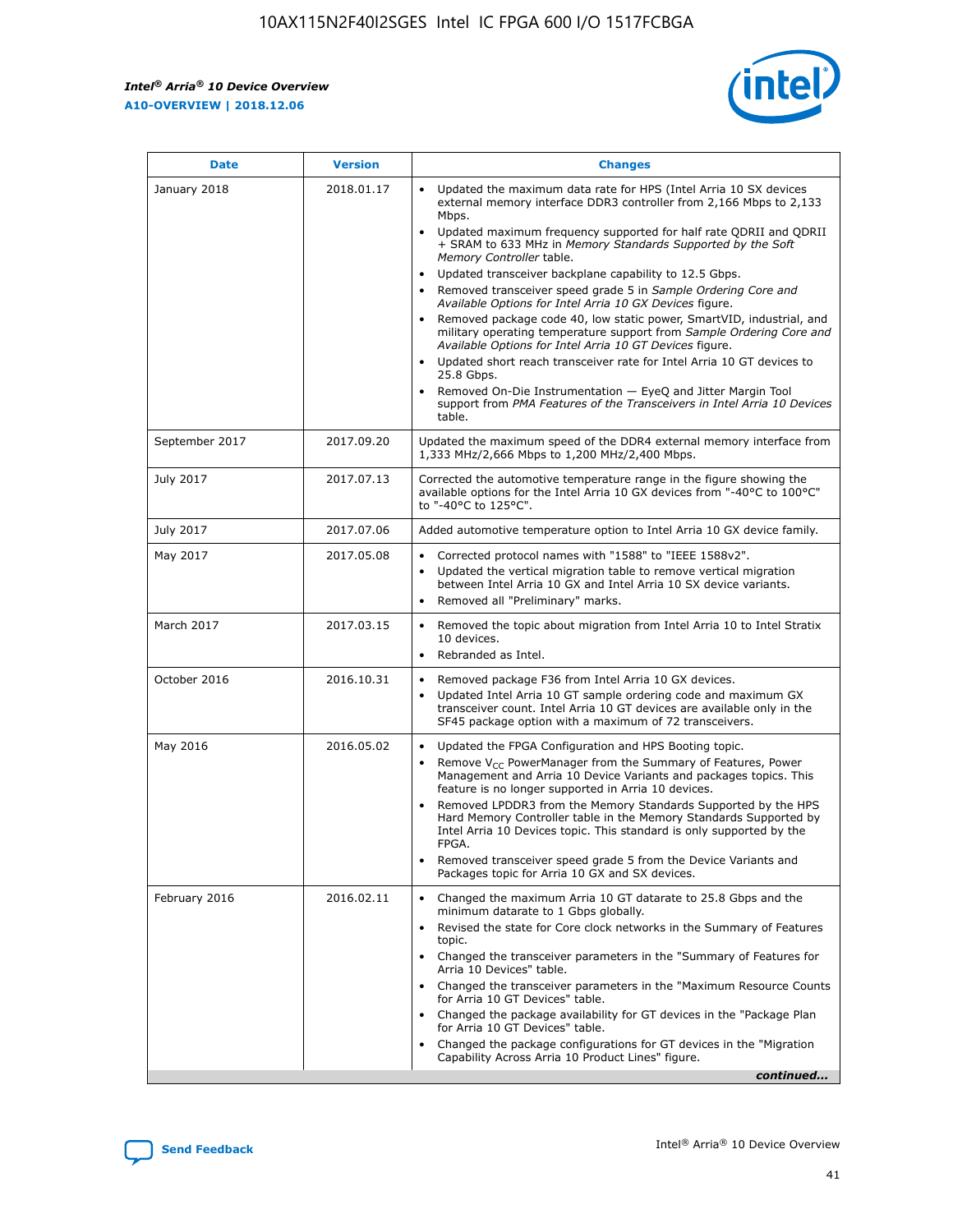| Date | Version | Changes |
|---|---|---|
| January 2018 | 2018.01.17 | • Updated the maximum data rate for HPS (Intel Arria 10 SX devices external memory interface DDR3 controller from 2,166 Mbps to 2,133 Mbps.<br>• Updated maximum frequency supported for half rate QDRII and QDRII + SRAM to 633 MHz in *Memory Standards Supported by the Soft Memory Controller* table.<br>• Updated transceiver backplane capability to 12.5 Gbps.<br>• Removed transceiver speed grade 5 in *Sample Ordering Core and Available Options for Intel Arria 10 GX Devices* figure.<br>• Removed package code 40, low static power, SmartVID, industrial, and military operating temperature support from *Sample Ordering Core and Available Options for Intel Arria 10 GT Devices* figure.<br>• Updated short reach transceiver rate for Intel Arria 10 GT devices to 25.8 Gbps.<br>• Removed On-Die Instrumentation — EyeQ and Jitter Margin Tool support from *PMA Features of the Transceivers in Intel Arria 10 Devices* table. |
| September 2017 | 2017.09.20 | Updated the maximum speed of the DDR4 external memory interface from 1,333 MHz/2,666 Mbps to 1,200 MHz/2,400 Mbps. |
| July 2017 | 2017.07.13 | Corrected the automotive temperature range in the figure showing the available options for the Intel Arria 10 GX devices from "-40°C to 100°C" to "-40°C to 125°C". |
| July 2017 | 2017.07.06 | Added automotive temperature option to Intel Arria 10 GX device family. |
| May 2017 | 2017.05.08 | • Corrected protocol names with "1588" to "IEEE 1588v2".<br>• Updated the vertical migration table to remove vertical migration between Intel Arria 10 GX and Intel Arria 10 SX device variants.<br>• Removed all "Preliminary" marks. |
| March 2017 | 2017.03.15 | • Removed the topic about migration from Intel Arria 10 to Intel Stratix 10 devices.<br>• Rebranded as Intel. |
| October 2016 | 2016.10.31 | • Removed package F36 from Intel Arria 10 GX devices.<br>• Updated Intel Arria 10 GT sample ordering code and maximum GX transceiver count. Intel Arria 10 GT devices are available only in the SF45 package option with a maximum of 72 transceivers. |
| May 2016 | 2016.05.02 | • Updated the FPGA Configuration and HPS Booting topic.<br>• Remove $V_{CC}$ PowerManager from the Summary of Features, Power Management and Arria 10 Device Variants and packages topics. This feature is no longer supported in Arria 10 devices.<br>• Removed LPDDR3 from the Memory Standards Supported by the HPS Hard Memory Controller table in the Memory Standards Supported by Intel Arria 10 Devices topic. This standard is only supported by the FPGA.<br>• Removed transceiver speed grade 5 from the Device Variants and Packages topic for Arria 10 GX and SX devices. |
| February 2016 | 2016.02.11 | • Changed the maximum Arria 10 GT datarate to 25.8 Gbps and the minimum datarate to 1 Gbps globally.<br>• Revised the state for Core clock networks in the Summary of Features topic.<br>• Changed the transceiver parameters in the "Summary of Features for Arria 10 Devices" table.<br>• Changed the transceiver parameters in the "Maximum Resource Counts for Arria 10 GT Devices" table.<br>• Changed the package availability for GT devices in the "Package Plan for Arria 10 GT Devices" table.<br>• Changed the package configurations for GT devices in the "Migration Capability Across Arria 10 Product Lines" figure. |

*continued...*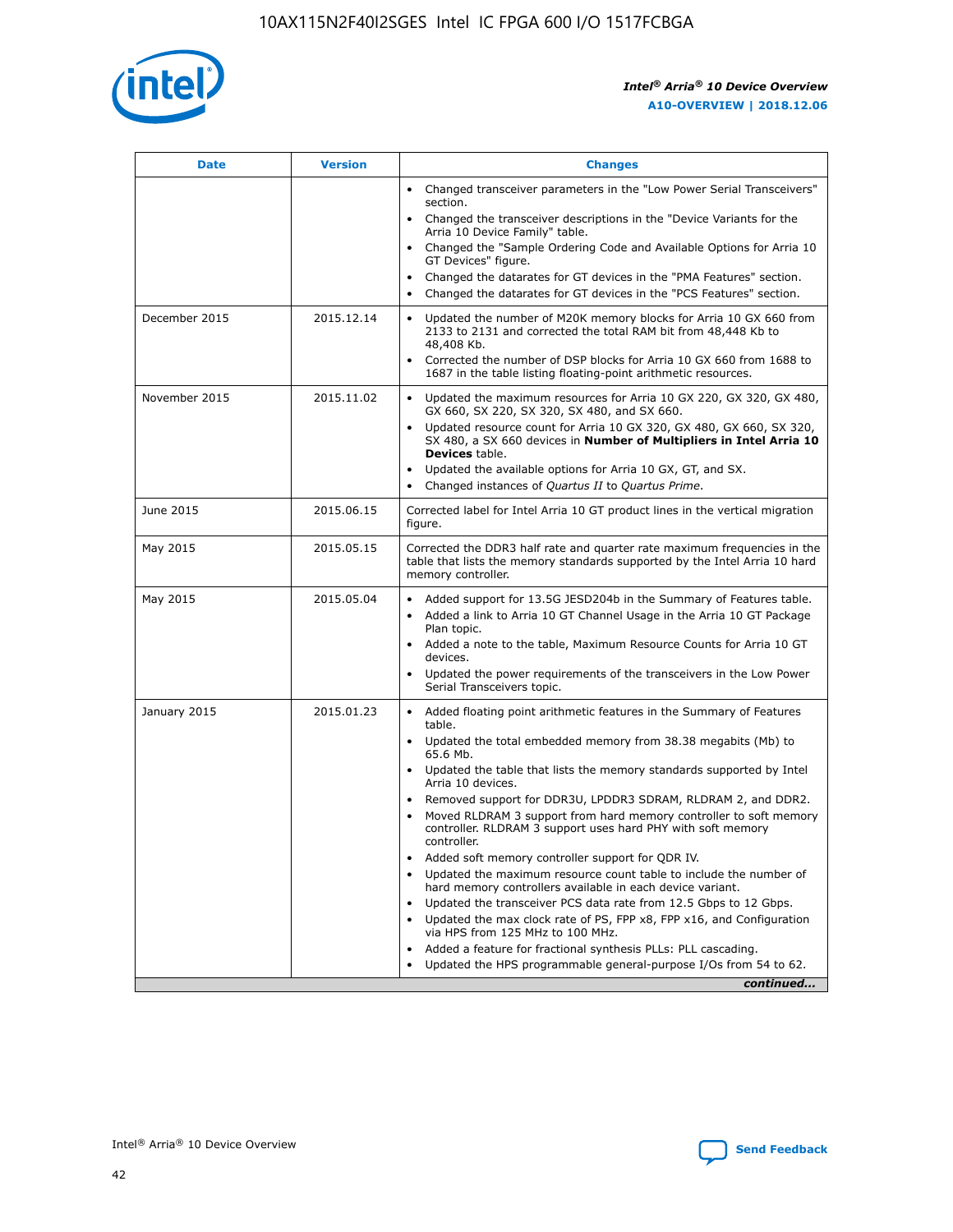| Date | Version | Changes |
| --- | --- | --- |
| | | • Changed transceiver parameters in the "Low Power Serial Transceivers" section.<br>• Changed the transceiver descriptions in the "Device Variants for the Arria 10 Device Family" table.<br>• Changed the "Sample Ordering Code and Available Options for Arria 10 GT Devices" figure.<br>• Changed the datarates for GT devices in the "PMA Features" section.<br>• Changed the datarates for GT devices in the "PCS Features" section. |
| December 2015 | 2015.12.14 | • Updated the number of M20K memory blocks for Arria 10 GX 660 from 2133 to 2131 and corrected the total RAM bit from 48,448 Kb to 48,408 Kb.<br>• Corrected the number of DSP blocks for Arria 10 GX 660 from 1688 to 1687 in the table listing floating-point arithmetic resources. |
| November 2015 | 2015.11.02 | • Updated the maximum resources for Arria 10 GX 220, GX 320, GX 480, GX 660, SX 220, SX 320, SX 480, and SX 660.<br>• Updated resource count for Arria 10 GX 320, GX 480, GX 660, SX 320, SX 480, a SX 660 devices in **Number of Multipliers in Intel Arria 10 Devices** table.<br>• Updated the available options for Arria 10 GX, GT, and SX.<br>• Changed instances of *Quartus II* to *Quartus Prime*. |
| June 2015 | 2015.06.15 | Corrected label for Intel Arria 10 GT product lines in the vertical migration figure. |
| May 2015 | 2015.05.15 | Corrected the DDR3 half rate and quarter rate maximum frequencies in the table that lists the memory standards supported by the Intel Arria 10 hard memory controller. |
| May 2015 | 2015.05.04 | • Added support for 13.5G JESD204b in the Summary of Features table.<br>• Added a link to Arria 10 GT Channel Usage in the Arria 10 GT Package Plan topic.<br>• Added a note to the table, Maximum Resource Counts for Arria 10 GT devices.<br>• Updated the power requirements of the transceivers in the Low Power Serial Transceivers topic. |
| January 2015 | 2015.01.23 | • Added floating point arithmetic features in the Summary of Features table.<br>• Updated the total embedded memory from 38.38 megabits (Mb) to 65.6 Mb.<br>• Updated the table that lists the memory standards supported by Intel Arria 10 devices.<br>• Removed support for DDR3U, LPDDR3 SDRAM, RLDRAM 2, and DDR2.<br>• Moved RLDRAM 3 support from hard memory controller to soft memory controller. RLDRAM 3 support uses hard PHY with soft memory controller.<br>• Added soft memory controller support for QDR IV.<br>• Updated the maximum resource count table to include the number of hard memory controllers available in each device variant.<br>• Updated the transceiver PCS data rate from 12.5 Gbps to 12 Gbps.<br>• Updated the max clock rate of PS, FPP x8, FPP x16, and Configuration via HPS from 125 MHz to 100 MHz.<br>• Added a feature for fractional synthesis PLLs: PLL cascading.<br>• Updated the HPS programmable general-purpose I/Os from 54 to 62. |

*continued...*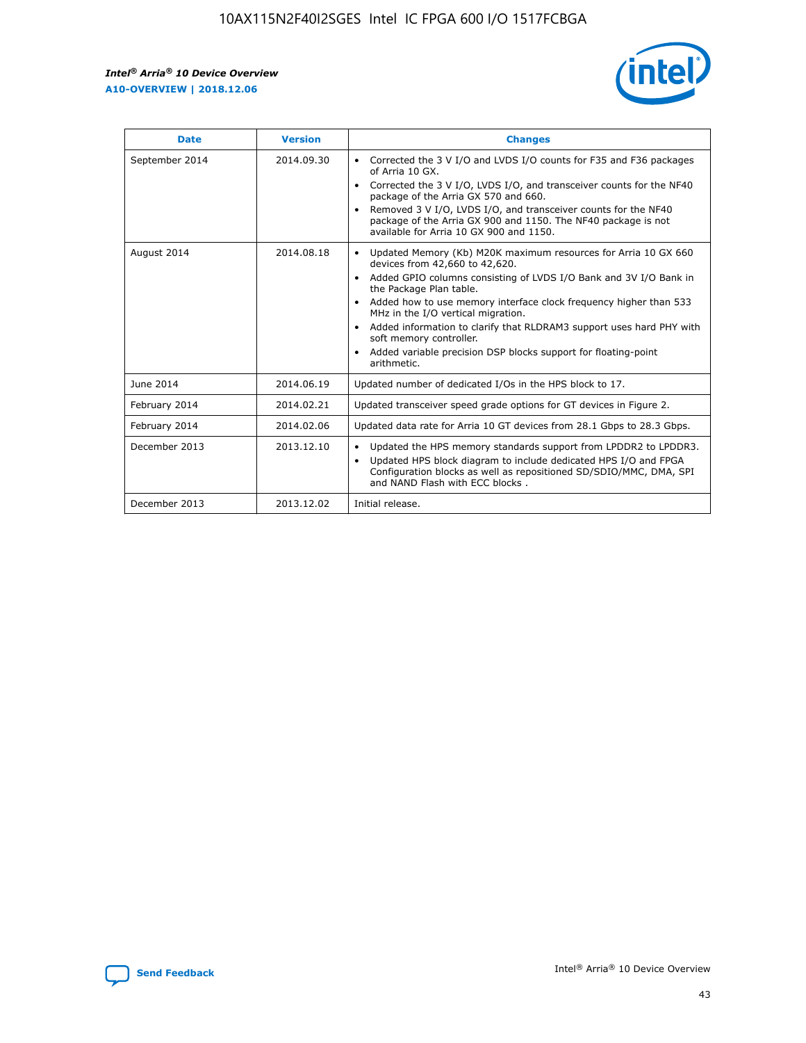| Date | Version | Changes |
| --- | --- | --- |
| September 2014 | 2014.09.30 | • Corrected the 3 V I/O and LVDS I/O counts for F35 and F36 packages of Arria 10 GX.<br>• Corrected the 3 V I/O, LVDS I/O, and transceiver counts for the NF40 package of the Arria GX 570 and 660.<br>• Removed 3 V I/O, LVDS I/O, and transceiver counts for the NF40 package of the Arria GX 900 and 1150. The NF40 package is not available for Arria 10 GX 900 and 1150. |
| August 2014 | 2014.08.18 | • Updated Memory (Kb) M20K maximum resources for Arria 10 GX 660 devices from 42,660 to 42,620.<br>• Added GPIO columns consisting of LVDS I/O Bank and 3V I/O Bank in the Package Plan table.<br>• Added how to use memory interface clock frequency higher than 533 MHz in the I/O vertical migration.<br>• Added information to clarify that RLDRAM3 support uses hard PHY with soft memory controller.<br>• Added variable precision DSP blocks support for floating-point arithmetic. |
| June 2014 | 2014.06.19 | Updated number of dedicated I/Os in the HPS block to 17. |
| February 2014 | 2014.02.21 | Updated transceiver speed grade options for GT devices in Figure 2. |
| February 2014 | 2014.02.06 | Updated data rate for Arria 10 GT devices from 28.1 Gbps to 28.3 Gbps. |
| December 2013 | 2013.12.10 | • Updated the HPS memory standards support from LPDDR2 to LPDDR3.<br>• Updated HPS block diagram to include dedicated HPS I/O and FPGA Configuration blocks as well as repositioned SD/SDIO/MMC, DMA, SPI and NAND Flash with ECC blocks . |
| December 2013 | 2013.12.02 | Initial release. |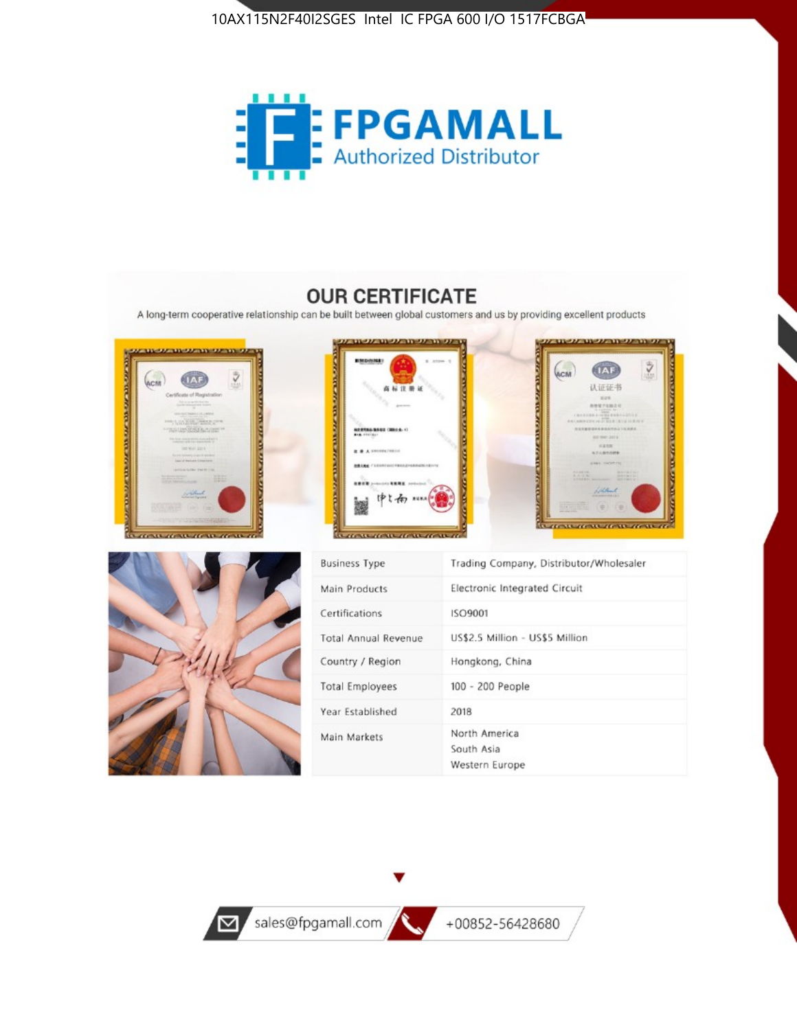FPGAMALL

Authorized Distributor

# OUR CERTIFICATE

A long-term cooperative relationship can be built between global customers and us by providing excellent products

| | |
|---|---|
| Business Type | Trading Company, Distributor/Wholesaler |
| Main Products | Electronic Integrated Circuit |
| Certifications | ISO9001 |
| Total Annual Revenue | US$2.5 Million - US$5 Million |
| Country / Region | Hongkong, China |
| Total Employees | 100 - 200 People |
| Year Established | 2018 |
| Main Markets | North America<br>South Asia<br>Western Europe |

sales@fpgamall.com

+00852-56428680